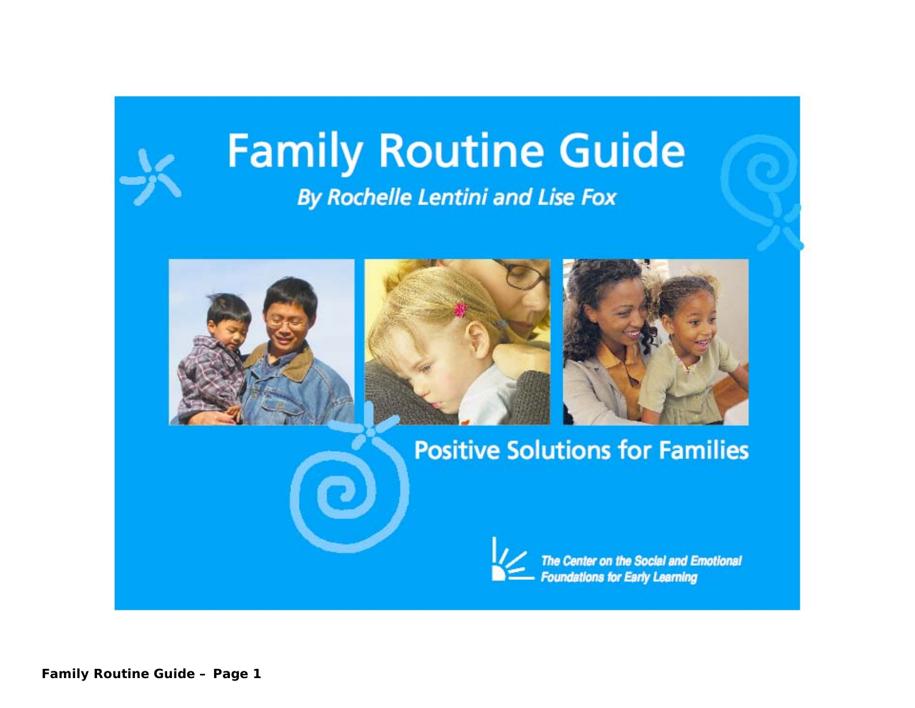# Family Routine Guide

***By Rochelle Lentini and Lise Fox***

## Positive Solutions for Families

*The Center on the Social and Emotional Foundations for Early Learning*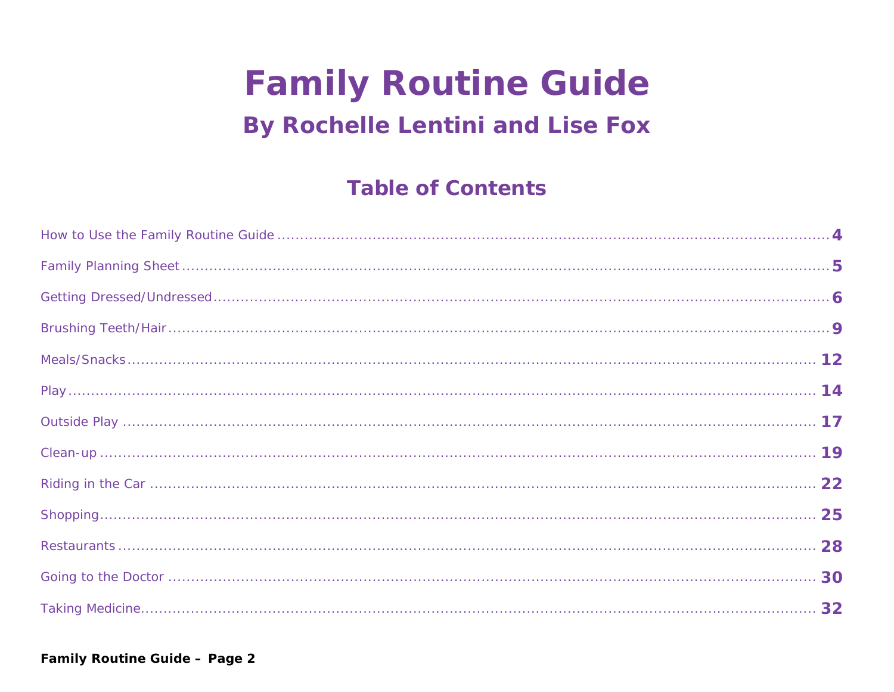# Family Routine Guide

## By Rochelle Lentini and Lise Fox

### Table of Contents

| Section | Page |
|---|---|
| How to Use the Family Routine Guide | 4 |
| Family Planning Sheet | 5 |
| Getting Dressed/Undressed | 6 |
| Brushing Teeth/Hair | 9 |
| Meals/Snacks | 12 |
| Play | 14 |
| Outside Play | 17 |
| Clean-up | 19 |
| Riding in the Car | 22 |
| Shopping | 25 |
| Restaurants | 28 |
| Going to the Doctor | 30 |
| Taking Medicine | 32 |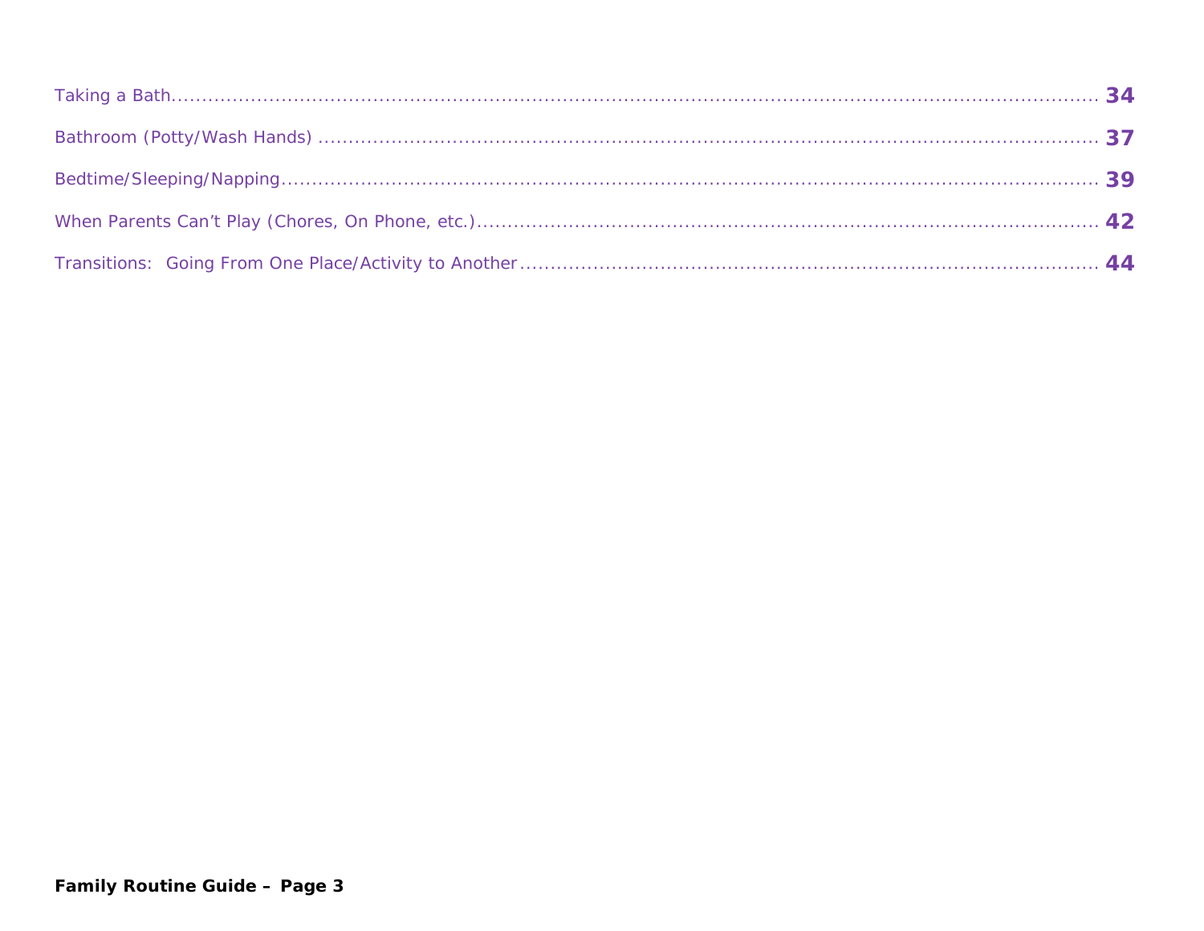Taking a Bath ........................................................................ **34**

Bathroom (Potty/Wash Hands) ........................................................................ **37**

Bedtime/Sleeping/Napping ........................................................................ **39**

When Parents Can't Play (Chores, On Phone, etc.) ........................................................................ **42**

Transitions: Going From One Place/Activity to Another ........................................................................ **44**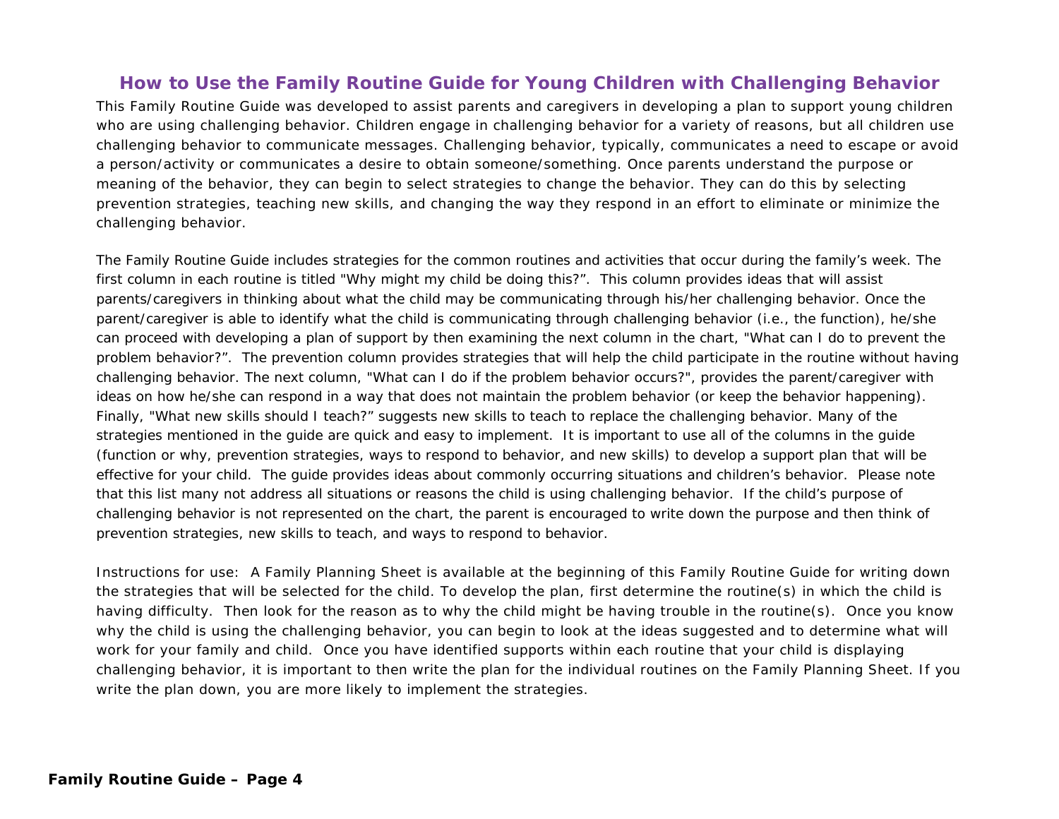## How to Use the Family Routine Guide for Young Children with Challenging Behavior

This Family Routine Guide was developed to assist parents and caregivers in developing a plan to support young children who are using challenging behavior. Children engage in challenging behavior for a variety of reasons, but all children use challenging behavior to communicate messages. Challenging behavior, typically, communicates a need to escape or avoid a person/activity or communicates a desire to obtain someone/something. Once parents understand the purpose or meaning of the behavior, they can begin to select strategies to change the behavior. They can do this by selecting prevention strategies, teaching new skills, and changing the way they respond in an effort to eliminate or minimize the challenging behavior.

The Family Routine Guide includes strategies for the common routines and activities that occur during the family's week. The first column in each routine is titled "Why might my child be doing this?". This column provides ideas that will assist parents/caregivers in thinking about what the child may be communicating through his/her challenging behavior. Once the parent/caregiver is able to identify what the child is communicating through challenging behavior (i.e., the function), he/she can proceed with developing a plan of support by then examining the next column in the chart, "What can I do to prevent the problem behavior?". The prevention column provides strategies that will help the child participate in the routine without having challenging behavior. The next column, "What can I do if the problem behavior occurs?", provides the parent/caregiver with ideas on how he/she can respond in a way that does not maintain the problem behavior (or keep the behavior happening). Finally, "What new skills should I teach?" suggests new skills to teach to replace the challenging behavior. Many of the strategies mentioned in the guide are quick and easy to implement. It is important to use all of the columns in the guide (function or why, prevention strategies, ways to respond to behavior, and new skills) to develop a support plan that will be effective for your child. The guide provides ideas about commonly occurring situations and children's behavior. Please note that this list many not address all situations or reasons the child is using challenging behavior. If the child's purpose of challenging behavior is not represented on the chart, the parent is encouraged to write down the purpose and then think of prevention strategies, new skills to teach, and ways to respond to behavior.

Instructions for use: A Family Planning Sheet is available at the beginning of this Family Routine Guide for writing down the strategies that will be selected for the child. To develop the plan, first determine the routine(s) in which the child is having difficulty. Then look for the reason as to why the child might be having trouble in the routine(s). Once you know why the child is using the challenging behavior, you can begin to look at the ideas suggested and to determine what will work for your family and child. Once you have identified supports within each routine that your child is displaying challenging behavior, it is important to then write the plan for the individual routines on the Family Planning Sheet. If you write the plan down, you are more likely to implement the strategies.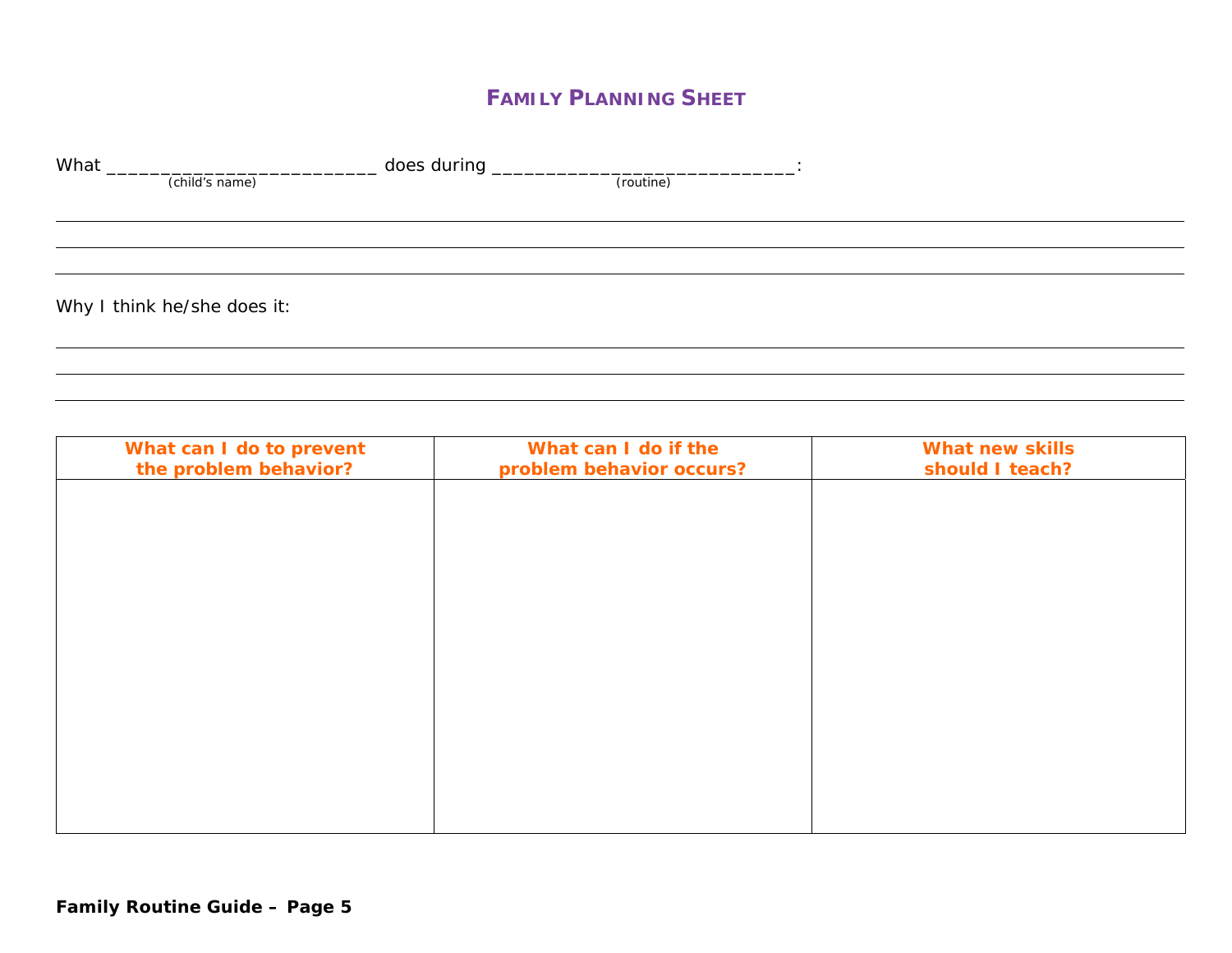## FAMILY PLANNING SHEET

What ___________________________ does during _____________________________:
(child's name) (routine)

________________________________________________________________________________

________________________________________________________________________________

________________________________________________________________________________

Why I think he/she does it:

________________________________________________________________________________

________________________________________________________________________________

________________________________________________________________________________

| What can I do to prevent the problem behavior? | What can I do if the problem behavior occurs? | What new skills should I teach? |
|---|---|---|
| | | |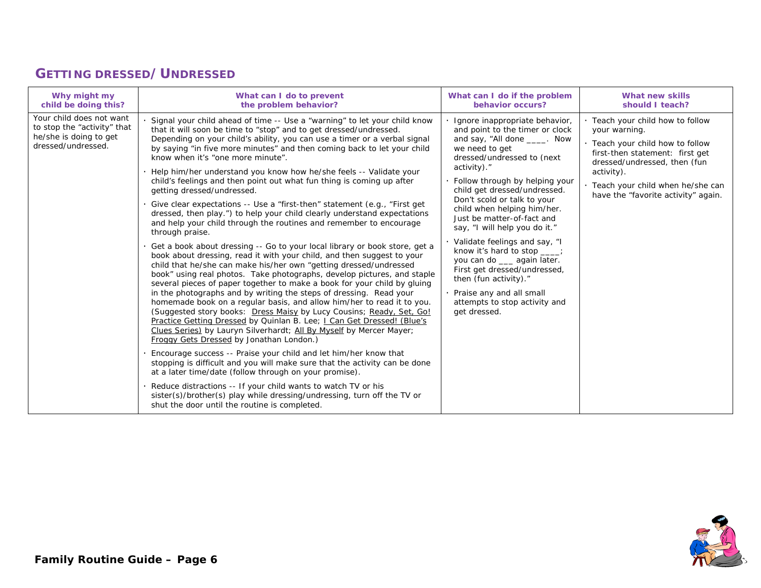## GETTING DRESSED/UNDRESSED

| Why might my child be doing this? | What can I do to prevent the problem behavior? | What can I do if the problem behavior occurs? | What new skills should I teach? |
|---|---|---|---|
| Your child does not want to stop the "activity" that he/she is doing to get dressed/undressed. | · Signal your child ahead of time -- Use a "warning" to let your child know that it will soon be time to "stop" and to get dressed/undressed. Depending on your child's ability, you can use a timer or a verbal signal by saying "in five more minutes" and then coming back to let your child know when it's "one more minute".<br>· Help him/her understand you know how he/she feels -- Validate your child's feelings and then point out what fun thing is coming up after getting dressed/undressed.<br>· Give clear expectations -- Use a "first-then" statement (e.g., "First get dressed, then play.") to help your child clearly understand expectations and help your child through the routines and remember to encourage through praise.<br>· Get a book about dressing -- Go to your local library or book store, get a book about dressing, read it with your child, and then suggest to your child that he/she can make his/her own "getting dressed/undressed book" using real photos. Take photographs, develop pictures, and staple several pieces of paper together to make a book for your child by gluing in the photographs and by writing the steps of dressing. Read your homemade book on a regular basis, and allow him/her to read it to you. (Suggested story books: Dress Maisy by Lucy Cousins; Ready, Set, Go! Practice Getting Dressed by Quinlan B. Lee; I Can Get Dressed! (Blue's Clues Series) by Lauryn Silverhardt; All By Myself by Mercer Mayer; Froggy Gets Dressed by Jonathan London.)<br>· Encourage success -- Praise your child and let him/her know that stopping is difficult and you will make sure that the activity can be done at a later time/date (follow through on your promise).<br>· Reduce distractions -- If your child wants to watch TV or his sister(s)/brother(s) play while dressing/undressing, turn off the TV or shut the door until the routine is completed. | · Ignore inappropriate behavior, and point to the timer or clock and say, "All done ____. Now we need to get dressed/undressed to (next activity)."<br>· Follow through by helping your child get dressed/undressed. Don't scold or talk to your child when helping him/her. Just be matter-of-fact and say, "I will help you do it."<br>· Validate feelings and say, "I know it's hard to stop ____; you can do ___ again later. First get dressed/undressed, then (fun activity)."<br>· Praise any and all small attempts to stop activity and get dressed. | · Teach your child how to follow your warning.<br>· Teach your child how to follow first-then statement: first get dressed/undressed, then (fun activity).<br>· Teach your child when he/she can have the "favorite activity" again. |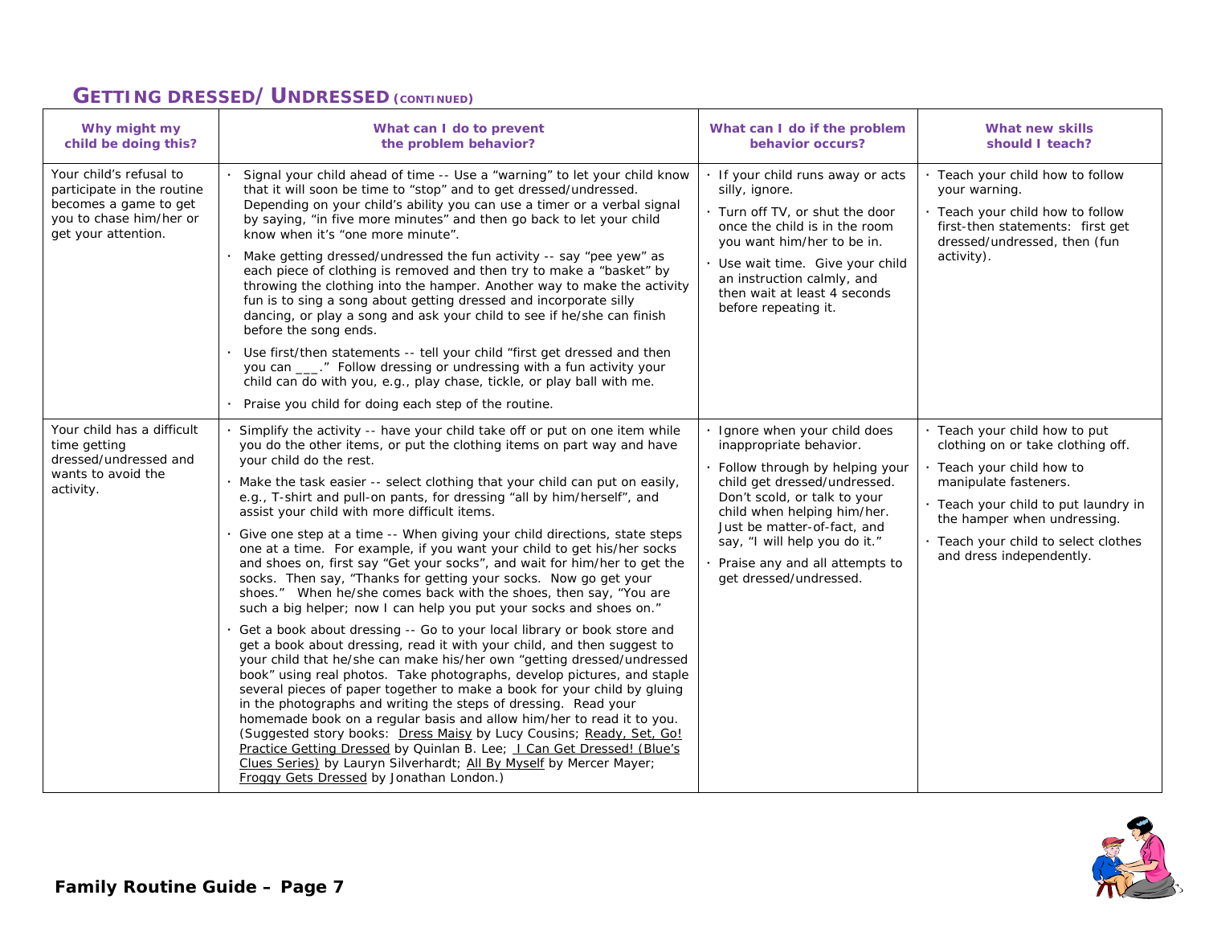## GETTING DRESSED/ UNDRESSED (CONTINUED)

| Why might my child be doing this? | What can I do to prevent the problem behavior? | What can I do if the problem behavior occurs? | What new skills should I teach? |
|---|---|---|---|
| Your child's refusal to participate in the routine becomes a game to get you to chase him/her or get your attention. | · Signal your child ahead of time -- Use a "warning" to let your child know that it will soon be time to "stop" and to get dressed/undressed. Depending on your child's ability you can use a timer or a verbal signal by saying, "in five more minutes" and then go back to let your child know when it's "one more minute".<br>· Make getting dressed/undressed the fun activity -- say "pee yew" as each piece of clothing is removed and then try to make a "basket" by throwing the clothing into the hamper. Another way to make the activity fun is to sing a song about getting dressed and incorporate silly dancing, or play a song and ask your child to see if he/she can finish before the song ends.<br>· Use first/then statements -- tell your child "first get dressed and then you can ___." Follow dressing or undressing with a fun activity your child can do with you, e.g., play chase, tickle, or play ball with me.<br>· Praise you child for doing each step of the routine. | · If your child runs away or acts silly, ignore.<br>· Turn off TV, or shut the door once the child is in the room you want him/her to be in.<br>· Use wait time. Give your child an instruction calmly, and then wait at least 4 seconds before repeating it. | · Teach your child how to follow your warning.<br>· Teach your child how to follow first-then statements: first get dressed/undressed, then (fun activity). |
| Your child has a difficult time getting dressed/undressed and wants to avoid the activity. | · Simplify the activity -- have your child take off or put on one item while you do the other items, or put the clothing items on part way and have your child do the rest.<br>· Make the task easier -- select clothing that your child can put on easily, e.g., T-shirt and pull-on pants, for dressing "all by him/herself", and assist your child with more difficult items.<br>· Give one step at a time -- When giving your child directions, state steps one at a time. For example, if you want your child to get his/her socks and shoes on, first say "Get your socks", and wait for him/her to get the socks. Then say, "Thanks for getting your socks. Now go get your shoes." When he/she comes back with the shoes, then say, "You are such a big helper; now I can help you put your socks and shoes on."<br>· Get a book about dressing -- Go to your local library or book store and get a book about dressing, read it with your child, and then suggest to your child that he/she can make his/her own "getting dressed/undressed book" using real photos. Take photographs, develop pictures, and staple several pieces of paper together to make a book for your child by gluing in the photographs and writing the steps of dressing. Read your homemade book on a regular basis and allow him/her to read it to you. (Suggested story books: Dress Maisy by Lucy Cousins; Ready, Set, Go! Practice Getting Dressed by Quinlan B. Lee; I Can Get Dressed! (Blue's Clues Series) by Lauryn Silverhardt; All By Myself by Mercer Mayer; Froggy Gets Dressed by Jonathan London.) | · Ignore when your child does inappropriate behavior.<br>· Follow through by helping your child get dressed/undressed. Don't scold, or talk to your child when helping him/her. Just be matter-of-fact, and say, "I will help you do it."<br>· Praise any and all attempts to get dressed/undressed. | · Teach your child how to put clothing on or take clothing off.<br>· Teach your child how to manipulate fasteners.<br>· Teach your child to put laundry in the hamper when undressing.<br>· Teach your child to select clothes and dress independently. |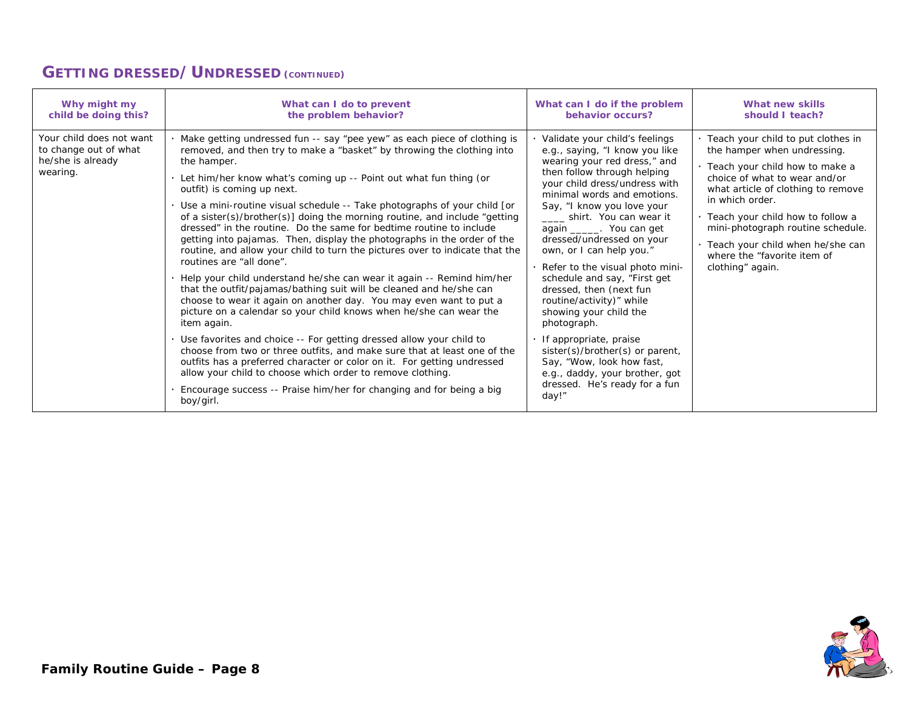## GETTING DRESSED/ UNDRESSED (CONTINUED)

| Why might my child be doing this? | What can I do to prevent the problem behavior? | What can I do if the problem behavior occurs? | What new skills should I teach? |
|---|---|---|---|
| Your child does not want to change out of what he/she is already wearing. | · Make getting undressed fun -- say "pee yew" as each piece of clothing is removed, and then try to make a "basket" by throwing the clothing into the hamper.<br>· Let him/her know what's coming up -- Point out what fun thing (or outfit) is coming up next.<br>· Use a mini-routine visual schedule -- Take photographs of your child [or of a sister(s)/brother(s)] doing the morning routine, and include "getting dressed" in the routine. Do the same for bedtime routine to include getting into pajamas. Then, display the photographs in the order of the routine, and allow your child to turn the pictures over to indicate that the routines are "all done".<br>· Help your child understand he/she can wear it again -- Remind him/her that the outfit/pajamas/bathing suit will be cleaned and he/she can choose to wear it again on another day. You may even want to put a picture on a calendar so your child knows when he/she can wear the item again.<br>· Use favorites and choice -- For getting dressed allow your child to choose from two or three outfits, and make sure that at least one of the outfits has a preferred character or color on it. For getting undressed allow your child to choose which order to remove clothing.<br>· Encourage success -- Praise him/her for changing and for being a big boy/girl. | · Validate your child's feelings e.g., saying, "I know you like wearing your red dress," and then follow through helping your child dress/undress with minimal words and emotions. Say, "I know you love your ____ shirt. You can wear it again _____. You can get dressed/undressed on your own, or I can help you."<br>· Refer to the visual photo mini-schedule and say, "First get dressed, then (next fun routine/activity)" while showing your child the photograph.<br>· If appropriate, praise sister(s)/brother(s) or parent, Say, "Wow, look how fast, e.g., daddy, your brother, got dressed. He's ready for a fun day!" | · Teach your child to put clothes in the hamper when undressing.<br>· Teach your child how to make a choice of what to wear and/or what article of clothing to remove in which order.<br>· Teach your child how to follow a mini-photograph routine schedule.<br>· Teach your child when he/she can where the "favorite item of clothing" again. |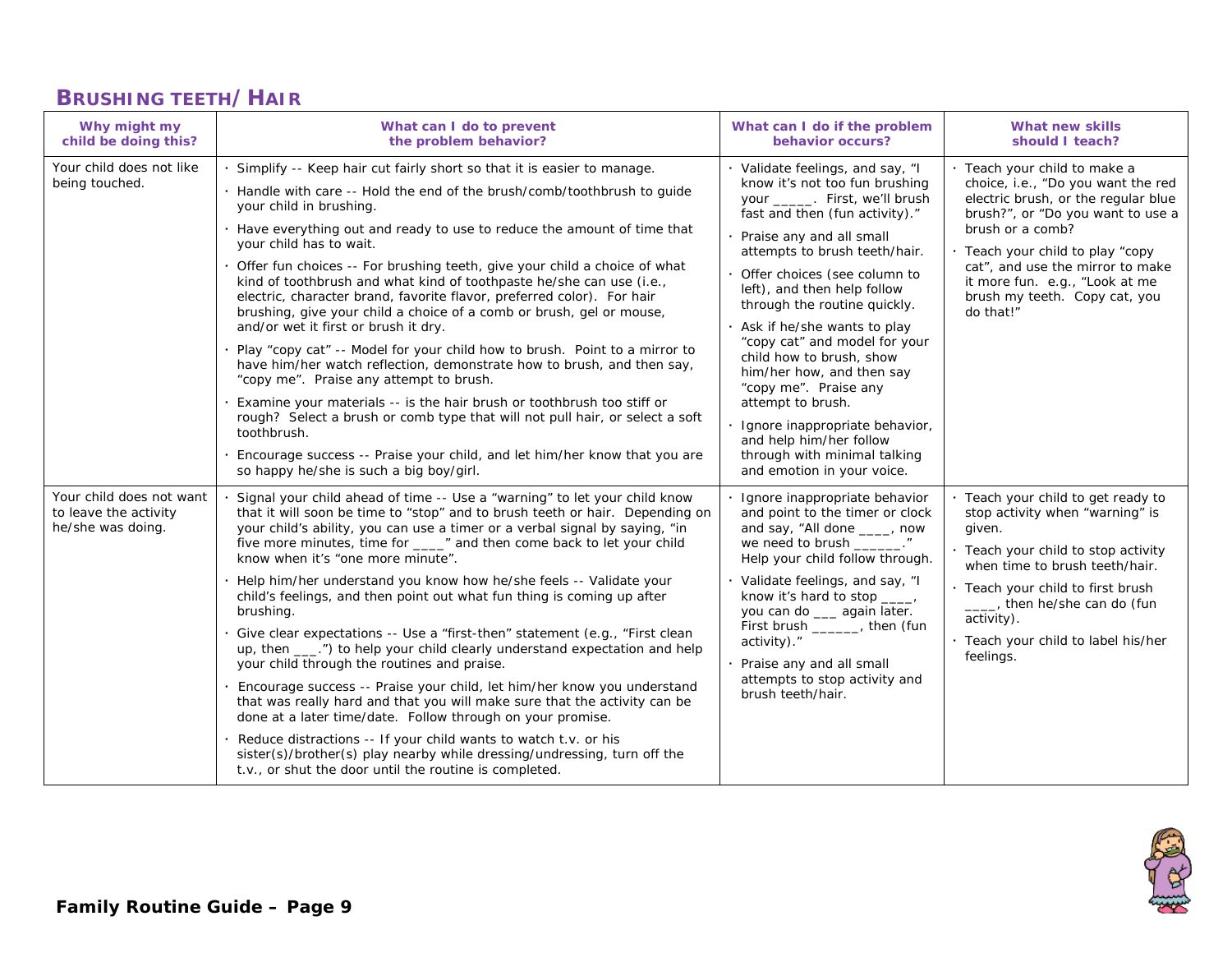## BRUSHING TEETH/HAIR

| Why might my child be doing this? | What can I do to prevent the problem behavior? | What can I do if the problem behavior occurs? | What new skills should I teach? |
|---|---|---|---|
| Your child does not like being touched. | · Simplify -- Keep hair cut fairly short so that it is easier to manage.<br>· Handle with care -- Hold the end of the brush/comb/toothbrush to guide your child in brushing.<br>· Have everything out and ready to use to reduce the amount of time that your child has to wait.<br>· Offer fun choices -- For brushing teeth, give your child a choice of what kind of toothbrush and what kind of toothpaste he/she can use (i.e., electric, character brand, favorite flavor, preferred color). For hair brushing, give your child a choice of a comb or brush, gel or mouse, and/or wet it first or brush it dry.<br>· Play "copy cat" -- Model for your child how to brush. Point to a mirror to have him/her watch reflection, demonstrate how to brush, and then say, "copy me". Praise any attempt to brush.<br>· Examine your materials -- is the hair brush or toothbrush too stiff or rough? Select a brush or comb type that will not pull hair, or select a soft toothbrush.<br>· Encourage success -- Praise your child, and let him/her know that you are so happy he/she is such a big boy/girl. | · Validate feelings, and say, "I know it's not too fun brushing your _____. First, we'll brush fast and then (fun activity)."<br>· Praise any and all small attempts to brush teeth/hair.<br>· Offer choices (see column to left), and then help follow through the routine quickly.<br>· Ask if he/she wants to play "copy cat" and model for your child how to brush, show him/her how, and then say "copy me". Praise any attempt to brush.<br>· Ignore inappropriate behavior, and help him/her follow through with minimal talking and emotion in your voice. | · Teach your child to make a choice, i.e., "Do you want the red electric brush, or the regular blue brush?", or "Do you want to use a brush or a comb?<br>· Teach your child to play "copy cat", and use the mirror to make it more fun. e.g., "Look at me brush my teeth. Copy cat, you do that!" |
| Your child does not want to leave the activity he/she was doing. | · Signal your child ahead of time -- Use a "warning" to let your child know that it will soon be time to "stop" and to brush teeth or hair. Depending on your child's ability, you can use a timer or a verbal signal by saying, "in five more minutes, time for ____" and then come back to let your child know when it's "one more minute".<br>· Help him/her understand you know how he/she feels -- Validate your child's feelings, and then point out what fun thing is coming up after brushing.<br>· Give clear expectations -- Use a "first-then" statement (e.g., "First clean up, then ___.") to help your child clearly understand expectation and help your child through the routines and praise.<br>· Encourage success -- Praise your child, let him/her know you understand that was really hard and that you will make sure that the activity can be done at a later time/date. Follow through on your promise.<br>· Reduce distractions -- If your child wants to watch t.v. or his sister(s)/brother(s) play nearby while dressing/undressing, turn off the t.v., or shut the door until the routine is completed. | · Ignore inappropriate behavior and point to the timer or clock and say, "All done ____, now we need to brush ______." Help your child follow through.<br>· Validate feelings, and say, "I know it's hard to stop ____, you can do ___ again later. First brush ______, then (fun activity)."<br>· Praise any and all small attempts to stop activity and brush teeth/hair. | · Teach your child to get ready to stop activity when "warning" is given.<br>· Teach your child to stop activity when time to brush teeth/hair.<br>· Teach your child to first brush ____, then he/she can do (fun activity).<br>· Teach your child to label his/her feelings. |

**Family Routine Guide – Page 9**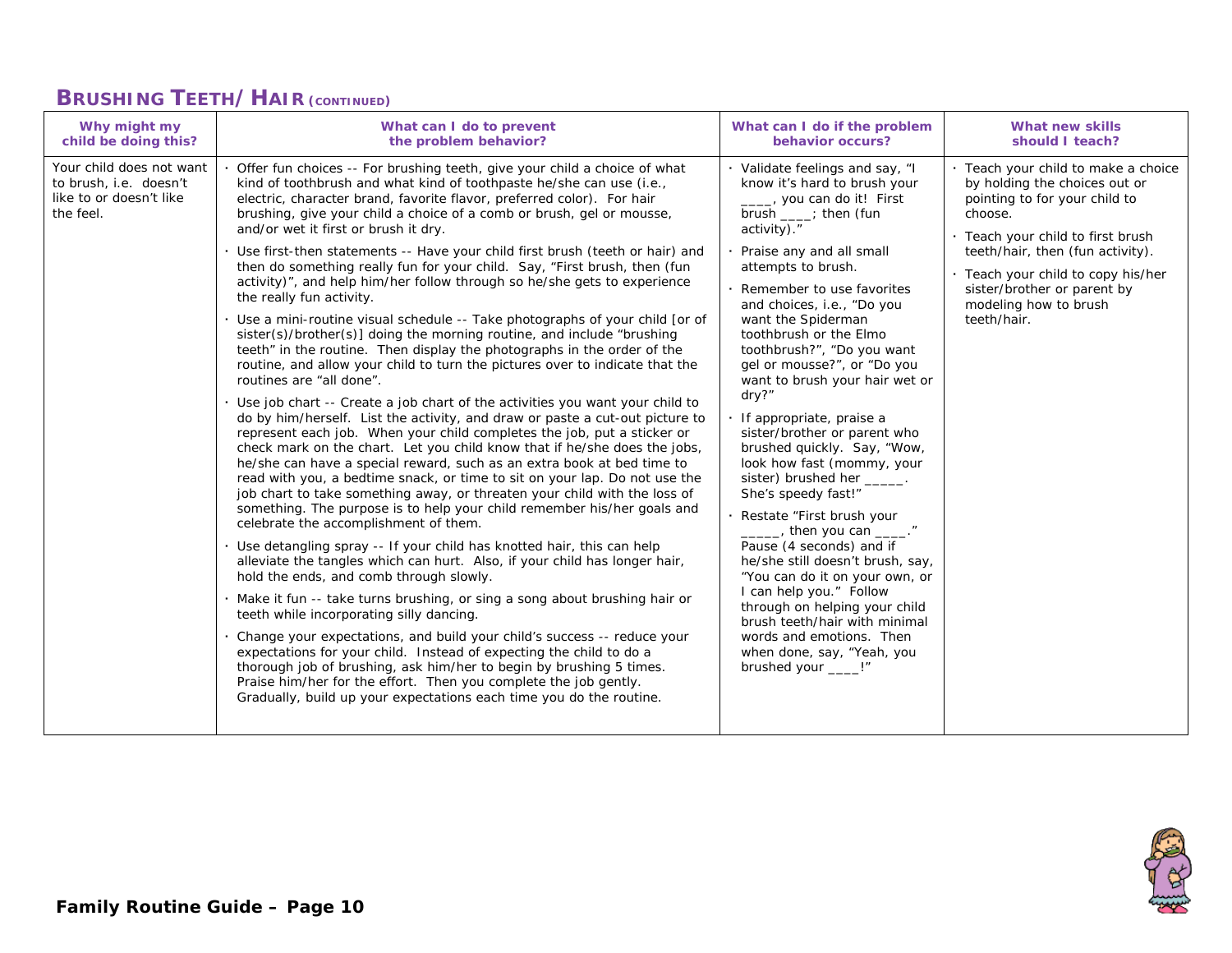## BRUSHING TEETH/ HAIR (CONTINUED)

| Why might my child be doing this? | What can I do to prevent the problem behavior? | What can I do if the problem behavior occurs? | What new skills should I teach? |
|---|---|---|---|
| Your child does not want to brush, i.e. doesn't like to or doesn't like the feel. | · Offer fun choices -- For brushing teeth, give your child a choice of what kind of toothbrush and what kind of toothpaste he/she can use (i.e., electric, character brand, favorite flavor, preferred color). For hair brushing, give your child a choice of a comb or brush, gel or mousse, and/or wet it first or brush it dry.<br>· Use first-then statements -- Have your child first brush (teeth or hair) and then do something really fun for your child. Say, "First brush, then (fun activity)", and help him/her follow through so he/she gets to experience the really fun activity.<br>· Use a mini-routine visual schedule -- Take photographs of your child [or of sister(s)/brother(s)] doing the morning routine, and include "brushing teeth" in the routine. Then display the photographs in the order of the routine, and allow your child to turn the pictures over to indicate that the routines are "all done".<br>· Use job chart -- Create a job chart of the activities you want your child to do by him/herself. List the activity, and draw or paste a cut-out picture to represent each job. When your child completes the job, put a sticker or check mark on the chart. Let you child know that if he/she does the jobs, he/she can have a special reward, such as an extra book at bed time to read with you, a bedtime snack, or time to sit on your lap. Do not use the job chart to take something away, or threaten your child with the loss of something. The purpose is to help your child remember his/her goals and celebrate the accomplishment of them.<br>· Use detangling spray -- If your child has knotted hair, this can help alleviate the tangles which can hurt. Also, if your child has longer hair, hold the ends, and comb through slowly.<br>· Make it fun -- take turns brushing, or sing a song about brushing hair or teeth while incorporating silly dancing.<br>· Change your expectations, and build your child's success -- reduce your expectations for your child. Instead of expecting the child to do a thorough job of brushing, ask him/her to begin by brushing 5 times. Praise him/her for the effort. Then you complete the job gently. Gradually, build up your expectations each time you do the routine. | · Validate feelings and say, "I know it's hard to brush your ____, you can do it! First brush ____; then (fun activity)."<br>· Praise any and all small attempts to brush.<br>· Remember to use favorites and choices, i.e., "Do you want the Spiderman toothbrush or the Elmo toothbrush?", "Do you want gel or mousse?", or "Do you want to brush your hair wet or dry?"<br>· If appropriate, praise a sister/brother or parent who brushed quickly. Say, "Wow, look how fast (mommy, your sister) brushed her _____. She's speedy fast!"<br>· Restate "First brush your _____, then you can ____." Pause (4 seconds) and if he/she still doesn't brush, say, "You can do it on your own, or I can help you." Follow through on helping your child brush teeth/hair with minimal words and emotions. Then when done, say, "Yeah, you brushed your ____!" | · Teach your child to make a choice by holding the choices out or pointing to for your child to choose.<br>· Teach your child to first brush teeth/hair, then (fun activity).<br>· Teach your child to copy his/her sister/brother or parent by modeling how to brush teeth/hair. |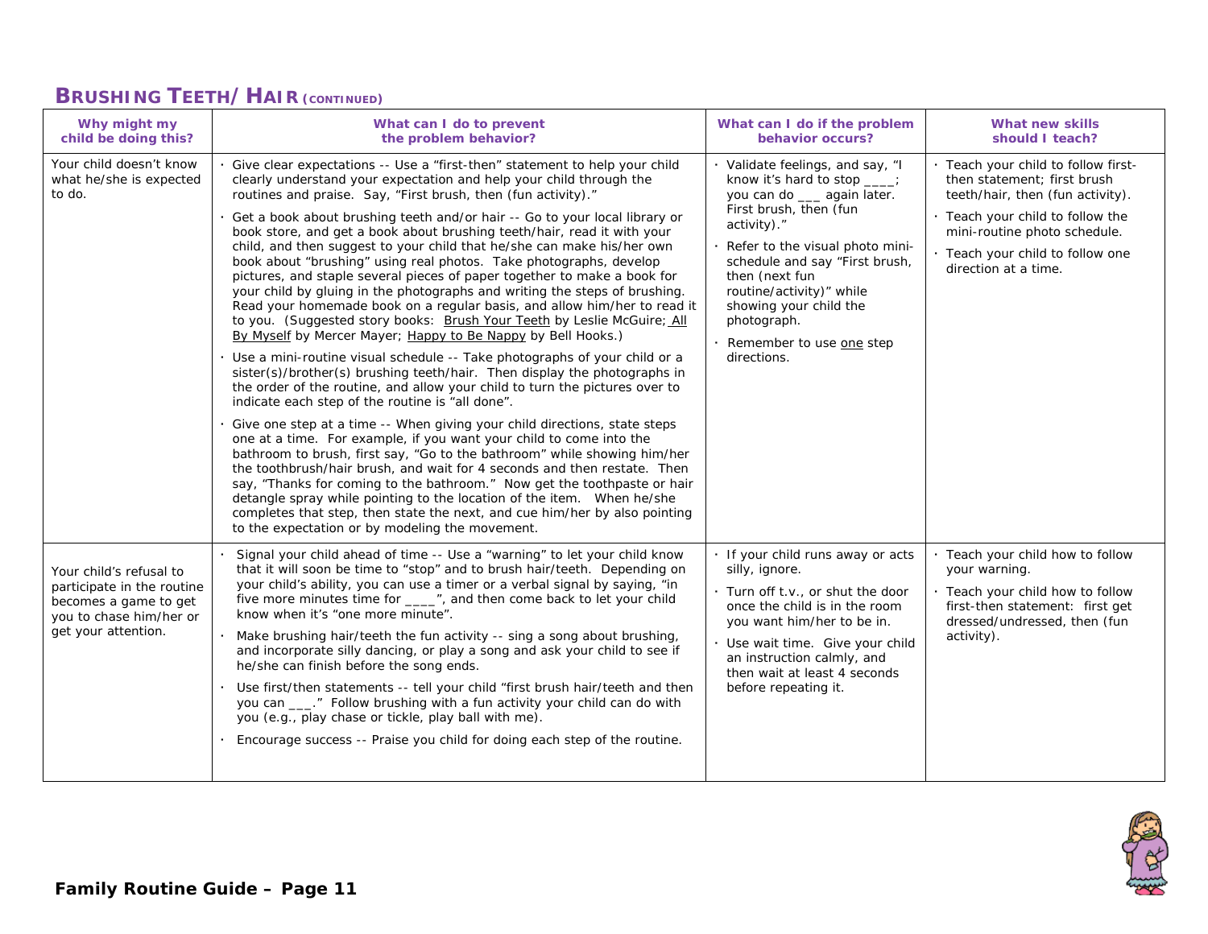## BRUSHING TEETH/ HAIR (CONTINUED)

| Why might my child be doing this? | What can I do to prevent the problem behavior? | What can I do if the problem behavior occurs? | What new skills should I teach? |
|---|---|---|---|
| Your child doesn't know what he/she is expected to do. | · Give clear expectations -- Use a "first-then" statement to help your child clearly understand your expectation and help your child through the routines and praise. Say, "First brush, then (fun activity)."<br>· Get a book about brushing teeth and/or hair -- Go to your local library or book store, and get a book about brushing teeth/hair, read it with your child, and then suggest to your child that he/she can make his/her own book about "brushing" using real photos. Take photographs, develop pictures, and staple several pieces of paper together to make a book for your child by gluing in the photographs and writing the steps of brushing. Read your homemade book on a regular basis, and allow him/her to read it to you. (Suggested story books: Brush Your Teeth by Leslie McGuire; All By Myself by Mercer Mayer; Happy to Be Nappy by Bell Hooks.)<br>· Use a mini-routine visual schedule -- Take photographs of your child or a sister(s)/brother(s) brushing teeth/hair. Then display the photographs in the order of the routine, and allow your child to turn the pictures over to indicate each step of the routine is "all done".<br>· Give one step at a time -- When giving your child directions, state steps one at a time. For example, if you want your child to come into the bathroom to brush, first say, "Go to the bathroom" while showing him/her the toothbrush/hair brush, and wait for 4 seconds and then restate. Then say, "Thanks for coming to the bathroom." Now get the toothpaste or hair detangle spray while pointing to the location of the item. When he/she completes that step, then state the next, and cue him/her by also pointing to the expectation or by modeling the movement. | · Validate feelings, and say, "I know it's hard to stop ____; you can do ___ again later. First brush, then (fun activity)."<br>· Refer to the visual photo mini-schedule and say "First brush, then (next fun routine/activity)" while showing your child the photograph.<br>· Remember to use one step directions. | · Teach your child to follow first-then statement; first brush teeth/hair, then (fun activity).<br>· Teach your child to follow the mini-routine photo schedule.<br>· Teach your child to follow one direction at a time. |
| Your child's refusal to participate in the routine becomes a game to get you to chase him/her or get your attention. | · Signal your child ahead of time -- Use a "warning" to let your child know that it will soon be time to "stop" and to brush hair/teeth. Depending on your child's ability, you can use a timer or a verbal signal by saying, "in five more minutes time for ____", and then come back to let your child know when it's "one more minute".<br>· Make brushing hair/teeth the fun activity -- sing a song about brushing, and incorporate silly dancing, or play a song and ask your child to see if he/she can finish before the song ends.<br>· Use first/then statements -- tell your child "first brush hair/teeth and then you can ___." Follow brushing with a fun activity your child can do with you (e.g., play chase or tickle, play ball with me).<br>· Encourage success -- Praise you child for doing each step of the routine. | · If your child runs away or acts silly, ignore.<br>· Turn off t.v., or shut the door once the child is in the room you want him/her to be in.<br>· Use wait time. Give your child an instruction calmly, and then wait at least 4 seconds before repeating it. | · Teach your child how to follow your warning.<br>· Teach your child how to follow first-then statement: first get dressed/undressed, then (fun activity). |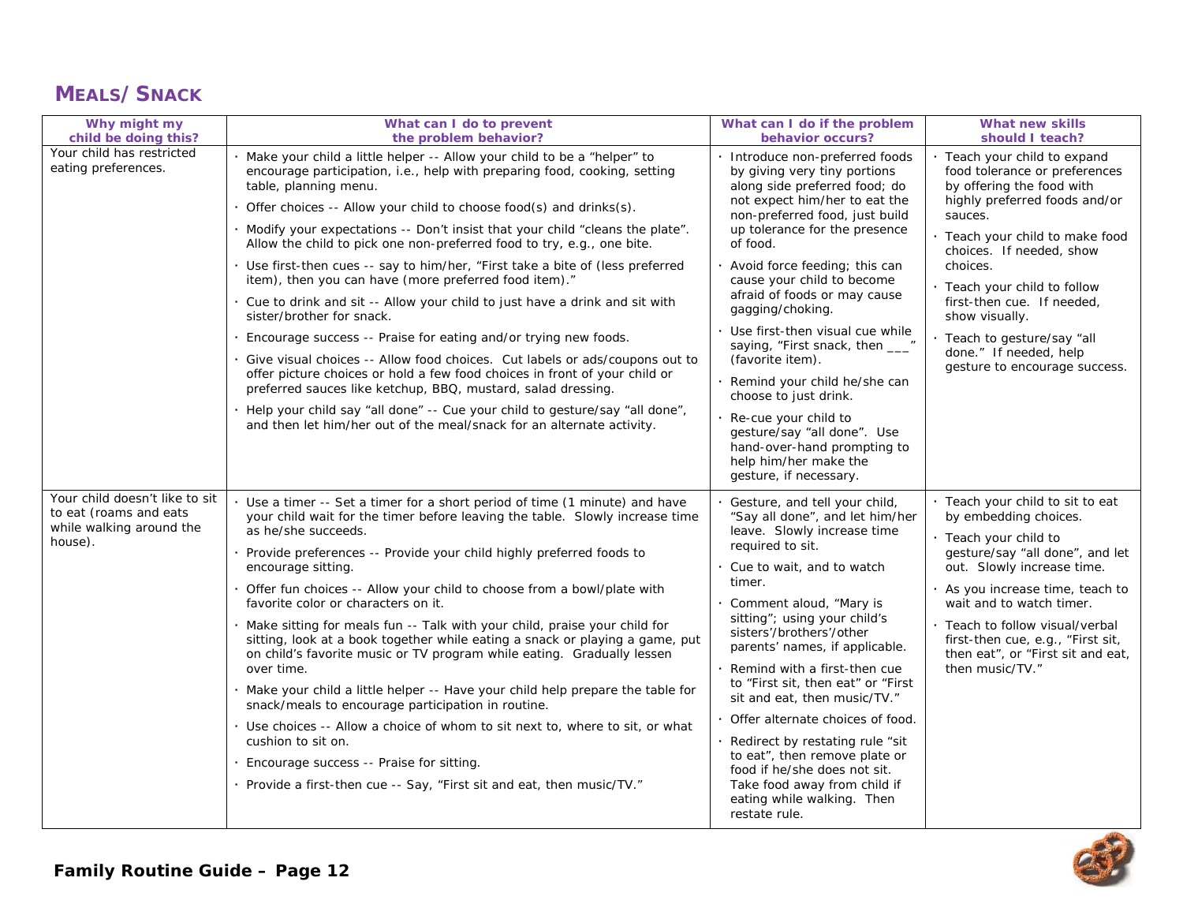## MEALS/ SNACK

| Why might my child be doing this? | What can I do to prevent the problem behavior? | What can I do if the problem behavior occurs? | What new skills should I teach? |
|---|---|---|---|
| Your child has restricted eating preferences. | · Make your child a little helper -- Allow your child to be a "helper" to encourage participation, i.e., help with preparing food, cooking, setting table, planning menu.<br>· Offer choices -- Allow your child to choose food(s) and drinks(s).<br>· Modify your expectations -- Don't insist that your child "cleans the plate". Allow the child to pick one non-preferred food to try, e.g., one bite.<br>· Use first-then cues -- say to him/her, "First take a bite of (less preferred item), then you can have (more preferred food item)."<br>· Cue to drink and sit -- Allow your child to just have a drink and sit with sister/brother for snack.<br>· Encourage success -- Praise for eating and/or trying new foods.<br>· Give visual choices -- Allow food choices. Cut labels or ads/coupons out to offer picture choices or hold a few food choices in front of your child or preferred sauces like ketchup, BBQ, mustard, salad dressing.<br>· Help your child say "all done" -- Cue your child to gesture/say "all done", and then let him/her out of the meal/snack for an alternate activity. | · Introduce non-preferred foods by giving very tiny portions along side preferred food; do not expect him/her to eat the non-preferred food, just build up tolerance for the presence of food.<br>· Avoid force feeding; this can cause your child to become afraid of foods or may cause gagging/choking.<br>· Use first-then visual cue while saying, "First snack, then ___" (favorite item).<br>· Remind your child he/she can choose to just drink.<br>· Re-cue your child to gesture/say "all done". Use hand-over-hand prompting to help him/her make the gesture, if necessary. | · Teach your child to expand food tolerance or preferences by offering the food with highly preferred foods and/or sauces.<br>· Teach your child to make food choices. If needed, show choices.<br>· Teach your child to follow first-then cue. If needed, show visually.<br>· Teach to gesture/say "all done." If needed, help gesture to encourage success. |
| Your child doesn't like to sit to eat (roams and eats while walking around the house). | · Use a timer -- Set a timer for a short period of time (1 minute) and have your child wait for the timer before leaving the table. Slowly increase time as he/she succeeds.<br>· Provide preferences -- Provide your child highly preferred foods to encourage sitting.<br>· Offer fun choices -- Allow your child to choose from a bowl/plate with favorite color or characters on it.<br>· Make sitting for meals fun -- Talk with your child, praise your child for sitting, look at a book together while eating a snack or playing a game, put on child's favorite music or TV program while eating. Gradually lessen over time.<br>· Make your child a little helper -- Have your child help prepare the table for snack/meals to encourage participation in routine.<br>· Use choices -- Allow a choice of whom to sit next to, where to sit, or what cushion to sit on.<br>· Encourage success -- Praise for sitting.<br>· Provide a first-then cue -- Say, "First sit and eat, then music/TV." | · Gesture, and tell your child, "Say all done", and let him/her leave. Slowly increase time required to sit.<br>· Cue to wait, and to watch timer.<br>· Comment aloud, "Mary is sitting"; using your child's sisters'/brothers'/other parents' names, if applicable.<br>· Remind with a first-then cue to "First sit, then eat" or "First sit and eat, then music/TV."<br>· Offer alternate choices of food.<br>· Redirect by restating rule "sit to eat", then remove plate or food if he/she does not sit. Take food away from child if eating while walking. Then restate rule. | · Teach your child to sit to eat by embedding choices.<br>· Teach your child to gesture/say "all done", and let out. Slowly increase time.<br>· As you increase time, teach to wait and to watch timer.<br>· Teach to follow visual/verbal first-then cue, e.g., "First sit, then eat", or "First sit and eat, then music/TV." |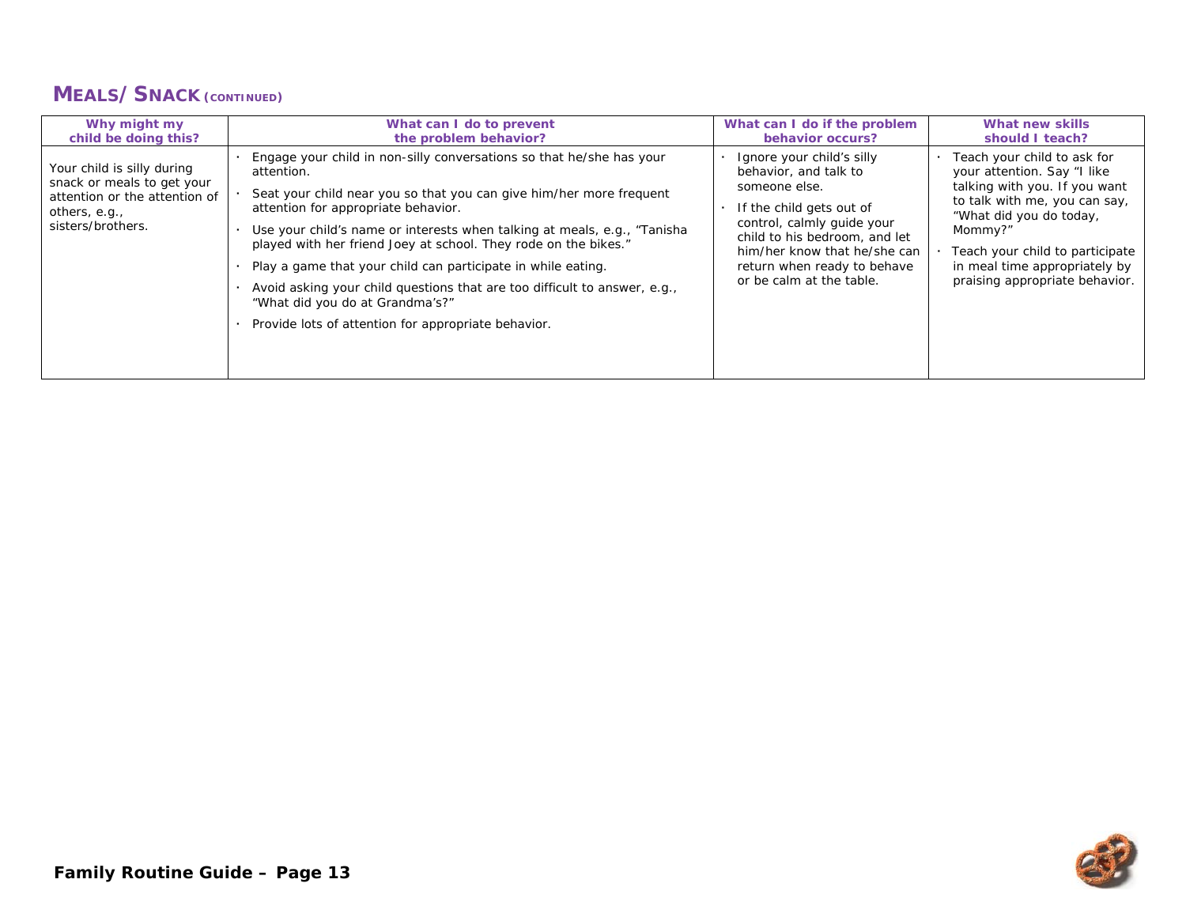## MEALS/ SNACK (CONTINUED)

| Why might my child be doing this? | What can I do to prevent the problem behavior? | What can I do if the problem behavior occurs? | What new skills should I teach? |
|---|---|---|---|
| Your child is silly during snack or meals to get your attention or the attention of others, e.g., sisters/brothers. | • Engage your child in non-silly conversations so that he/she has your attention.<br>• Seat your child near you so that you can give him/her more frequent attention for appropriate behavior.<br>• Use your child's name or interests when talking at meals, e.g., "Tanisha played with her friend Joey at school. They rode on the bikes."<br>• Play a game that your child can participate in while eating.<br>• Avoid asking your child questions that are too difficult to answer, e.g., "What did you do at Grandma's?"<br>• Provide lots of attention for appropriate behavior. | • Ignore your child's silly behavior, and talk to someone else.<br>• If the child gets out of control, calmly guide your child to his bedroom, and let him/her know that he/she can return when ready to behave or be calm at the table. | • Teach your child to ask for your attention. Say "I like talking with you. If you want to talk with me, you can say, "What did you do today, Mommy?"<br>• Teach your child to participate in meal time appropriately by praising appropriate behavior. |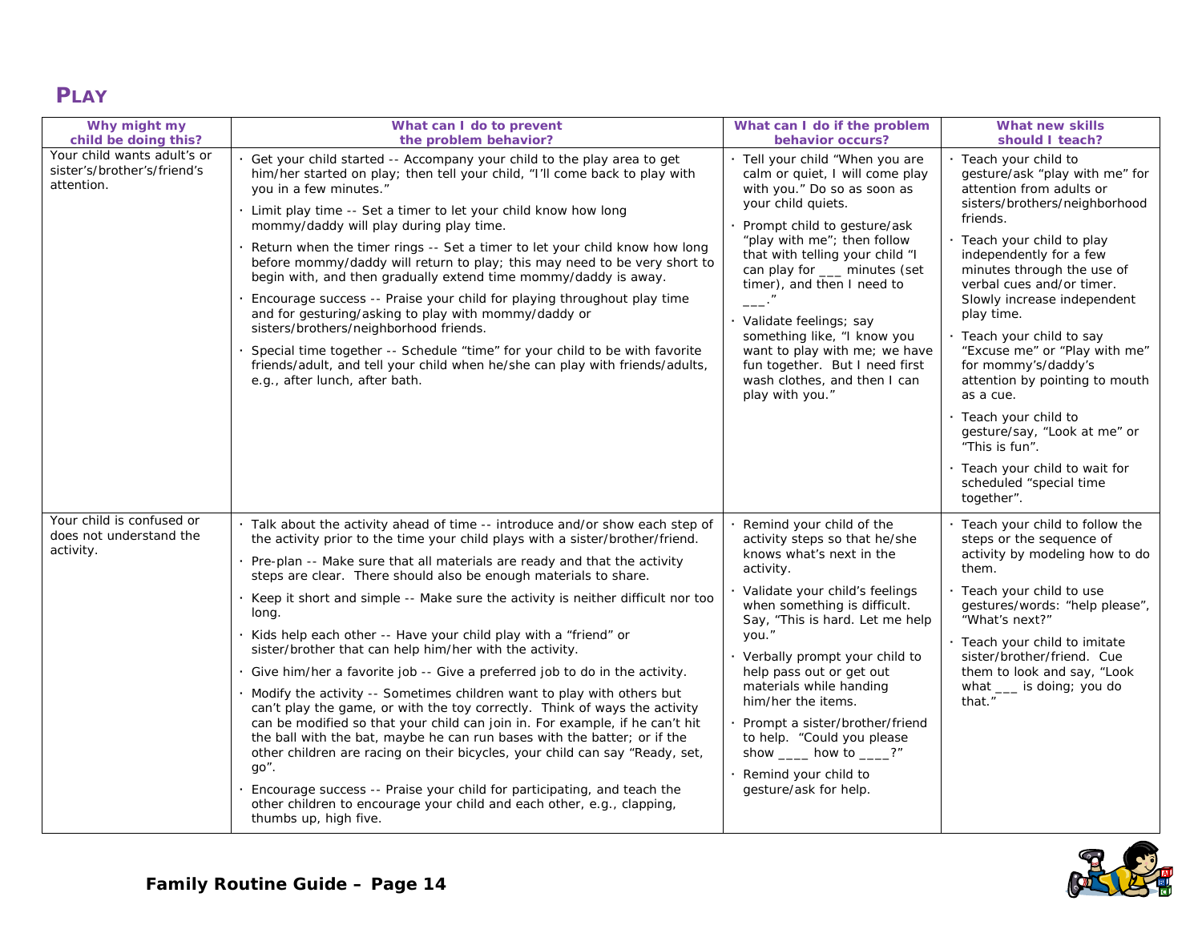# PLAY

| Why might my child be doing this? | What can I do to prevent the problem behavior? | What can I do if the problem behavior occurs? | What new skills should I teach? |
|---|---|---|---|
| Your child wants adult's or sister's/brother's/friend's attention. | · Get your child started -- Accompany your child to the play area to get him/her started on play; then tell your child, "I'll come back to play with you in a few minutes."<br>· Limit play time -- Set a timer to let your child know how long mommy/daddy will play during play time.<br>· Return when the timer rings -- Set a timer to let your child know how long before mommy/daddy will return to play; this may need to be very short to begin with, and then gradually extend time mommy/daddy is away.<br>· Encourage success -- Praise your child for playing throughout play time and for gesturing/asking to play with mommy/daddy or sisters/brothers/neighborhood friends.<br>· Special time together -- Schedule "time" for your child to be with favorite friends/adult, and tell your child when he/she can play with friends/adults, e.g., after lunch, after bath. | · Tell your child "When you are calm or quiet, I will come play with you." Do so as soon as your child quiets.<br>· Prompt child to gesture/ask "play with me"; then follow that with telling your child "I can play for ___ minutes (set timer), and then I need to ___."<br>· Validate feelings; say something like, "I know you want to play with me; we have fun together. But I need first wash clothes, and then I can play with you." | · Teach your child to gesture/ask "play with me" for attention from adults or sisters/brothers/neighborhood friends.<br>· Teach your child to play independently for a few minutes through the use of verbal cues and/or timer. Slowly increase independent play time.<br>· Teach your child to say "Excuse me" or "Play with me" for mommy's/daddy's attention by pointing to mouth as a cue.<br>· Teach your child to gesture/say, "Look at me" or "This is fun".<br>· Teach your child to wait for scheduled "special time together". |
| Your child is confused or does not understand the activity. | · Talk about the activity ahead of time -- introduce and/or show each step of the activity prior to the time your child plays with a sister/brother/friend.<br>· Pre-plan -- Make sure that all materials are ready and that the activity steps are clear. There should also be enough materials to share.<br>· Keep it short and simple -- Make sure the activity is neither difficult nor too long.<br>· Kids help each other -- Have your child play with a "friend" or sister/brother that can help him/her with the activity.<br>· Give him/her a favorite job -- Give a preferred job to do in the activity.<br>· Modify the activity -- Sometimes children want to play with others but can't play the game, or with the toy correctly. Think of ways the activity can be modified so that your child can join in. For example, if he can't hit the ball with the bat, maybe he can run bases with the batter; or if the other children are racing on their bicycles, your child can say "Ready, set, go".<br>· Encourage success -- Praise your child for participating, and teach the other children to encourage your child and each other, e.g., clapping, thumbs up, high five. | · Remind your child of the activity steps so that he/she knows what's next in the activity.<br>· Validate your child's feelings when something is difficult. Say, "This is hard. Let me help you."<br>· Verbally prompt your child to help pass out or get out materials while handing him/her the items.<br>· Prompt a sister/brother/friend to help. "Could you please show ____ how to ____?"<br>· Remind your child to gesture/ask for help. | · Teach your child to follow the steps or the sequence of activity by modeling how to do them.<br>· Teach your child to use gestures/words: "help please", "What's next?"<br>· Teach your child to imitate sister/brother/friend. Cue them to look and say, "Look what ___ is doing; you do that." |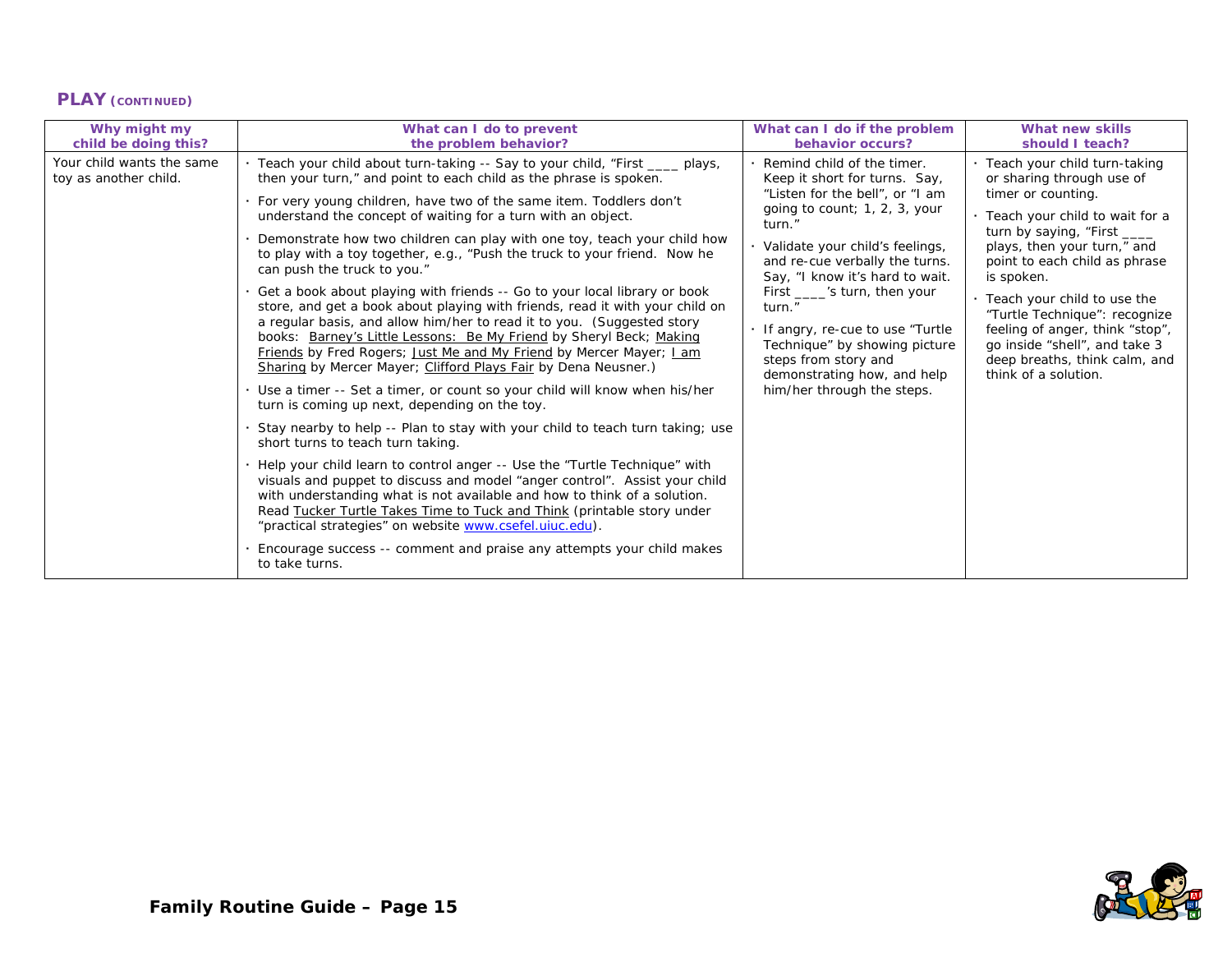## PLAY (CONTINUED)

| Why might my child be doing this? | What can I do to prevent the problem behavior? | What can I do if the problem behavior occurs? | What new skills should I teach? |
|---|---|---|---|
| Your child wants the same toy as another child. | · Teach your child about turn-taking -- Say to your child, "First ____ plays, then your turn," and point to each child as the phrase is spoken.<br>· For very young children, have two of the same item. Toddlers don't understand the concept of waiting for a turn with an object.<br>· Demonstrate how two children can play with one toy, teach your child how to play with a toy together, e.g., "Push the truck to your friend. Now he can push the truck to you."<br>· Get a book about playing with friends -- Go to your local library or book store, and get a book about playing with friends, read it with your child on a regular basis, and allow him/her to read it to you. (Suggested story books: Barney's Little Lessons: Be My Friend by Sheryl Beck; Making Friends by Fred Rogers; Just Me and My Friend by Mercer Mayer; I am Sharing by Mercer Mayer; Clifford Plays Fair by Dena Neusner.)<br>· Use a timer -- Set a timer, or count so your child will know when his/her turn is coming up next, depending on the toy.<br>· Stay nearby to help -- Plan to stay with your child to teach turn taking; use short turns to teach turn taking.<br>· Help your child learn to control anger -- Use the "Turtle Technique" with visuals and puppet to discuss and model "anger control". Assist your child with understanding what is not available and how to think of a solution. Read Tucker Turtle Takes Time to Tuck and Think (printable story under "practical strategies" on website www.csefel.uiuc.edu).<br>· Encourage success -- comment and praise any attempts your child makes to take turns. | · Remind child of the timer. Keep it short for turns. Say, "Listen for the bell", or "I am going to count; 1, 2, 3, your turn."<br>· Validate your child's feelings, and re-cue verbally the turns. Say, "I know it's hard to wait. First ____'s turn, then your turn."<br>· If angry, re-cue to use "Turtle Technique" by showing picture steps from story and demonstrating how, and help him/her through the steps. | · Teach your child turn-taking or sharing through use of timer or counting.<br>· Teach your child to wait for a turn by saying, "First ____ plays, then your turn," and point to each child as phrase is spoken.<br>· Teach your child to use the "Turtle Technique": recognize feeling of anger, think "stop", go inside "shell", and take 3 deep breaths, think calm, and think of a solution. |

**Family Routine Guide – Page 15**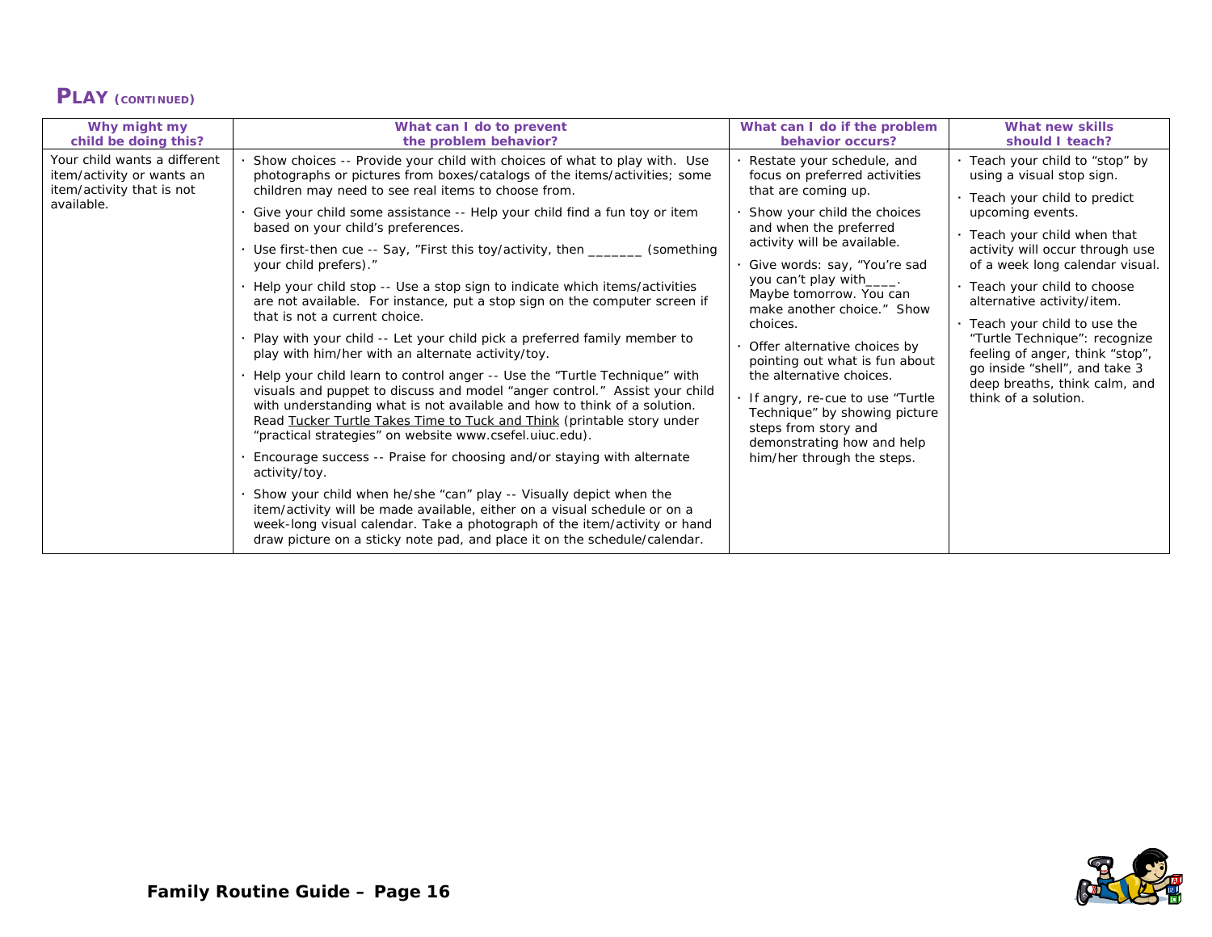## PLAY (CONTINUED)

| Why might my child be doing this? | What can I do to prevent the problem behavior? | What can I do if the problem behavior occurs? | What new skills should I teach? |
|---|---|---|---|
| Your child wants a different item/activity or wants an item/activity that is not available. | · Show choices -- Provide your child with choices of what to play with. Use photographs or pictures from boxes/catalogs of the items/activities; some children may need to see real items to choose from.<br>· Give your child some assistance -- Help your child find a fun toy or item based on your child's preferences.<br>· Use first-then cue -- Say, "First this toy/activity, then _______ (something your child prefers)."<br>· Help your child stop -- Use a stop sign to indicate which items/activities are not available. For instance, put a stop sign on the computer screen if that is not a current choice.<br>· Play with your child -- Let your child pick a preferred family member to play with him/her with an alternate activity/toy.<br>· Help your child learn to control anger -- Use the "Turtle Technique" with visuals and puppet to discuss and model "anger control." Assist your child with understanding what is not available and how to think of a solution. Read <u>Tucker Turtle Takes Time to Tuck and Think</u> (printable story under "practical strategies" on website www.csefel.uiuc.edu).<br>· Encourage success -- Praise for choosing and/or staying with alternate activity/toy.<br>· Show your child when he/she "can" play -- Visually depict when the item/activity will be made available, either on a visual schedule or on a week-long visual calendar. Take a photograph of the item/activity or hand draw picture on a sticky note pad, and place it on the schedule/calendar. | · Restate your schedule, and focus on preferred activities that are coming up.<br>· Show your child the choices and when the preferred activity will be available.<br>· Give words: say, "You're sad you can't play with____. Maybe tomorrow. You can make another choice." Show choices.<br>· Offer alternative choices by pointing out what is fun about the alternative choices.<br>· If angry, re-cue to use "Turtle Technique" by showing picture steps from story and demonstrating how and help him/her through the steps. | · Teach your child to "stop" by using a visual stop sign.<br>· Teach your child to predict upcoming events.<br>· Teach your child when that activity will occur through use of a week long calendar visual.<br>· Teach your child to choose alternative activity/item.<br>· Teach your child to use the "Turtle Technique": recognize feeling of anger, think "stop", go inside "shell", and take 3 deep breaths, think calm, and think of a solution. |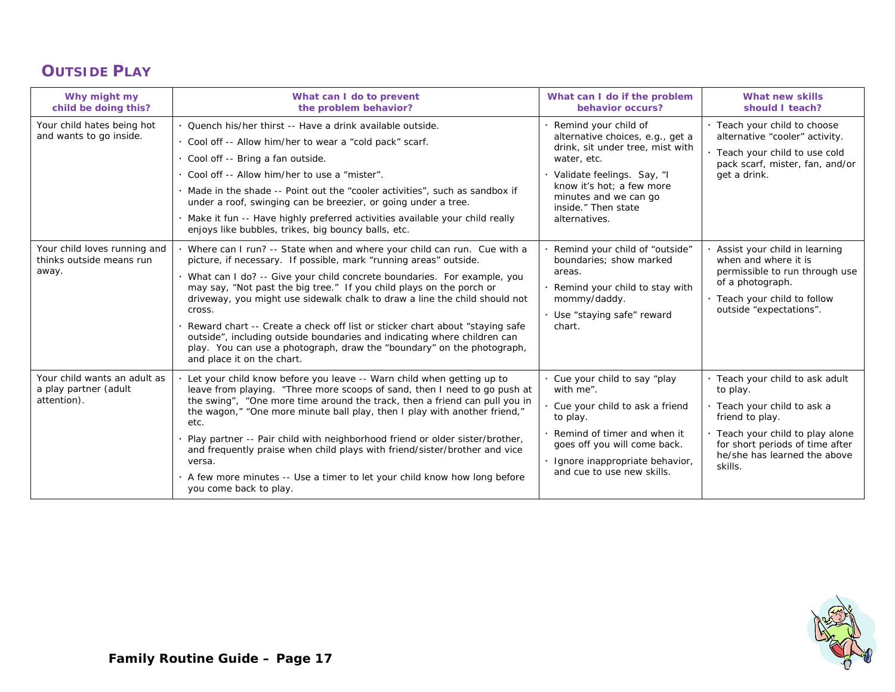## OUTSIDE PLAY

| Why might my child be doing this? | What can I do to prevent the problem behavior? | What can I do if the problem behavior occurs? | What new skills should I teach? |
|---|---|---|---|
| Your child hates being hot and wants to go inside. | · Quench his/her thirst -- Have a drink available outside.<br>· Cool off -- Allow him/her to wear a "cold pack" scarf.<br>· Cool off -- Bring a fan outside.<br>· Cool off -- Allow him/her to use a "mister".<br>· Made in the shade -- Point out the "cooler activities", such as sandbox if under a roof, swinging can be breezier, or going under a tree.<br>· Make it fun -- Have highly preferred activities available your child really enjoys like bubbles, trikes, big bouncy balls, etc. | · Remind your child of alternative choices, e.g., get a drink, sit under tree, mist with water, etc.<br>· Validate feelings. Say, "I know it's hot; a few more minutes and we can go inside." Then state alternatives. | · Teach your child to choose alternative "cooler" activity.<br>· Teach your child to use cold pack scarf, mister, fan, and/or get a drink. |
| Your child loves running and thinks outside means run away. | · Where can I run? -- State when and where your child can run. Cue with a picture, if necessary. If possible, mark "running areas" outside.<br>· What can I do? -- Give your child concrete boundaries. For example, you may say, "Not past the big tree." If you child plays on the porch or driveway, you might use sidewalk chalk to draw a line the child should not cross.<br>· Reward chart -- Create a check off list or sticker chart about "staying safe outside", including outside boundaries and indicating where children can play. You can use a photograph, draw the "boundary" on the photograph, and place it on the chart. | · Remind your child of "outside" boundaries; show marked areas.<br>· Remind your child to stay with mommy/daddy.<br>· Use "staying safe" reward chart. | · Assist your child in learning when and where it is permissible to run through use of a photograph.<br>· Teach your child to follow outside "expectations". |
| Your child wants an adult as a play partner (adult attention). | · Let your child know before you leave -- Warn child when getting up to leave from playing. "Three more scoops of sand, then I need to go push at the swing", "One more time around the track, then a friend can pull you in the wagon," "One more minute ball play, then I play with another friend," etc.<br>· Play partner -- Pair child with neighborhood friend or older sister/brother, and frequently praise when child plays with friend/sister/brother and vice versa.<br>· A few more minutes -- Use a timer to let your child know how long before you come back to play. | · Cue your child to say "play with me".<br>· Cue your child to ask a friend to play.<br>· Remind of timer and when it goes off you will come back.<br>· Ignore inappropriate behavior, and cue to use new skills. | · Teach your child to ask adult to play.<br>· Teach your child to ask a friend to play.<br>· Teach your child to play alone for short periods of time after he/she has learned the above skills. |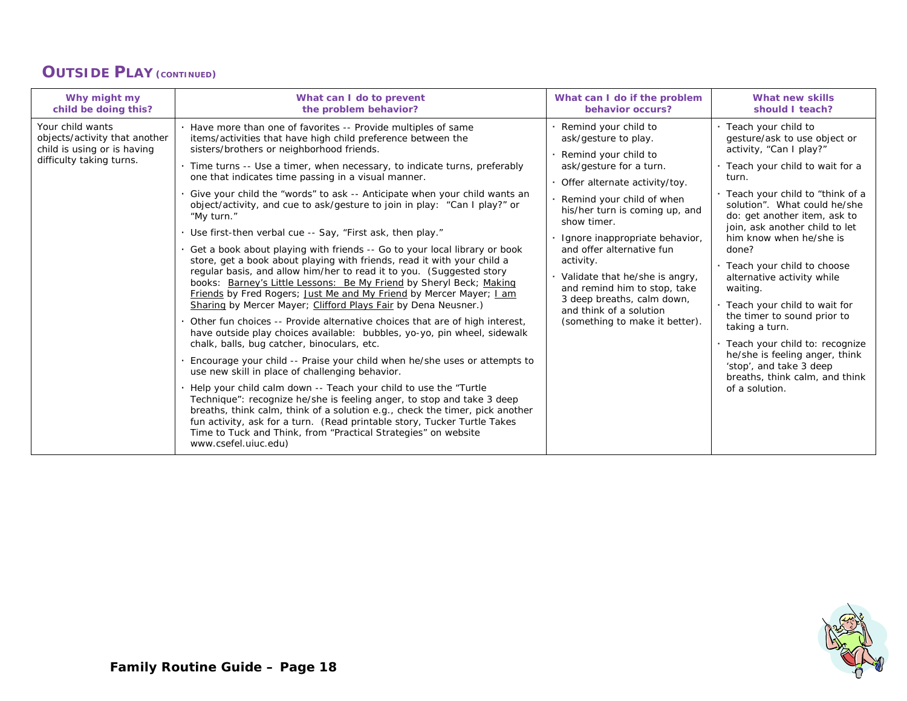## OUTSIDE PLAY (CONTINUED)

| Why might my child be doing this? | What can I do to prevent the problem behavior? | What can I do if the problem behavior occurs? | What new skills should I teach? |
|---|---|---|---|
| Your child wants objects/activity that another child is using or is having difficulty taking turns. | · Have more than one of favorites -- Provide multiples of same items/activities that have high child preference between the sisters/brothers or neighborhood friends.<br>· Time turns -- Use a timer, when necessary, to indicate turns, preferably one that indicates time passing in a visual manner.<br>· Give your child the "words" to ask -- Anticipate when your child wants an object/activity, and cue to ask/gesture to join in play: "Can I play?" or "My turn."<br>· Use first-then verbal cue -- Say, "First ask, then play."<br>· Get a book about playing with friends -- Go to your local library or book store, get a book about playing with friends, read it with your child a regular basis, and allow him/her to read it to you. (Suggested story books: Barney's Little Lessons: Be My Friend by Sheryl Beck; Making Friends by Fred Rogers; Just Me and My Friend by Mercer Mayer; I am Sharing by Mercer Mayer; Clifford Plays Fair by Dena Neusner.)<br>· Other fun choices -- Provide alternative choices that are of high interest, have outside play choices available: bubbles, yo-yo, pin wheel, sidewalk chalk, balls, bug catcher, binoculars, etc.<br>· Encourage your child -- Praise your child when he/she uses or attempts to use new skill in place of challenging behavior.<br>· Help your child calm down -- Teach your child to use the "Turtle Technique": recognize he/she is feeling anger, to stop and take 3 deep breaths, think calm, think of a solution e.g., check the timer, pick another fun activity, ask for a turn. (Read printable story, Tucker Turtle Takes Time to Tuck and Think, from "Practical Strategies" on website www.csefel.uiuc.edu) | · Remind your child to ask/gesture to play.<br>· Remind your child to ask/gesture for a turn.<br>· Offer alternate activity/toy.<br>· Remind your child of when his/her turn is coming up, and show timer.<br>· Ignore inappropriate behavior, and offer alternative fun activity.<br>· Validate that he/she is angry, and remind him to stop, take 3 deep breaths, calm down, and think of a solution (something to make it better). | · Teach your child to gesture/ask to use object or activity, "Can I play?"<br>· Teach your child to wait for a turn.<br>· Teach your child to "think of a solution". What could he/she do: get another item, ask to join, ask another child to let him know when he/she is done?<br>· Teach your child to choose alternative activity while waiting.<br>· Teach your child to wait for the timer to sound prior to taking a turn.<br>· Teach your child to: recognize he/she is feeling anger, think 'stop', and take 3 deep breaths, think calm, and think of a solution. |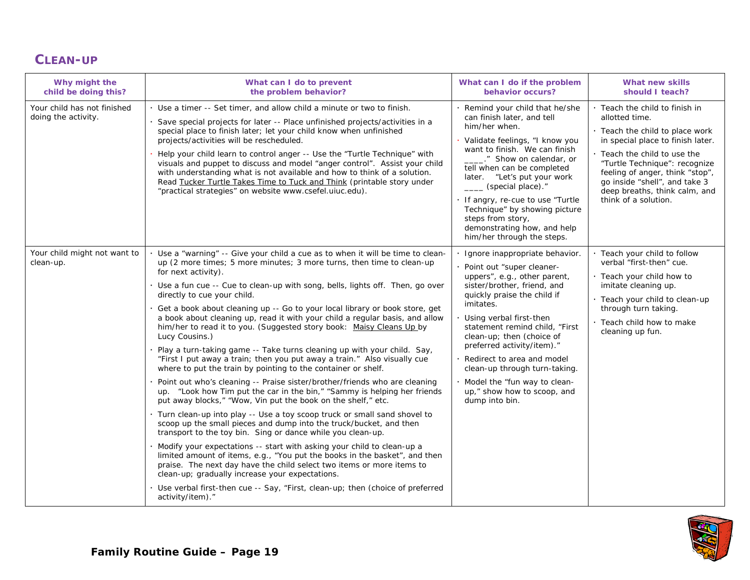## CLEAN-UP

| Why might the child be doing this? | What can I do to prevent the problem behavior? | What can I do if the problem behavior occurs? | What new skills should I teach? |
|---|---|---|---|
| Your child has not finished doing the activity. | · Use a timer -- Set timer, and allow child a minute or two to finish.<br>· Save special projects for later -- Place unfinished projects/activities in a special place to finish later; let your child know when unfinished projects/activities will be rescheduled.<br>· Help your child learn to control anger -- Use the "Turtle Technique" with visuals and puppet to discuss and model "anger control". Assist your child with understanding what is not available and how to think of a solution. Read Tucker Turtle Takes Time to Tuck and Think (printable story under "practical strategies" on website www.csefel.uiuc.edu). | · Remind your child that he/she can finish later, and tell him/her when.<br>· Validate feelings, "I know you want to finish. We can finish ____." Show on calendar, or tell when can be completed later. "Let's put your work ____ (special place)."<br>· If angry, re-cue to use "Turtle Technique" by showing picture steps from story, demonstrating how, and help him/her through the steps. | · Teach the child to finish in allotted time.<br>· Teach the child to place work in special place to finish later.<br>· Teach the child to use the "Turtle Technique": recognize feeling of anger, think "stop", go inside "shell", and take 3 deep breaths, think calm, and think of a solution. |
| Your child might not want to clean-up. | · Use a "warning" -- Give your child a cue as to when it will be time to clean-up (2 more times; 5 more minutes; 3 more turns, then time to clean-up for next activity).<br>· Use a fun cue -- Cue to clean-up with song, bells, lights off. Then, go over directly to cue your child.<br>· Get a book about cleaning up -- Go to your local library or book store, get a book about cleaning up, read it with your child a regular basis, and allow him/her to read it to you. (Suggested story book: Maisy Cleans Up by Lucy Cousins.)<br>· Play a turn-taking game -- Take turns cleaning up with your child. Say, "First I put away a train; then you put away a train." Also visually cue where to put the train by pointing to the container or shelf.<br>· Point out who's cleaning -- Praise sister/brother/friends who are cleaning up. "Look how Tim put the car in the bin," "Sammy is helping her friends put away blocks," "Wow, Vin put the book on the shelf," etc.<br>· Turn clean-up into play -- Use a toy scoop truck or small sand shovel to scoop up the small pieces and dump into the truck/bucket, and then transport to the toy bin. Sing or dance while you clean-up.<br>· Modify your expectations -- start with asking your child to clean-up a limited amount of items, e.g., "You put the books in the basket", and then praise. The next day have the child select two items or more items to clean-up; gradually increase your expectations.<br>· Use verbal first-then cue -- Say, "First, clean-up; then (choice of preferred activity/item)." | · Ignore inappropriate behavior.<br>· Point out "super cleaner-uppers", e.g., other parent, sister/brother, friend, and quickly praise the child if imitates.<br>· Using verbal first-then statement remind child, "First clean-up; then (choice of preferred activity/item)."<br>· Redirect to area and model clean-up through turn-taking.<br>· Model the "fun way to clean-up," show how to scoop, and dump into bin. | · Teach your child to follow verbal "first-then" cue.<br>· Teach your child how to imitate cleaning up.<br>· Teach your child to clean-up through turn taking.<br>· Teach child how to make cleaning up fun. |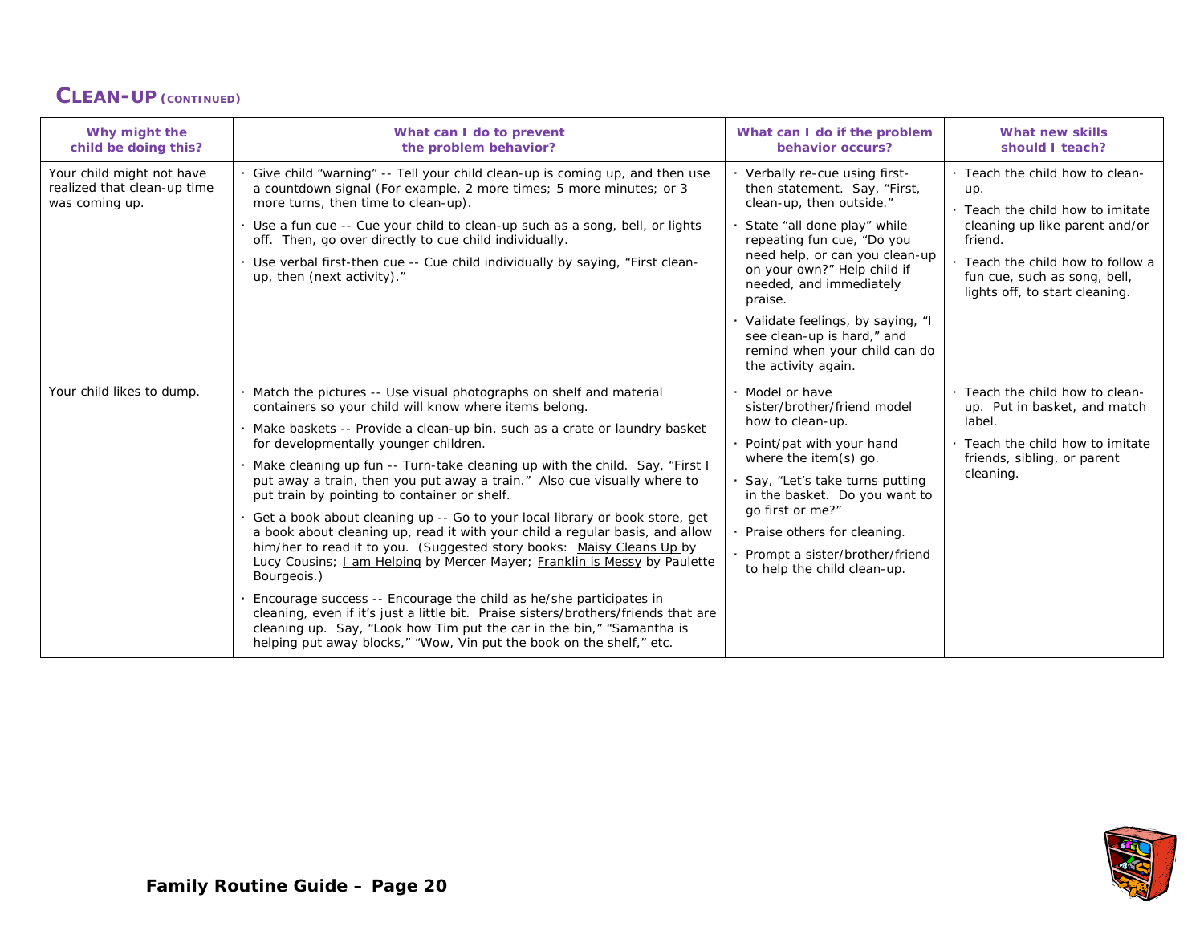## CLEAN-UP (CONTINUED)

| Why might the child be doing this? | What can I do to prevent the problem behavior? | What can I do if the problem behavior occurs? | What new skills should I teach? |
|---|---|---|---|
| Your child might not have realized that clean-up time was coming up. | · Give child "warning" -- Tell your child clean-up is coming up, and then use a countdown signal (For example, 2 more times; 5 more minutes; or 3 more turns, then time to clean-up).<br>· Use a fun cue -- Cue your child to clean-up such as a song, bell, or lights off. Then, go over directly to cue child individually.<br>· Use verbal first-then cue -- Cue child individually by saying, "First clean-up, then (next activity)." | · Verbally re-cue using first-then statement. Say, "First, clean-up, then outside."<br>· State "all done play" while repeating fun cue, "Do you need help, or can you clean-up on your own?" Help child if needed, and immediately praise.<br>· Validate feelings, by saying, "I see clean-up is hard," and remind when your child can do the activity again. | · Teach the child how to clean-up.<br>· Teach the child how to imitate cleaning up like parent and/or friend.<br>· Teach the child how to follow a fun cue, such as song, bell, lights off, to start cleaning. |
| Your child likes to dump. | · Match the pictures -- Use visual photographs on shelf and material containers so your child will know where items belong.<br>· Make baskets -- Provide a clean-up bin, such as a crate or laundry basket for developmentally younger children.<br>· Make cleaning up fun -- Turn-take cleaning up with the child. Say, "First I put away a train, then you put away a train." Also cue visually where to put train by pointing to container or shelf.<br>· Get a book about cleaning up -- Go to your local library or book store, get a book about cleaning up, read it with your child a regular basis, and allow him/her to read it to you. (Suggested story books: Maisy Cleans Up by Lucy Cousins; I am Helping by Mercer Mayer; Franklin is Messy by Paulette Bourgeois.)<br>· Encourage success -- Encourage the child as he/she participates in cleaning, even if it's just a little bit. Praise sisters/brothers/friends that are cleaning up. Say, "Look how Tim put the car in the bin," "Samantha is helping put away blocks," "Wow, Vin put the book on the shelf," etc. | · Model or have sister/brother/friend model how to clean-up.<br>· Point/pat with your hand where the item(s) go.<br>· Say, "Let's take turns putting in the basket. Do you want to go first or me?"<br>· Praise others for cleaning.<br>· Prompt a sister/brother/friend to help the child clean-up. | · Teach the child how to clean-up. Put in basket, and match label.<br>· Teach the child how to imitate friends, sibling, or parent cleaning. |

**Family Routine Guide – Page 20**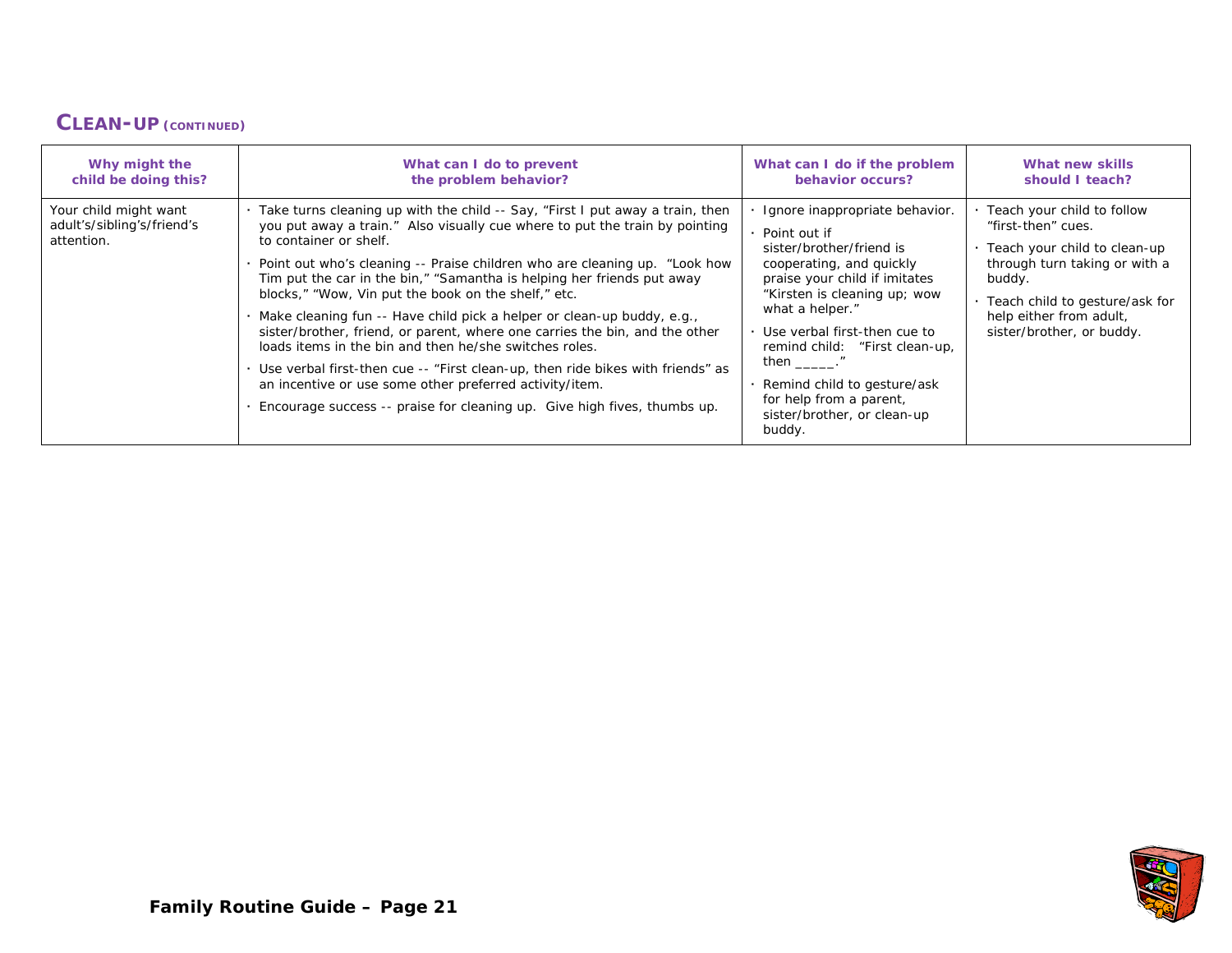## CLEAN-UP (CONTINUED)

| Why might the child be doing this? | What can I do to prevent the problem behavior? | What can I do if the problem behavior occurs? | What new skills should I teach? |
|---|---|---|---|
| Your child might want adult's/sibling's/friend's attention. | · Take turns cleaning up with the child -- Say, "First I put away a train, then you put away a train." Also visually cue where to put the train by pointing to container or shelf.<br>· Point out who's cleaning -- Praise children who are cleaning up. "Look how Tim put the car in the bin," "Samantha is helping her friends put away blocks," "Wow, Vin put the book on the shelf," etc.<br>· Make cleaning fun -- Have child pick a helper or clean-up buddy, e.g., sister/brother, friend, or parent, where one carries the bin, and the other loads items in the bin and then he/she switches roles.<br>· Use verbal first-then cue -- "First clean-up, then ride bikes with friends" as an incentive or use some other preferred activity/item.<br>· Encourage success -- praise for cleaning up. Give high fives, thumbs up. | · Ignore inappropriate behavior.<br>· Point out if sister/brother/friend is cooperating, and quickly praise your child if imitates "Kirsten is cleaning up; wow what a helper."<br>· Use verbal first-then cue to remind child: "First clean-up, then _____."<br>· Remind child to gesture/ask for help from a parent, sister/brother, or clean-up buddy. | · Teach your child to follow "first-then" cues.<br>· Teach your child to clean-up through turn taking or with a buddy.<br>· Teach child to gesture/ask for help either from adult, sister/brother, or buddy. |

**Family Routine Guide – Page 21**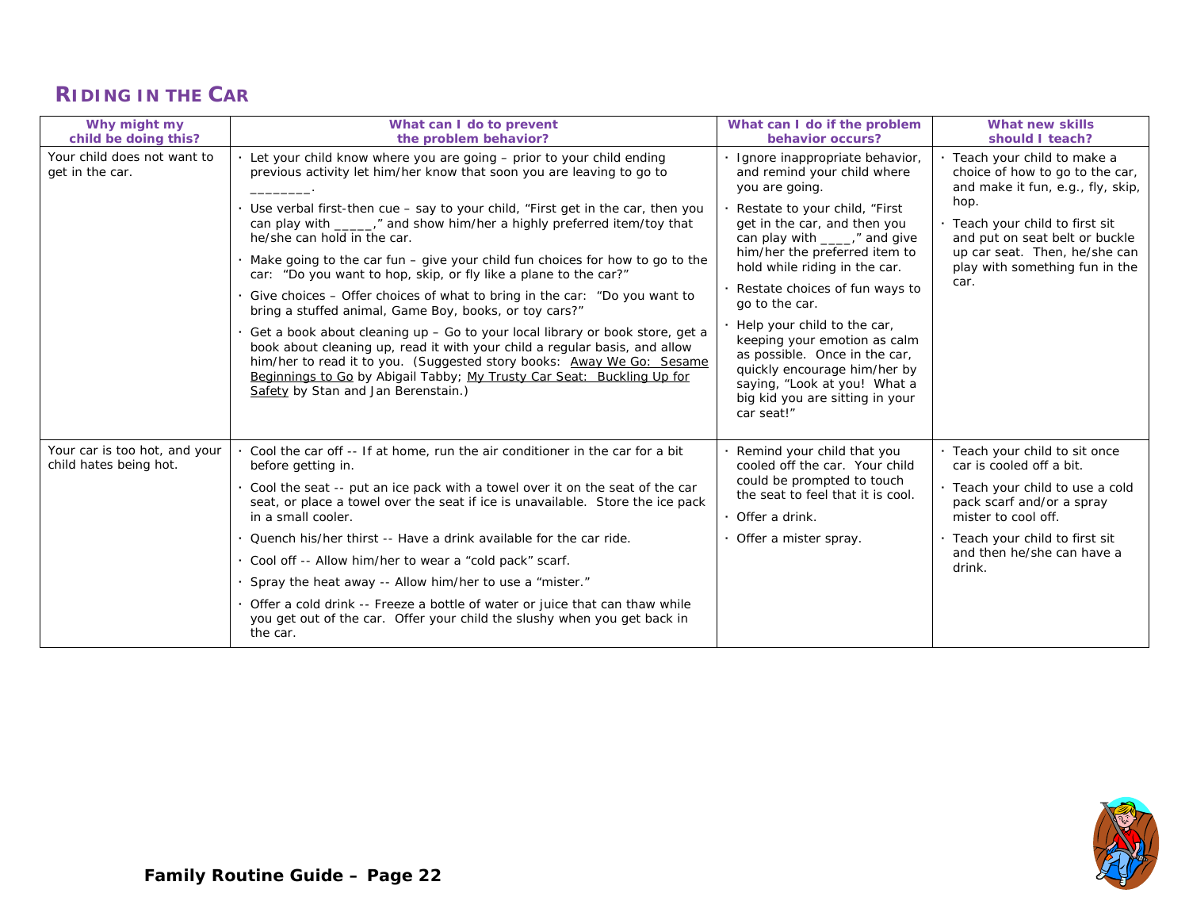## RIDING IN THE CAR

| Why might my child be doing this? | What can I do to prevent the problem behavior? | What can I do if the problem behavior occurs? | What new skills should I teach? |
|---|---|---|---|
| Your child does not want to get in the car. | · Let your child know where you are going – prior to your child ending previous activity let him/her know that soon you are leaving to go to ________.<br>· Use verbal first-then cue – say to your child, "First get in the car, then you can play with _____," and show him/her a highly preferred item/toy that he/she can hold in the car.<br>· Make going to the car fun – give your child fun choices for how to go to the car: "Do you want to hop, skip, or fly like a plane to the car?"<br>· Give choices – Offer choices of what to bring in the car: "Do you want to bring a stuffed animal, Game Boy, books, or toy cars?"<br>· Get a book about cleaning up – Go to your local library or book store, get a book about cleaning up, read it with your child a regular basis, and allow him/her to read it to you. (Suggested story books: Away We Go: Sesame Beginnings to Go by Abigail Tabby; My Trusty Car Seat: Buckling Up for Safety by Stan and Jan Berenstain.) | · Ignore inappropriate behavior, and remind your child where you are going.<br>· Restate to your child, "First get in the car, and then you can play with ____," and give him/her the preferred item to hold while riding in the car.<br>· Restate choices of fun ways to go to the car.<br>· Help your child to the car, keeping your emotion as calm as possible. Once in the car, quickly encourage him/her by saying, "Look at you! What a big kid you are sitting in your car seat!" | · Teach your child to make a choice of how to go to the car, and make it fun, e.g., fly, skip, hop.<br>· Teach your child to first sit and put on seat belt or buckle up car seat. Then, he/she can play with something fun in the car. |
| Your car is too hot, and your child hates being hot. | · Cool the car off -- If at home, run the air conditioner in the car for a bit before getting in.<br>· Cool the seat -- put an ice pack with a towel over it on the seat of the car seat, or place a towel over the seat if ice is unavailable. Store the ice pack in a small cooler.<br>· Quench his/her thirst -- Have a drink available for the car ride.<br>· Cool off -- Allow him/her to wear a "cold pack" scarf.<br>· Spray the heat away -- Allow him/her to use a "mister."<br>· Offer a cold drink -- Freeze a bottle of water or juice that can thaw while you get out of the car. Offer your child the slushy when you get back in the car. | · Remind your child that you cooled off the car. Your child could be prompted to touch the seat to feel that it is cool.<br>· Offer a drink.<br>· Offer a mister spray. | · Teach your child to sit once car is cooled off a bit.<br>· Teach your child to use a cold pack scarf and/or a spray mister to cool off.<br>· Teach your child to first sit and then he/she can have a drink. |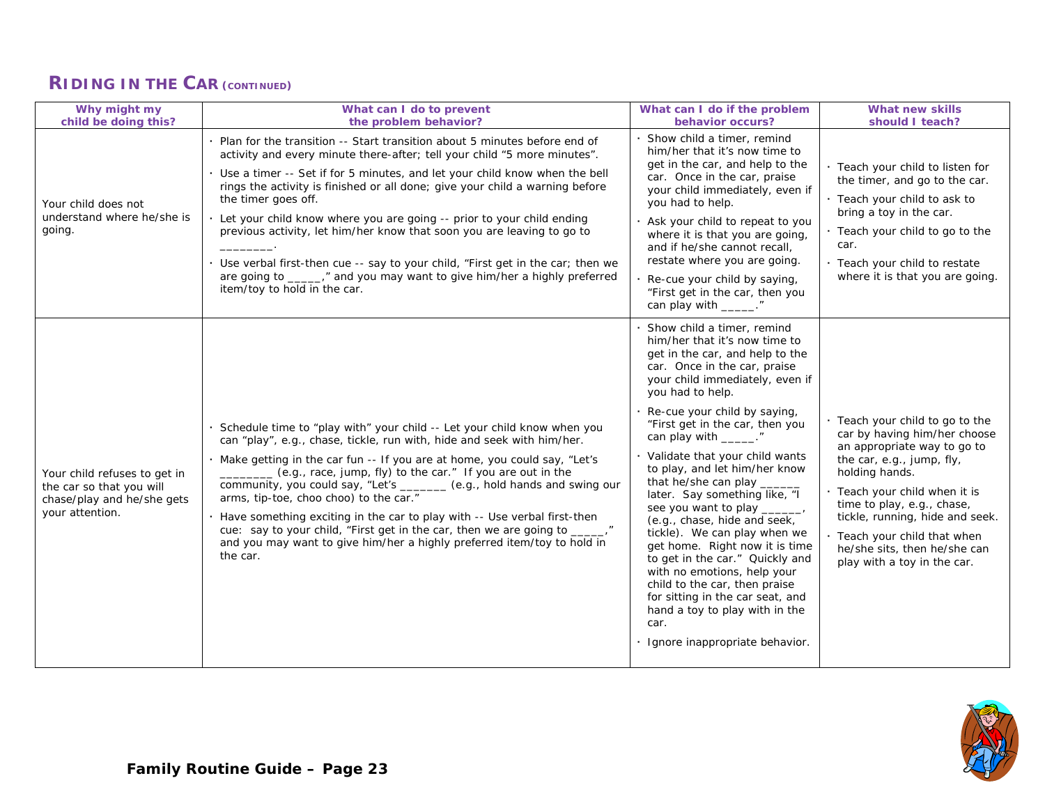## RIDING IN THE CAR (CONTINUED)

| Why might my child be doing this? | What can I do to prevent the problem behavior? | What can I do if the problem behavior occurs? | What new skills should I teach? |
|---|---|---|---|
| Your child does not understand where he/she is going. | · Plan for the transition -- Start transition about 5 minutes before end of activity and every minute there-after; tell your child "5 more minutes".<br>· Use a timer -- Set if for 5 minutes, and let your child know when the bell rings the activity is finished or all done; give your child a warning before the timer goes off.<br>· Let your child know where you are going -- prior to your child ending previous activity, let him/her know that soon you are leaving to go to ________.<br>· Use verbal first-then cue -- say to your child, "First get in the car; then we are going to _____," and you may want to give him/her a highly preferred item/toy to hold in the car. | · Show child a timer, remind him/her that it's now time to get in the car, and help to the car. Once in the car, praise your child immediately, even if you had to help.<br>· Ask your child to repeat to you where it is that you are going, and if he/she cannot recall, restate where you are going.<br>· Re-cue your child by saying, "First get in the car, then you can play with _____." | · Teach your child to listen for the timer, and go to the car.<br>· Teach your child to ask to bring a toy in the car.<br>· Teach your child to go to the car.<br>· Teach your child to restate where it is that you are going. |
| Your child refuses to get in the car so that you will chase/play and he/she gets your attention. | · Schedule time to "play with" your child -- Let your child know when you can "play", e.g., chase, tickle, run with, hide and seek with him/her.<br>· Make getting in the car fun -- If you are at home, you could say, "Let's ________ (e.g., race, jump, fly) to the car." If you are out in the community, you could say, "Let's _______ (e.g., hold hands and swing our arms, tip-toe, choo choo) to the car."<br>· Have something exciting in the car to play with -- Use verbal first-then cue: say to your child, "First get in the car, then we are going to _____," and you may want to give him/her a highly preferred item/toy to hold in the car. | · Show child a timer, remind him/her that it's now time to get in the car, and help to the car. Once in the car, praise your child immediately, even if you had to help.<br>· Re-cue your child by saying, "First get in the car, then you can play with _____."<br>· Validate that your child wants to play, and let him/her know that he/she can play ______ later. Say something like, "I see you want to play ______, (e.g., chase, hide and seek, tickle). We can play when we get home. Right now it is time to get in the car." Quickly and with no emotions, help your child to the car, then praise for sitting in the car seat, and hand a toy to play with in the car.<br>· Ignore inappropriate behavior. | · Teach your child to go to the car by having him/her choose an appropriate way to go to the car, e.g., jump, fly, holding hands.<br>· Teach your child when it is time to play, e.g., chase, tickle, running, hide and seek.<br>· Teach your child that when he/she sits, then he/she can play with a toy in the car. |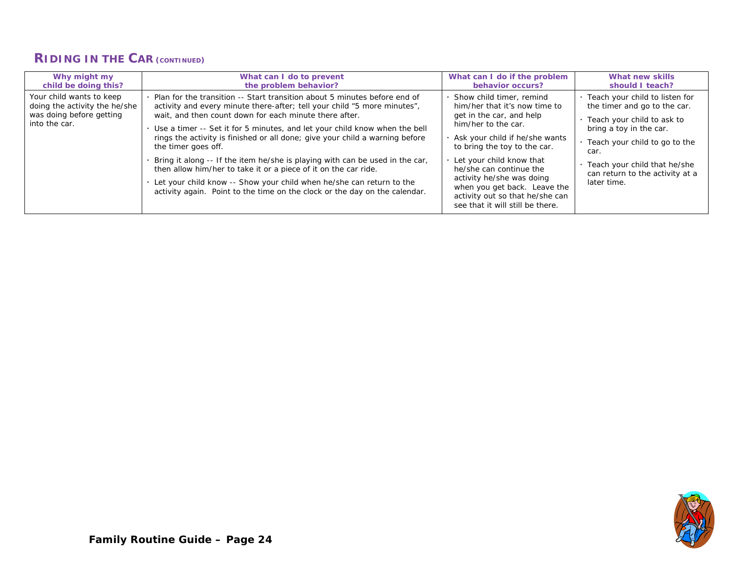## RIDING IN THE CAR (CONTINUED)

| Why might my child be doing this? | What can I do to prevent the problem behavior? | What can I do if the problem behavior occurs? | What new skills should I teach? |
|---|---|---|---|
| Your child wants to keep doing the activity the he/she was doing before getting into the car. | · Plan for the transition -- Start transition about 5 minutes before end of activity and every minute there-after; tell your child "5 more minutes", wait, and then count down for each minute there after.<br>· Use a timer -- Set it for 5 minutes, and let your child know when the bell rings the activity is finished or all done; give your child a warning before the timer goes off.<br>· Bring it along -- If the item he/she is playing with can be used in the car, then allow him/her to take it or a piece of it on the car ride.<br>· Let your child know -- Show your child when he/she can return to the activity again. Point to the time on the clock or the day on the calendar. | · Show child timer, remind him/her that it's now time to get in the car, and help him/her to the car.<br>· Ask your child if he/she wants to bring the toy to the car.<br>· Let your child know that he/she can continue the activity he/she was doing when you get back. Leave the activity out so that he/she can see that it will still be there. | · Teach your child to listen for the timer and go to the car.<br>· Teach your child to ask to bring a toy in the car.<br>· Teach your child to go to the car.<br>· Teach your child that he/she can return to the activity at a later time. |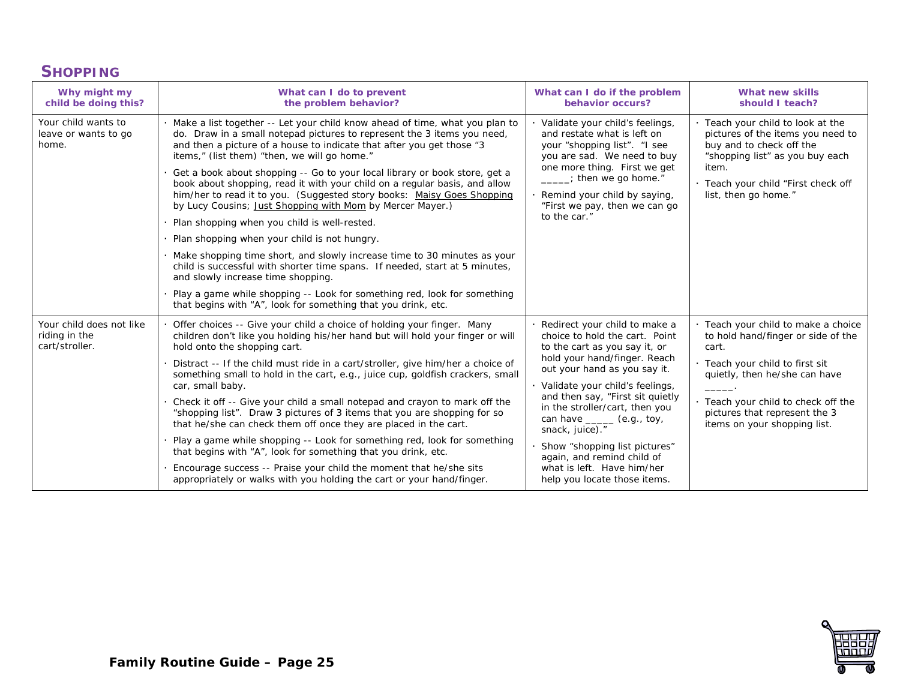## SHOPPING

| Why might my child be doing this? | What can I do to prevent the problem behavior? | What can I do if the problem behavior occurs? | What new skills should I teach? |
|---|---|---|---|
| Your child wants to leave or wants to go home. | · Make a list together -- Let your child know ahead of time, what you plan to do. Draw in a small notepad pictures to represent the 3 items you need, and then a picture of a house to indicate that after you get those "3 items," (list them) "then, we will go home."<br>· Get a book about shopping -- Go to your local library or book store, get a book about shopping, read it with your child on a regular basis, and allow him/her to read it to you. (Suggested story books: Maisy Goes Shopping by Lucy Cousins; Just Shopping with Mom by Mercer Mayer.)<br>· Plan shopping when you child is well-rested.<br>· Plan shopping when your child is not hungry.<br>· Make shopping time short, and slowly increase time to 30 minutes as your child is successful with shorter time spans. If needed, start at 5 minutes, and slowly increase time shopping.<br>· Play a game while shopping -- Look for something red, look for something that begins with "A", look for something that you drink, etc. | · Validate your child's feelings, and restate what is left on your "shopping list". "I see you are sad. We need to buy one more thing. First we get _____; then we go home."<br>· Remind your child by saying, "First we pay, then we can go to the car." | · Teach your child to look at the pictures of the items you need to buy and to check off the "shopping list" as you buy each item.<br>· Teach your child "First check off list, then go home." |
| Your child does not like riding in the cart/stroller. | · Offer choices -- Give your child a choice of holding your finger. Many children don't like you holding his/her hand but will hold your finger or will hold onto the shopping cart.<br>· Distract -- If the child must ride in a cart/stroller, give him/her a choice of something small to hold in the cart, e.g., juice cup, goldfish crackers, small car, small baby.<br>· Check it off -- Give your child a small notepad and crayon to mark off the "shopping list". Draw 3 pictures of 3 items that you are shopping for so that he/she can check them off once they are placed in the cart.<br>· Play a game while shopping -- Look for something red, look for something that begins with "A", look for something that you drink, etc.<br>· Encourage success -- Praise your child the moment that he/she sits appropriately or walks with you holding the cart or your hand/finger. | · Redirect your child to make a choice to hold the cart. Point to the cart as you say it, or hold your hand/finger. Reach out your hand as you say it.<br>· Validate your child's feelings, and then say, "First sit quietly in the stroller/cart, then you can have _____ (e.g., toy, snack, juice)."<br>· Show "shopping list pictures" again, and remind child of what is left. Have him/her help you locate those items. | · Teach your child to make a choice to hold hand/finger or side of the cart.<br>· Teach your child to first sit quietly, then he/she can have _____.<br>· Teach your child to check off the pictures that represent the 3 items on your shopping list. |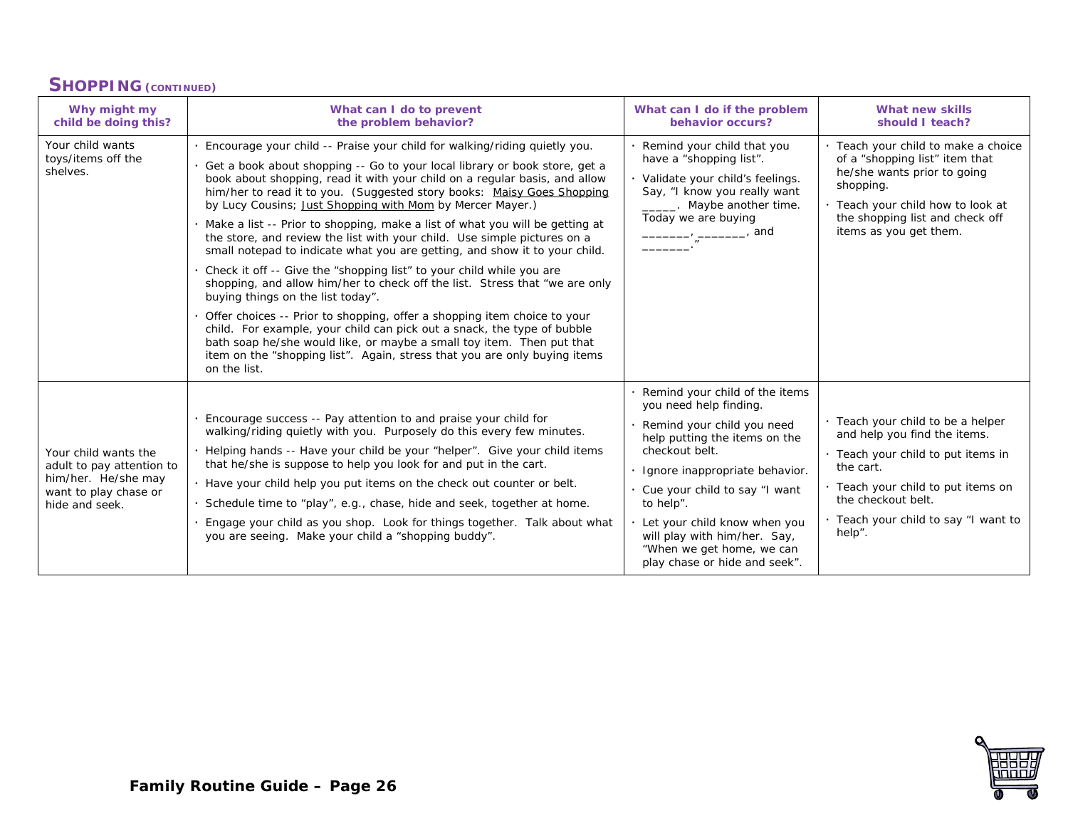## SHOPPING (CONTINUED)

| Why might my child be doing this? | What can I do to prevent the problem behavior? | What can I do if the problem behavior occurs? | What new skills should I teach? |
|---|---|---|---|
| Your child wants toys/items off the shelves. | · Encourage your child -- Praise your child for walking/riding quietly you.<br>· Get a book about shopping -- Go to your local library or book store, get a book about shopping, read it with your child on a regular basis, and allow him/her to read it to you. (Suggested story books: Maisy Goes Shopping by Lucy Cousins; Just Shopping with Mom by Mercer Mayer.)<br>· Make a list -- Prior to shopping, make a list of what you will be getting at the store, and review the list with your child. Use simple pictures on a small notepad to indicate what you are getting, and show it to your child.<br>· Check it off -- Give the "shopping list" to your child while you are shopping, and allow him/her to check off the list. Stress that "we are only buying things on the list today".<br>· Offer choices -- Prior to shopping, offer a shopping item choice to your child. For example, your child can pick out a snack, the type of bubble bath soap he/she would like, or maybe a small toy item. Then put that item on the "shopping list". Again, stress that you are only buying items on the list. | · Remind your child that you have a "shopping list".<br>· Validate your child's feelings. Say, "I know you really want _____. Maybe another time. Today we are buying _______, _______, and _______." | · Teach your child to make a choice of a "shopping list" item that he/she wants prior to going shopping.<br>· Teach your child how to look at the shopping list and check off items as you get them. |
| Your child wants the adult to pay attention to him/her. He/she may want to play chase or hide and seek. | · Encourage success -- Pay attention to and praise your child for walking/riding quietly with you. Purposely do this every few minutes.<br>· Helping hands -- Have your child be your "helper". Give your child items that he/she is suppose to help you look for and put in the cart.<br>· Have your child help you put items on the check out counter or belt.<br>· Schedule time to "play", e.g., chase, hide and seek, together at home.<br>· Engage your child as you shop. Look for things together. Talk about what you are seeing. Make your child a "shopping buddy". | · Remind your child of the items you need help finding.<br>· Remind your child you need help putting the items on the checkout belt.<br>· Ignore inappropriate behavior.<br>· Cue your child to say "I want to help".<br>· Let your child know when you will play with him/her. Say, "When we get home, we can play chase or hide and seek". | · Teach your child to be a helper and help you find the items.<br>· Teach your child to put items in the cart.<br>· Teach your child to put items on the checkout belt.<br>· Teach your child to say "I want to help". |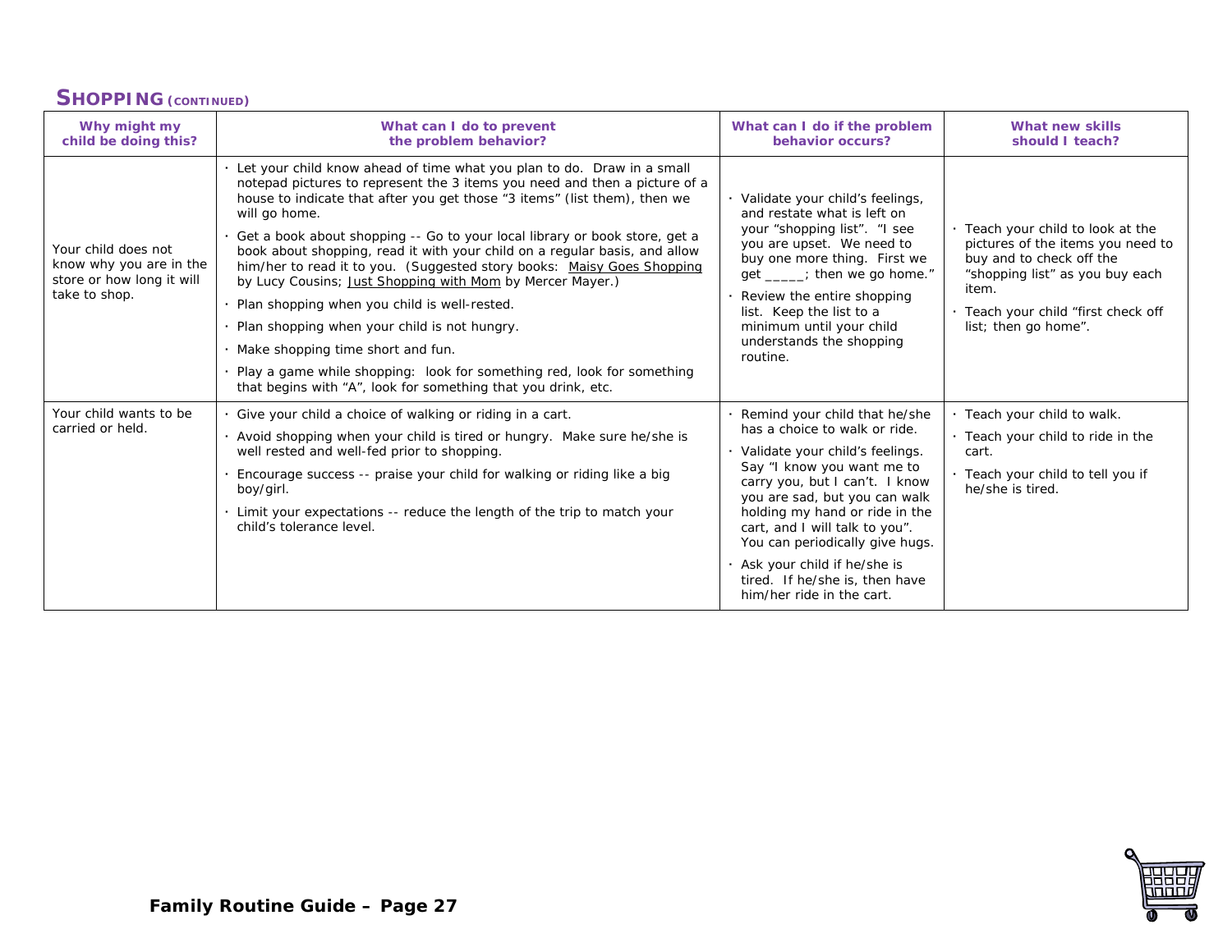## SHOPPING (CONTINUED)

| Why might my child be doing this? | What can I do to prevent the problem behavior? | What can I do if the problem behavior occurs? | What new skills should I teach? |
|---|---|---|---|
| Your child does not know why you are in the store or how long it will take to shop. | · Let your child know ahead of time what you plan to do. Draw in a small notepad pictures to represent the 3 items you need and then a picture of a house to indicate that after you get those "3 items" (list them), then we will go home.<br>· Get a book about shopping -- Go to your local library or book store, get a book about shopping, read it with your child on a regular basis, and allow him/her to read it to you. (Suggested story books: Maisy Goes Shopping by Lucy Cousins; Just Shopping with Mom by Mercer Mayer.)<br>· Plan shopping when you child is well-rested.<br>· Plan shopping when your child is not hungry.<br>· Make shopping time short and fun.<br>· Play a game while shopping: look for something red, look for something that begins with "A", look for something that you drink, etc. | · Validate your child's feelings, and restate what is left on your "shopping list". "I see you are upset. We need to buy one more thing. First we get _____; then we go home."<br>· Review the entire shopping list. Keep the list to a minimum until your child understands the shopping routine. | · Teach your child to look at the pictures of the items you need to buy and to check off the "shopping list" as you buy each item.<br>· Teach your child "first check off list; then go home". |
| Your child wants to be carried or held. | · Give your child a choice of walking or riding in a cart.<br>· Avoid shopping when your child is tired or hungry. Make sure he/she is well rested and well-fed prior to shopping.<br>· Encourage success -- praise your child for walking or riding like a big boy/girl.<br>· Limit your expectations -- reduce the length of the trip to match your child's tolerance level. | · Remind your child that he/she has a choice to walk or ride.<br>· Validate your child's feelings. Say "I know you want me to carry you, but I can't. I know you are sad, but you can walk holding my hand or ride in the cart, and I will talk to you". You can periodically give hugs.<br>· Ask your child if he/she is tired. If he/she is, then have him/her ride in the cart. | · Teach your child to walk.<br>· Teach your child to ride in the cart.<br>· Teach your child to tell you if he/she is tired. |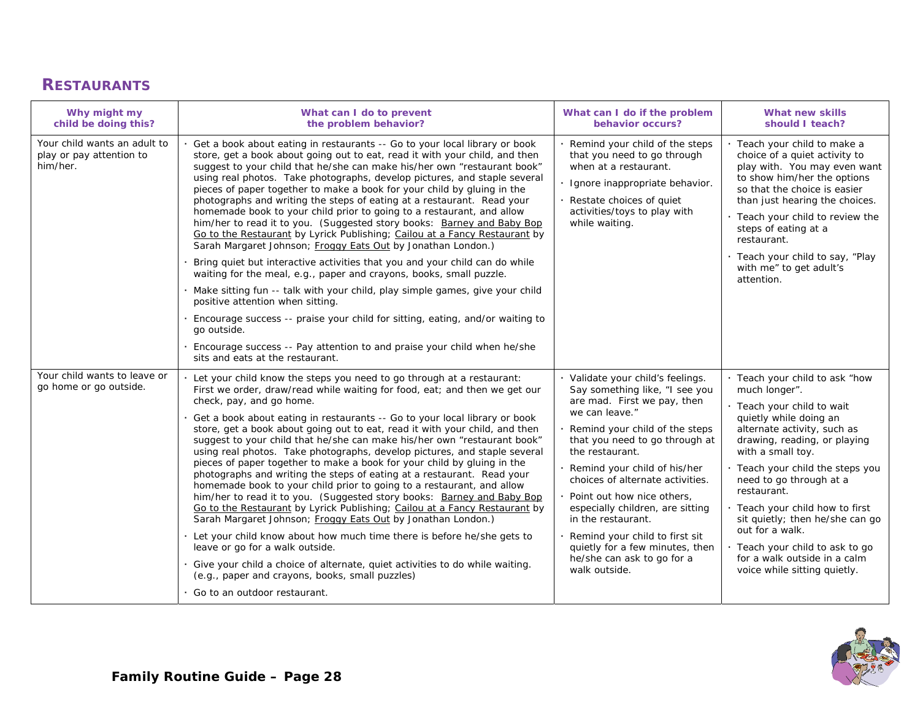## RESTAURANTS

| Why might my child be doing this? | What can I do to prevent the problem behavior? | What can I do if the problem behavior occurs? | What new skills should I teach? |
|---|---|---|---|
| Your child wants an adult to play or pay attention to him/her. | · Get a book about eating in restaurants -- Go to your local library or book store, get a book about going out to eat, read it with your child, and then suggest to your child that he/she can make his/her own "restaurant book" using real photos. Take photographs, develop pictures, and staple several pieces of paper together to make a book for your child by gluing in the photographs and writing the steps of eating at a restaurant. Read your homemade book to your child prior to going to a restaurant, and allow him/her to read it to you. (Suggested story books: Barney and Baby Bop Go to the Restaurant by Lyrick Publishing; Cailou at a Fancy Restaurant by Sarah Margaret Johnson; Froggy Eats Out by Jonathan London.)<br>· Bring quiet but interactive activities that you and your child can do while waiting for the meal, e.g., paper and crayons, books, small puzzle.<br>· Make sitting fun -- talk with your child, play simple games, give your child positive attention when sitting.<br>· Encourage success -- praise your child for sitting, eating, and/or waiting to go outside.<br>· Encourage success -- Pay attention to and praise your child when he/she sits and eats at the restaurant. | · Remind your child of the steps that you need to go through when at a restaurant.<br>· Ignore inappropriate behavior.<br>· Restate choices of quiet activities/toys to play with while waiting. | · Teach your child to make a choice of a quiet activity to play with. You may even want to show him/her the options so that the choice is easier than just hearing the choices.<br>· Teach your child to review the steps of eating at a restaurant.<br>· Teach your child to say, "Play with me" to get adult's attention. |
| Your child wants to leave or go home or go outside. | · Let your child know the steps you need to go through at a restaurant: First we order, draw/read while waiting for food, eat; and then we get our check, pay, and go home.<br>· Get a book about eating in restaurants -- Go to your local library or book store, get a book about going out to eat, read it with your child, and then suggest to your child that he/she can make his/her own "restaurant book" using real photos. Take photographs, develop pictures, and staple several pieces of paper together to make a book for your child by gluing in the photographs and writing the steps of eating at a restaurant. Read your homemade book to your child prior to going to a restaurant, and allow him/her to read it to you. (Suggested story books: Barney and Baby Bop Go to the Restaurant by Lyrick Publishing; Cailou at a Fancy Restaurant by Sarah Margaret Johnson; Froggy Eats Out by Jonathan London.)<br>· Let your child know about how much time there is before he/she gets to leave or go for a walk outside.<br>· Give your child a choice of alternate, quiet activities to do while waiting. (e.g., paper and crayons, books, small puzzles)<br>· Go to an outdoor restaurant. | · Validate your child's feelings. Say something like, "I see you are mad. First we pay, then we can leave."<br>· Remind your child of the steps that you need to go through at the restaurant.<br>· Remind your child of his/her choices of alternate activities.<br>· Point out how nice others, especially children, are sitting in the restaurant.<br>· Remind your child to first sit quietly for a few minutes, then he/she can ask to go for a walk outside. | · Teach your child to ask "how much longer".<br>· Teach your child to wait quietly while doing an alternate activity, such as drawing, reading, or playing with a small toy.<br>· Teach your child the steps you need to go through at a restaurant.<br>· Teach your child how to first sit quietly; then he/she can go out for a walk.<br>· Teach your child to ask to go for a walk outside in a calm voice while sitting quietly. |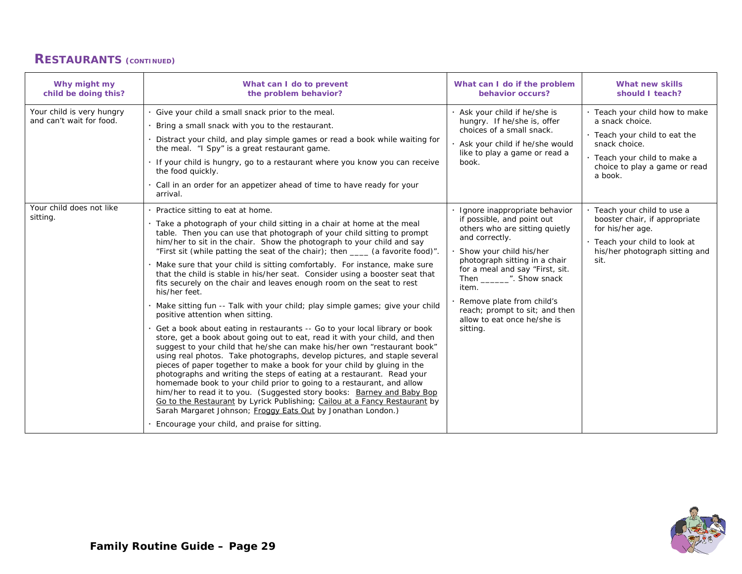## RESTAURANTS (CONTINUED)

| Why might my child be doing this? | What can I do to prevent the problem behavior? | What can I do if the problem behavior occurs? | What new skills should I teach? |
|---|---|---|---|
| Your child is very hungry and can't wait for food. | · Give your child a small snack prior to the meal.<br>· Bring a small snack with you to the restaurant.<br>· Distract your child, and play simple games or read a book while waiting for the meal. "I Spy" is a great restaurant game.<br>· If your child is hungry, go to a restaurant where you know you can receive the food quickly.<br>· Call in an order for an appetizer ahead of time to have ready for your arrival. | · Ask your child if he/she is hungry. If he/she is, offer choices of a small snack.<br>· Ask your child if he/she would like to play a game or read a book. | · Teach your child how to make a snack choice.<br>· Teach your child to eat the snack choice.<br>· Teach your child to make a choice to play a game or read a book. |
| Your child does not like sitting. | · Practice sitting to eat at home.<br>· Take a photograph of your child sitting in a chair at home at the meal table. Then you can use that photograph of your child sitting to prompt him/her to sit in the chair. Show the photograph to your child and say "First sit (while patting the seat of the chair); then ____ (a favorite food)".<br>· Make sure that your child is sitting comfortably. For instance, make sure that the child is stable in his/her seat. Consider using a booster seat that fits securely on the chair and leaves enough room on the seat to rest his/her feet.<br>· Make sitting fun -- Talk with your child; play simple games; give your child positive attention when sitting.<br>· Get a book about eating in restaurants -- Go to your local library or book store, get a book about going out to eat, read it with your child, and then suggest to your child that he/she can make his/her own "restaurant book" using real photos. Take photographs, develop pictures, and staple several pieces of paper together to make a book for your child by gluing in the photographs and writing the steps of eating at a restaurant. Read your homemade book to your child prior to going to a restaurant, and allow him/her to read it to you. (Suggested story books: Barney and Baby Bop Go to the Restaurant by Lyrick Publishing; Cailou at a Fancy Restaurant by Sarah Margaret Johnson; Froggy Eats Out by Jonathan London.)<br>· Encourage your child, and praise for sitting. | · Ignore inappropriate behavior if possible, and point out others who are sitting quietly and correctly.<br>· Show your child his/her photograph sitting in a chair for a meal and say "First, sit. Then ______". Show snack item.<br>· Remove plate from child's reach; prompt to sit; and then allow to eat once he/she is sitting. | · Teach your child to use a booster chair, if appropriate for his/her age.<br>· Teach your child to look at his/her photograph sitting and sit. |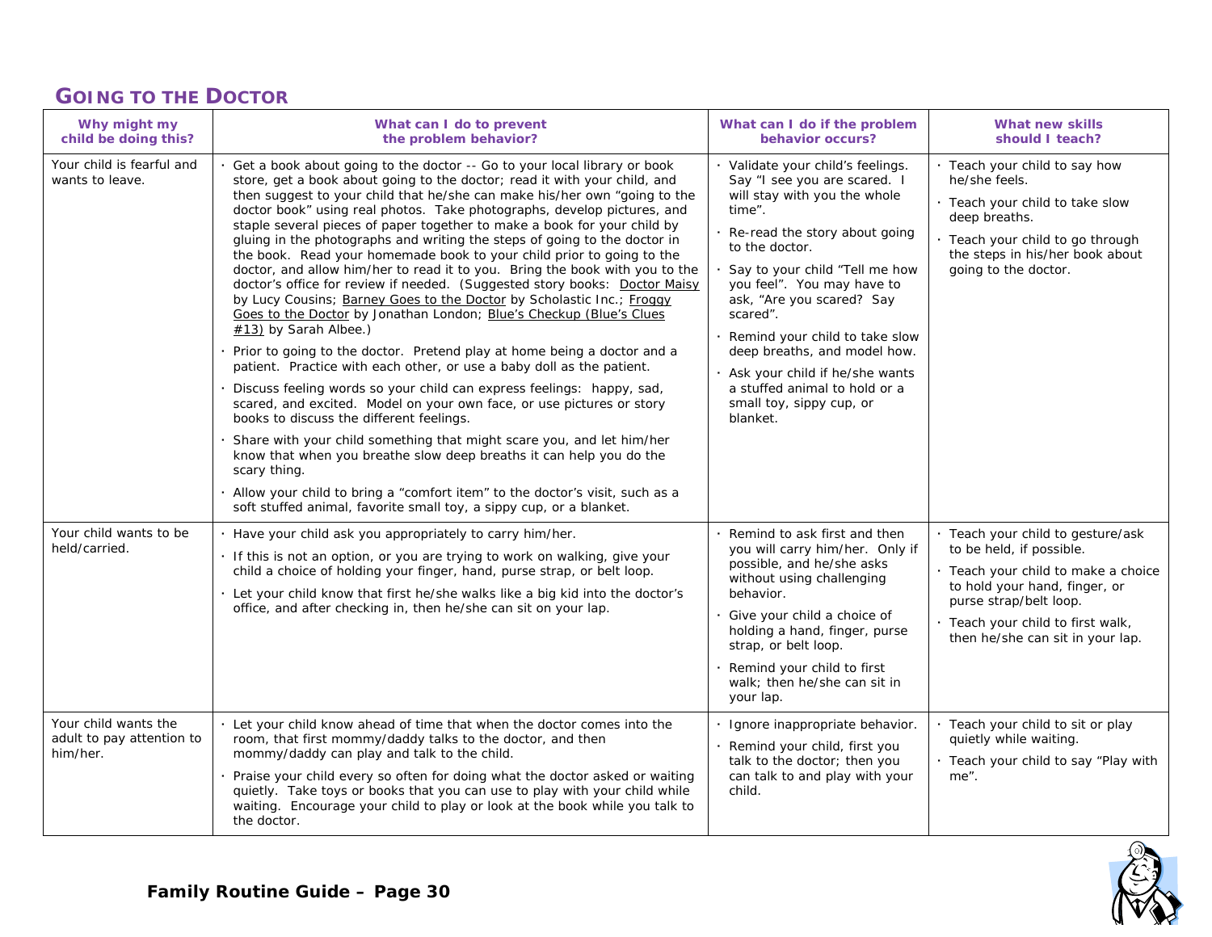## GOING TO THE DOCTOR

| Why might my child be doing this? | What can I do to prevent the problem behavior? | What can I do if the problem behavior occurs? | What new skills should I teach? |
|---|---|---|---|
| Your child is fearful and wants to leave. | · Get a book about going to the doctor -- Go to your local library or book store, get a book about going to the doctor; read it with your child, and then suggest to your child that he/she can make his/her own "going to the doctor book" using real photos. Take photographs, develop pictures, and staple several pieces of paper together to make a book for your child by gluing in the photographs and writing the steps of going to the doctor in the book. Read your homemade book to your child prior to going to the doctor, and allow him/her to read it to you. Bring the book with you to the doctor's office for review if needed. (Suggested story books: Doctor Maisy by Lucy Cousins; Barney Goes to the Doctor by Scholastic Inc.; Froggy Goes to the Doctor by Jonathan London; Blue's Checkup (Blue's Clues #13) by Sarah Albee.)<br>· Prior to going to the doctor. Pretend play at home being a doctor and a patient. Practice with each other, or use a baby doll as the patient.<br>· Discuss feeling words so your child can express feelings: happy, sad, scared, and excited. Model on your own face, or use pictures or story books to discuss the different feelings.<br>· Share with your child something that might scare you, and let him/her know that when you breathe slow deep breaths it can help you do the scary thing.<br>· Allow your child to bring a "comfort item" to the doctor's visit, such as a soft stuffed animal, favorite small toy, a sippy cup, or a blanket. | · Validate your child's feelings. Say "I see you are scared. I will stay with you the whole time".<br>· Re-read the story about going to the doctor.<br>· Say to your child "Tell me how you feel". You may have to ask, "Are you scared? Say scared".<br>· Remind your child to take slow deep breaths, and model how.<br>· Ask your child if he/she wants a stuffed animal to hold or a small toy, sippy cup, or blanket. | · Teach your child to say how he/she feels.<br>· Teach your child to take slow deep breaths.<br>· Teach your child to go through the steps in his/her book about going to the doctor. |
| Your child wants to be held/carried. | · Have your child ask you appropriately to carry him/her.<br>· If this is not an option, or you are trying to work on walking, give your child a choice of holding your finger, hand, purse strap, or belt loop.<br>· Let your child know that first he/she walks like a big kid into the doctor's office, and after checking in, then he/she can sit on your lap. | · Remind to ask first and then you will carry him/her. Only if possible, and he/she asks without using challenging behavior.<br>· Give your child a choice of holding a hand, finger, purse strap, or belt loop.<br>· Remind your child to first walk; then he/she can sit in your lap. | · Teach your child to gesture/ask to be held, if possible.<br>· Teach your child to make a choice to hold your hand, finger, or purse strap/belt loop.<br>· Teach your child to first walk, then he/she can sit in your lap. |
| Your child wants the adult to pay attention to him/her. | · Let your child know ahead of time that when the doctor comes into the room, that first mommy/daddy talks to the doctor, and then mommy/daddy can play and talk to the child.<br>· Praise your child every so often for doing what the doctor asked or waiting quietly. Take toys or books that you can use to play with your child while waiting. Encourage your child to play or look at the book while you talk to the doctor. | · Ignore inappropriate behavior.<br>· Remind your child, first you talk to the doctor; then you can talk to and play with your child. | · Teach your child to sit or play quietly while waiting.<br>· Teach your child to say "Play with me". |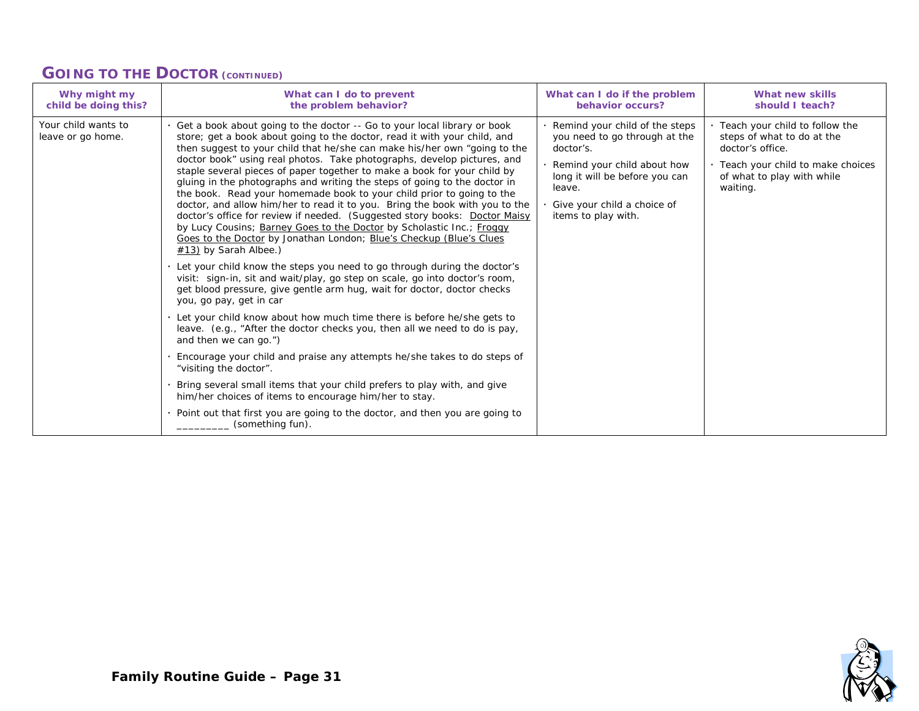## GOING TO THE DOCTOR (CONTINUED)

| Why might my child be doing this? | What can I do to prevent the problem behavior? | What can I do if the problem behavior occurs? | What new skills should I teach? |
|---|---|---|---|
| Your child wants to leave or go home. | · Get a book about going to the doctor -- Go to your local library or book store; get a book about going to the doctor, read it with your child, and then suggest to your child that he/she can make his/her own "going to the doctor book" using real photos. Take photographs, develop pictures, and staple several pieces of paper together to make a book for your child by gluing in the photographs and writing the steps of going to the doctor in the book. Read your homemade book to your child prior to going to the doctor, and allow him/her to read it to you. Bring the book with you to the doctor's office for review if needed. (Suggested story books: Doctor Maisy by Lucy Cousins; Barney Goes to the Doctor by Scholastic Inc.; Froggy Goes to the Doctor by Jonathan London; Blue's Checkup (Blue's Clues #13) by Sarah Albee.)<br>· Let your child know the steps you need to go through during the doctor's visit: sign-in, sit and wait/play, go step on scale, go into doctor's room, get blood pressure, give gentle arm hug, wait for doctor, doctor checks you, go pay, get in car<br>· Let your child know about how much time there is before he/she gets to leave. (e.g., "After the doctor checks you, then all we need to do is pay, and then we can go.")<br>· Encourage your child and praise any attempts he/she takes to do steps of "visiting the doctor".<br>· Bring several small items that your child prefers to play with, and give him/her choices of items to encourage him/her to stay.<br>· Point out that first you are going to the doctor, and then you are going to _________ (something fun). | · Remind your child of the steps you need to go through at the doctor's.<br>· Remind your child about how long it will be before you can leave.<br>· Give your child a choice of items to play with. | · Teach your child to follow the steps of what to do at the doctor's office.<br>· Teach your child to make choices of what to play with while waiting. |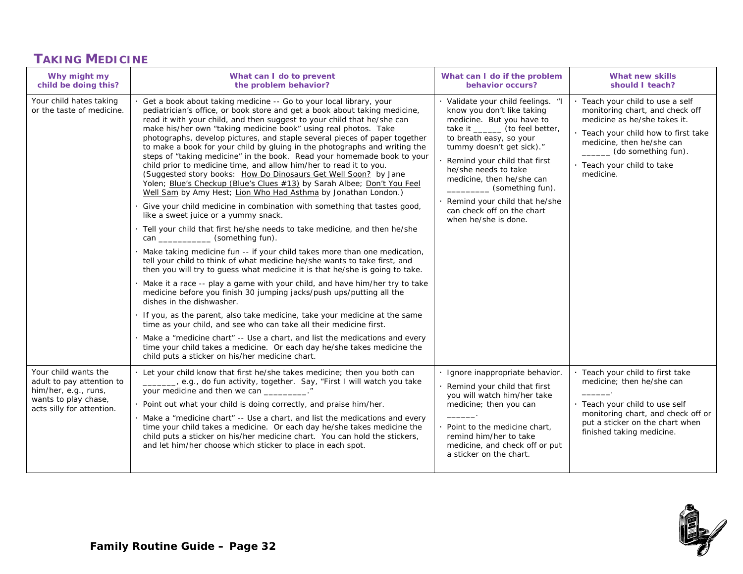## TAKING MEDICINE

| Why might my child be doing this? | What can I do to prevent the problem behavior? | What can I do if the problem behavior occurs? | What new skills should I teach? |
|---|---|---|---|
| Your child hates taking or the taste of medicine. | · Get a book about taking medicine -- Go to your local library, your pediatrician's office, or book store and get a book about taking medicine, read it with your child, and then suggest to your child that he/she can make his/her own "taking medicine book" using real photos. Take photographs, develop pictures, and staple several pieces of paper together to make a book for your child by gluing in the photographs and writing the steps of "taking medicine" in the book. Read your homemade book to your child prior to medicine time, and allow him/her to read it to you. (Suggested story books: How Do Dinosaurs Get Well Soon? by Jane Yolen; Blue's Checkup (Blue's Clues #13) by Sarah Albee; Don't You Feel Well Sam by Amy Hest; Lion Who Had Asthma by Jonathan London.)<br>· Give your child medicine in combination with something that tastes good, like a sweet juice or a yummy snack.<br>· Tell your child that first he/she needs to take medicine, and then he/she can ___________ (something fun).<br>· Make taking medicine fun -- if your child takes more than one medication, tell your child to think of what medicine he/she wants to take first, and then you will try to guess what medicine it is that he/she is going to take.<br>· Make it a race -- play a game with your child, and have him/her try to take medicine before you finish 30 jumping jacks/push ups/putting all the dishes in the dishwasher.<br>· If you, as the parent, also take medicine, take your medicine at the same time as your child, and see who can take all their medicine first.<br>· Make a "medicine chart" -- Use a chart, and list the medications and every time your child takes a medicine. Or each day he/she takes medicine the child puts a sticker on his/her medicine chart. | · Validate your child feelings. "I know you don't like taking medicine. But you have to take it ______ (to feel better, to breath easy, so your tummy doesn't get sick)."<br>· Remind your child that first he/she needs to take medicine, then he/she can _________ (something fun).<br>· Remind your child that he/she can check off on the chart when he/she is done. | · Teach your child to use a self monitoring chart, and check off medicine as he/she takes it.<br>· Teach your child how to first take medicine, then he/she can ______ (do something fun).<br>· Teach your child to take medicine. |
| Your child wants the adult to pay attention to him/her, e.g., runs, wants to play chase, acts silly for attention. | · Let your child know that first he/she takes medicine; then you both can _______, e.g., do fun activity, together. Say, "First I will watch you take your medicine and then we can _________."<br>· Point out what your child is doing correctly, and praise him/her.<br>· Make a "medicine chart" -- Use a chart, and list the medications and every time your child takes a medicine. Or each day he/she takes medicine the child puts a sticker on his/her medicine chart. You can hold the stickers, and let him/her choose which sticker to place in each spot. | · Ignore inappropriate behavior.<br>· Remind your child that first you will watch him/her take medicine; then you can ______.<br>· Point to the medicine chart, remind him/her to take medicine, and check off or put a sticker on the chart. | · Teach your child to first take medicine; then he/she can ______.<br>· Teach your child to use self monitoring chart, and check off or put a sticker on the chart when finished taking medicine. |

**Family Routine Guide – Page 32**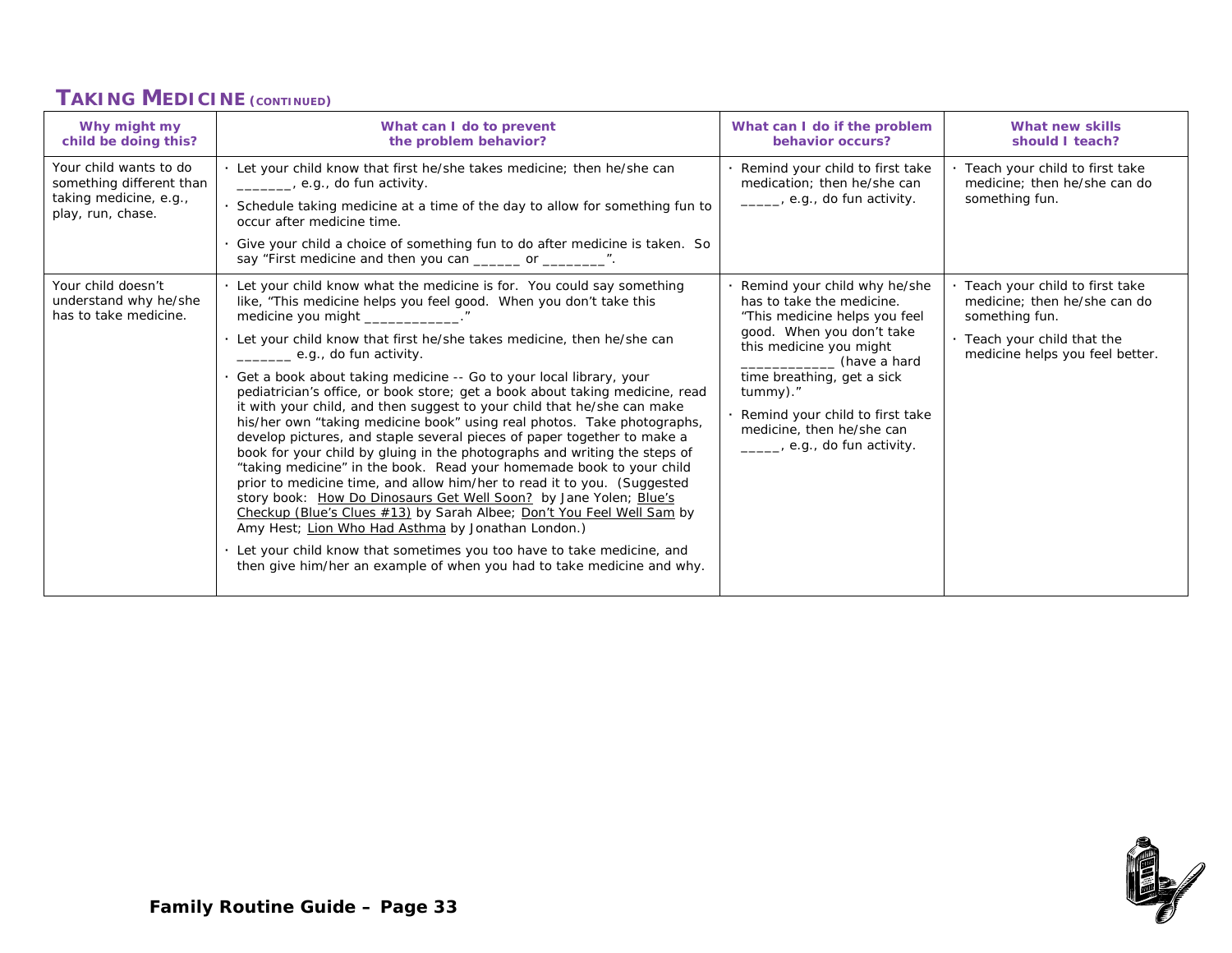## TAKING MEDICINE (CONTINUED)

| Why might my child be doing this? | What can I do to prevent the problem behavior? | What can I do if the problem behavior occurs? | What new skills should I teach? |
|---|---|---|---|
| Your child wants to do something different than taking medicine, e.g., play, run, chase. | · Let your child know that first he/she takes medicine; then he/she can _______, e.g., do fun activity.<br>· Schedule taking medicine at a time of the day to allow for something fun to occur after medicine time.<br>· Give your child a choice of something fun to do after medicine is taken. So say "First medicine and then you can ______ or ________". | · Remind your child to first take medication; then he/she can _____, e.g., do fun activity. | · Teach your child to first take medicine; then he/she can do something fun. |
| Your child doesn't understand why he/she has to take medicine. | · Let your child know what the medicine is for. You could say something like, "This medicine helps you feel good. When you don't take this medicine you might ____________."<br>· Let your child know that first he/she takes medicine, then he/she can _______ e.g., do fun activity.<br>· Get a book about taking medicine -- Go to your local library, your pediatrician's office, or book store; get a book about taking medicine, read it with your child, and then suggest to your child that he/she can make his/her own "taking medicine book" using real photos. Take photographs, develop pictures, and staple several pieces of paper together to make a book for your child by gluing in the photographs and writing the steps of "taking medicine" in the book. Read your homemade book to your child prior to medicine time, and allow him/her to read it to you. (Suggested story book: How Do Dinosaurs Get Well Soon? by Jane Yolen; Blue's Checkup (Blue's Clues #13) by Sarah Albee; Don't You Feel Well Sam by Amy Hest; Lion Who Had Asthma by Jonathan London.)<br>· Let your child know that sometimes you too have to take medicine, and then give him/her an example of when you had to take medicine and why. | · Remind your child why he/she has to take the medicine. "This medicine helps you feel good. When you don't take this medicine you might ____________ (have a hard time breathing, get a sick tummy)."<br>· Remind your child to first take medicine, then he/she can _____, e.g., do fun activity. | · Teach your child to first take medicine; then he/she can do something fun.<br>· Teach your child that the medicine helps you feel better. |

**Family Routine Guide – Page 33**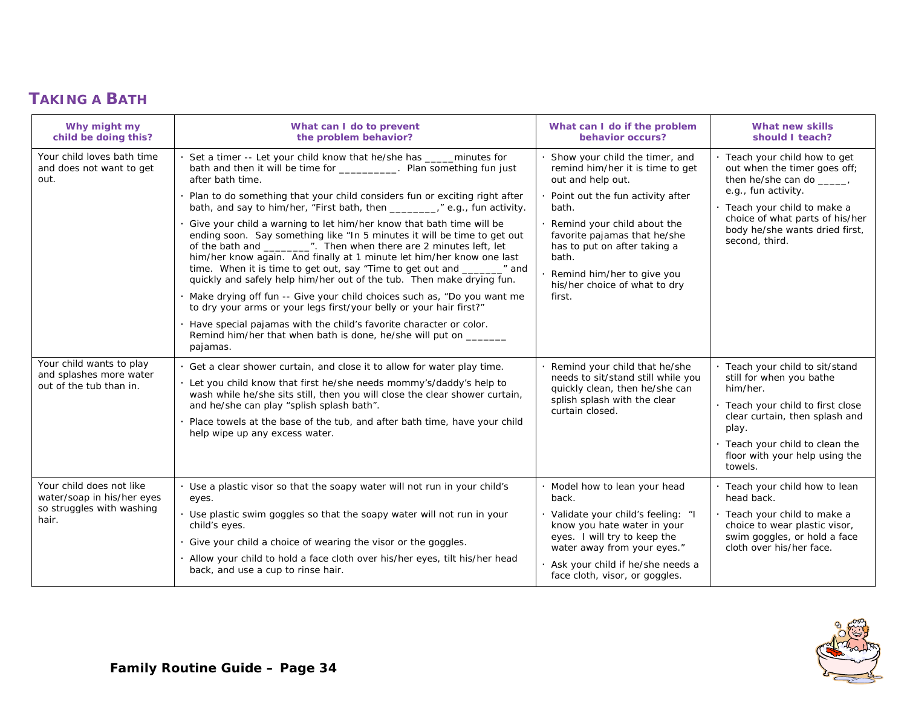## TAKING A BATH

| Why might my child be doing this? | What can I do to prevent the problem behavior? | What can I do if the problem behavior occurs? | What new skills should I teach? |
|---|---|---|---|
| Your child loves bath time and does not want to get out. | · Set a timer -- Let your child know that he/she has _____minutes for bath and then it will be time for __________. Plan something fun just after bath time.<br>· Plan to do something that your child considers fun or exciting right after bath, and say to him/her, "First bath, then ________," e.g., fun activity.<br>· Give your child a warning to let him/her know that bath time will be ending soon. Say something like "In 5 minutes it will be time to get out of the bath and ________". Then when there are 2 minutes left, let him/her know again. And finally at 1 minute let him/her know one last time. When it is time to get out, say "Time to get out and _______" and quickly and safely help him/her out of the tub. Then make drying fun.<br>· Make drying off fun -- Give your child choices such as, "Do you want me to dry your arms or your legs first/your belly or your hair first?"<br>· Have special pajamas with the child's favorite character or color. Remind him/her that when bath is done, he/she will put on _______ pajamas. | · Show your child the timer, and remind him/her it is time to get out and help out.<br>· Point out the fun activity after bath.<br>· Remind your child about the favorite pajamas that he/she has to put on after taking a bath.<br>· Remind him/her to give you his/her choice of what to dry first. | · Teach your child how to get out when the timer goes off; then he/she can do _____, e.g., fun activity.<br>· Teach your child to make a choice of what parts of his/her body he/she wants dried first, second, third. |
| Your child wants to play and splashes more water out of the tub than in. | · Get a clear shower curtain, and close it to allow for water play time.<br>· Let you child know that first he/she needs mommy's/daddy's help to wash while he/she sits still, then you will close the clear shower curtain, and he/she can play "splish splash bath".<br>· Place towels at the base of the tub, and after bath time, have your child help wipe up any excess water. | · Remind your child that he/she needs to sit/stand still while you quickly clean, then he/she can splish splash with the clear curtain closed. | · Teach your child to sit/stand still for when you bathe him/her.<br>· Teach your child to first close clear curtain, then splash and play.<br>· Teach your child to clean the floor with your help using the towels. |
| Your child does not like water/soap in his/her eyes so struggles with washing hair. | · Use a plastic visor so that the soapy water will not run in your child's eyes.<br>· Use plastic swim goggles so that the soapy water will not run in your child's eyes.<br>· Give your child a choice of wearing the visor or the goggles.<br>· Allow your child to hold a face cloth over his/her eyes, tilt his/her head back, and use a cup to rinse hair. | · Model how to lean your head back.<br>· Validate your child's feeling: "I know you hate water in your eyes. I will try to keep the water away from your eyes."<br>· Ask your child if he/she needs a face cloth, visor, or goggles. | · Teach your child how to lean head back.<br>· Teach your child to make a choice to wear plastic visor, swim goggles, or hold a face cloth over his/her face. |

**Family Routine Guide – Page 34**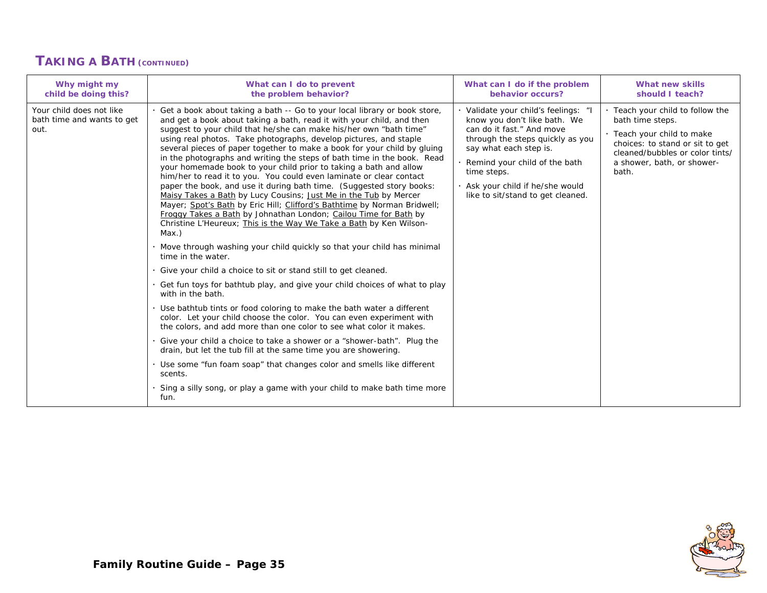## TAKING A BATH (CONTINUED)

| Why might my child be doing this? | What can I do to prevent the problem behavior? | What can I do if the problem behavior occurs? | What new skills should I teach? |
|---|---|---|---|
| Your child does not like bath time and wants to get out. | · Get a book about taking a bath -- Go to your local library or book store, and get a book about taking a bath, read it with your child, and then suggest to your child that he/she can make his/her own "bath time" using real photos. Take photographs, develop pictures, and staple several pieces of paper together to make a book for your child by gluing in the photographs and writing the steps of bath time in the book. Read your homemade book to your child prior to taking a bath and allow him/her to read it to you. You could even laminate or clear contact paper the book, and use it during bath time. (Suggested story books: Maisy Takes a Bath by Lucy Cousins; Just Me in the Tub by Mercer Mayer; Spot's Bath by Eric Hill; Clifford's Bathtime by Norman Bridwell; Froggy Takes a Bath by Johnathan London; Cailou Time for Bath by Christine L'Heureux; This is the Way We Take a Bath by Ken Wilson-Max.)<br>· Move through washing your child quickly so that your child has minimal time in the water.<br>· Give your child a choice to sit or stand still to get cleaned.<br>· Get fun toys for bathtub play, and give your child choices of what to play with in the bath.<br>· Use bathtub tints or food coloring to make the bath water a different color. Let your child choose the color. You can even experiment with the colors, and add more than one color to see what color it makes.<br>· Give your child a choice to take a shower or a "shower-bath". Plug the drain, but let the tub fill at the same time you are showering.<br>· Use some "fun foam soap" that changes color and smells like different scents.<br>· Sing a silly song, or play a game with your child to make bath time more fun. | · Validate your child's feelings: "I know you don't like bath. We can do it fast." And move through the steps quickly as you say what each step is.<br>· Remind your child of the bath time steps.<br>· Ask your child if he/she would like to sit/stand to get cleaned. | · Teach your child to follow the bath time steps.<br>· Teach your child to make choices: to stand or sit to get cleaned/bubbles or color tints/ a shower, bath, or shower-bath. |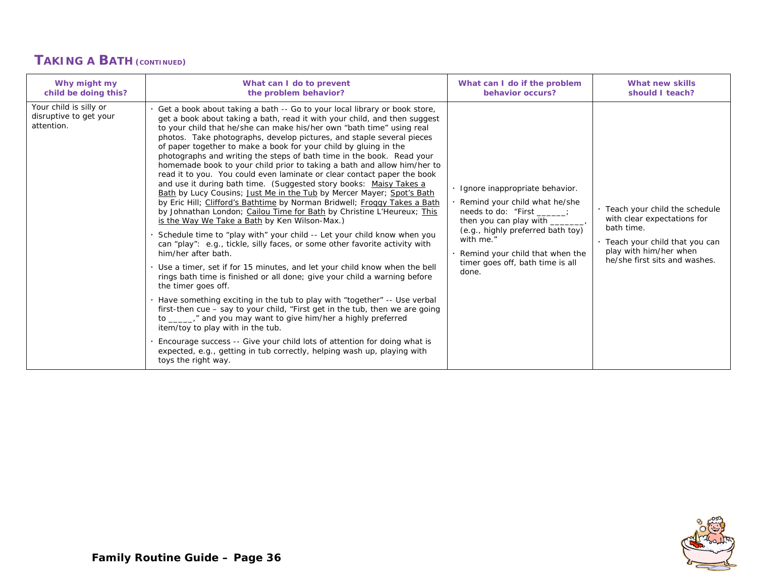## TAKING A BATH (CONTINUED)

| Why might my child be doing this? | What can I do to prevent the problem behavior? | What can I do if the problem behavior occurs? | What new skills should I teach? |
| --- | --- | --- | --- |
| Your child is silly or disruptive to get your attention. | · Get a book about taking a bath -- Go to your local library or book store, get a book about taking a bath, read it with your child, and then suggest to your child that he/she can make his/her own "bath time" using real photos. Take photographs, develop pictures, and staple several pieces of paper together to make a book for your child by gluing in the photographs and writing the steps of bath time in the book. Read your homemade book to your child prior to taking a bath and allow him/her to read it to you. You could even laminate or clear contact paper the book and use it during bath time. (Suggested story books: <u>Maisy Takes a Bath</u> by Lucy Cousins; <u>Just Me in the Tub</u> by Mercer Mayer; <u>Spot's Bath</u> by Eric Hill; <u>Clifford's Bathtime</u> by Norman Bridwell; <u>Froggy Takes a Bath</u> by Johnathan London; <u>Cailou Time for Bath</u> by Christine L'Heureux; <u>This is the Way We Take a Bath</u> by Ken Wilson-Max.)<br>· Schedule time to "play with" your child -- Let your child know when you can "play": e.g., tickle, silly faces, or some other favorite activity with him/her after bath.<br>· Use a timer, set if for 15 minutes, and let your child know when the bell rings bath time is finished or all done; give your child a warning before the timer goes off.<br>· Have something exciting in the tub to play with "together" -- Use verbal first-then cue – say to your child, "First get in the tub, then we are going to _____," and you may want to give him/her a highly preferred item/toy to play with in the tub.<br>· Encourage success -- Give your child lots of attention for doing what is expected, e.g., getting in tub correctly, helping wash up, playing with toys the right way. | · Ignore inappropriate behavior.<br>· Remind your child what he/she needs to do: "First ______; then you can play with _______, (e.g., highly preferred bath toy) with me."<br>· Remind your child that when the timer goes off, bath time is all done. | · Teach your child the schedule with clear expectations for bath time.<br>· Teach your child that you can play with him/her when he/she first sits and washes. |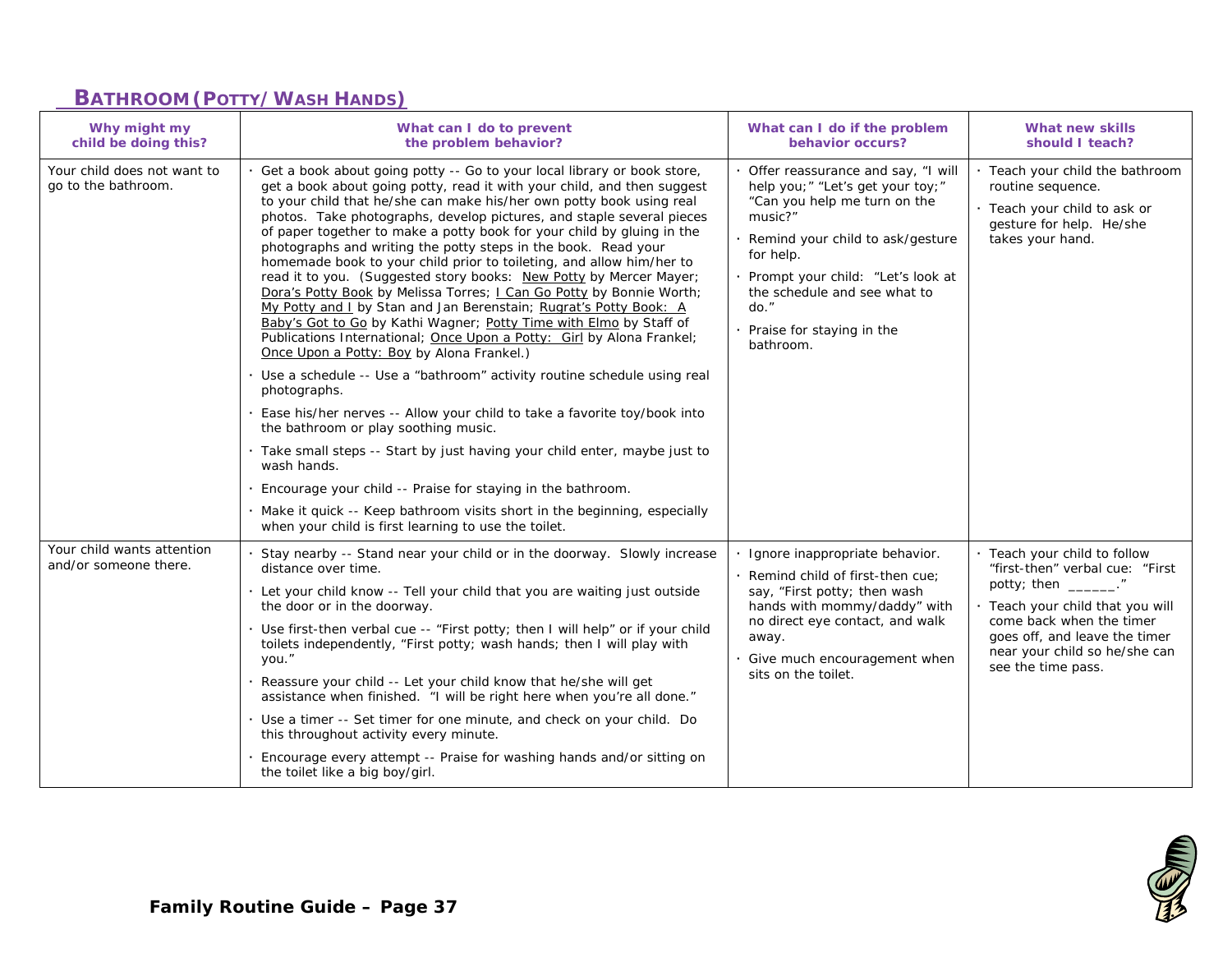## BATHROOM (POTTY/ WASH HANDS)

| Why might my child be doing this? | What can I do to prevent the problem behavior? | What can I do if the problem behavior occurs? | What new skills should I teach? |
|---|---|---|---|
| Your child does not want to go to the bathroom. | · Get a book about going potty -- Go to your local library or book store, get a book about going potty, read it with your child, and then suggest to your child that he/she can make his/her own potty book using real photos. Take photographs, develop pictures, and staple several pieces of paper together to make a potty book for your child by gluing in the photographs and writing the potty steps in the book. Read your homemade book to your child prior to toileting, and allow him/her to read it to you. (Suggested story books: New Potty by Mercer Mayer; Dora's Potty Book by Melissa Torres; I Can Go Potty by Bonnie Worth; My Potty and I by Stan and Jan Berenstain; Rugrat's Potty Book: A Baby's Got to Go by Kathi Wagner; Potty Time with Elmo by Staff of Publications International; Once Upon a Potty: Girl by Alona Frankel; Once Upon a Potty: Boy by Alona Frankel.)<br>· Use a schedule -- Use a "bathroom" activity routine schedule using real photographs.<br>· Ease his/her nerves -- Allow your child to take a favorite toy/book into the bathroom or play soothing music.<br>· Take small steps -- Start by just having your child enter, maybe just to wash hands.<br>· Encourage your child -- Praise for staying in the bathroom.<br>· Make it quick -- Keep bathroom visits short in the beginning, especially when your child is first learning to use the toilet. | · Offer reassurance and say, "I will help you;" "Let's get your toy;" "Can you help me turn on the music?"<br>· Remind your child to ask/gesture for help.<br>· Prompt your child: "Let's look at the schedule and see what to do."<br>· Praise for staying in the bathroom. | · Teach your child the bathroom routine sequence.<br>· Teach your child to ask or gesture for help. He/she takes your hand. |
| Your child wants attention and/or someone there. | · Stay nearby -- Stand near your child or in the doorway. Slowly increase distance over time.<br>· Let your child know -- Tell your child that you are waiting just outside the door or in the doorway.<br>· Use first-then verbal cue -- "First potty; then I will help" or if your child toilets independently, "First potty; wash hands; then I will play with you."<br>· Reassure your child -- Let your child know that he/she will get assistance when finished. "I will be right here when you're all done."<br>· Use a timer -- Set timer for one minute, and check on your child. Do this throughout activity every minute.<br>· Encourage every attempt -- Praise for washing hands and/or sitting on the toilet like a big boy/girl. | · Ignore inappropriate behavior.<br>· Remind child of first-then cue; say, "First potty; then wash hands with mommy/daddy" with no direct eye contact, and walk away.<br>· Give much encouragement when sits on the toilet. | · Teach your child to follow "first-then" verbal cue: "First potty; then ______."<br>· Teach your child that you will come back when the timer goes off, and leave the timer near your child so he/she can see the time pass. |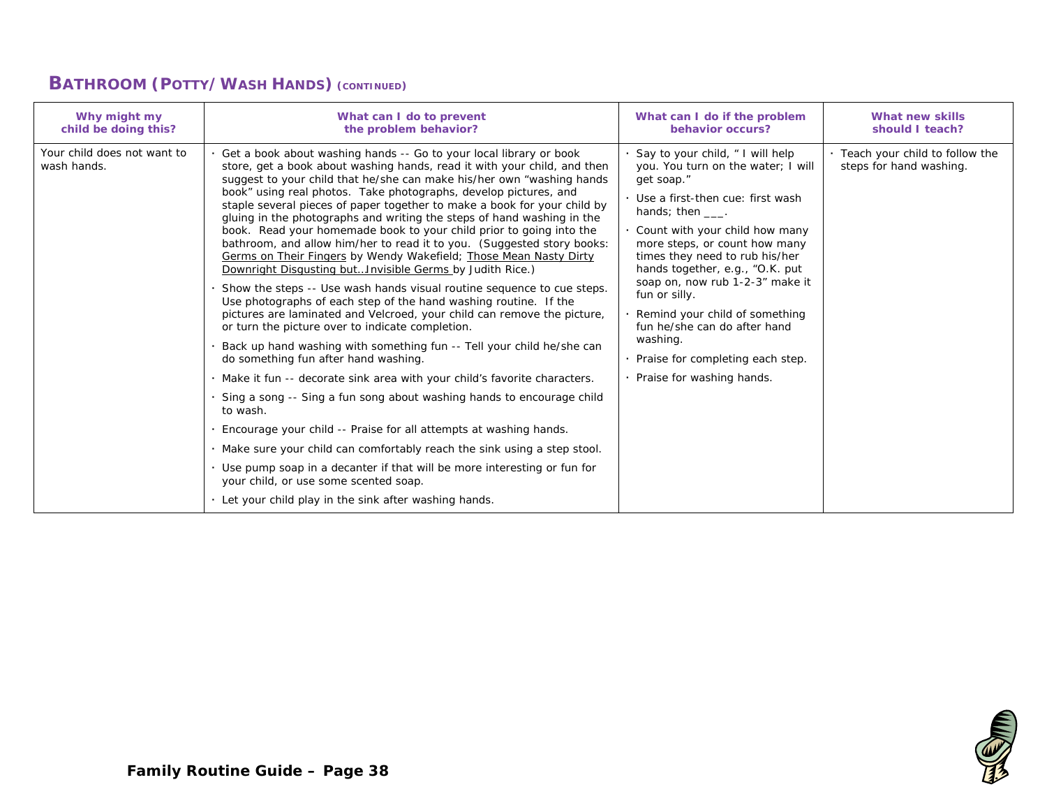## BATHROOM (POTTY/ WASH HANDS) (CONTINUED)

| Why might my child be doing this? | What can I do to prevent the problem behavior? | What can I do if the problem behavior occurs? | What new skills should I teach? |
|---|---|---|---|
| Your child does not want to wash hands. | · Get a book about washing hands -- Go to your local library or book store, get a book about washing hands, read it with your child, and then suggest to your child that he/she can make his/her own "washing hands book" using real photos. Take photographs, develop pictures, and staple several pieces of paper together to make a book for your child by gluing in the photographs and writing the steps of hand washing in the book. Read your homemade book to your child prior to going into the bathroom, and allow him/her to read it to you. (Suggested story books: Germs on Their Fingers by Wendy Wakefield; Those Mean Nasty Dirty Downright Disgusting but…Invisible Germs by Judith Rice.)<br>· Show the steps -- Use wash hands visual routine sequence to cue steps. Use photographs of each step of the hand washing routine. If the pictures are laminated and Velcroed, your child can remove the picture, or turn the picture over to indicate completion.<br>· Back up hand washing with something fun -- Tell your child he/she can do something fun after hand washing.<br>· Make it fun -- decorate sink area with your child's favorite characters.<br>· Sing a song -- Sing a fun song about washing hands to encourage child to wash.<br>· Encourage your child -- Praise for all attempts at washing hands.<br>· Make sure your child can comfortably reach the sink using a step stool.<br>· Use pump soap in a decanter if that will be more interesting or fun for your child, or use some scented soap.<br>· Let your child play in the sink after washing hands. | · Say to your child, " I will help you. You turn on the water; I will get soap."<br>· Use a first-then cue: first wash hands; then ___.<br>· Count with your child how many more steps, or count how many times they need to rub his/her hands together, e.g., "O.K. put soap on, now rub 1-2-3" make it fun or silly.<br>· Remind your child of something fun he/she can do after hand washing.<br>· Praise for completing each step.<br>· Praise for washing hands. | · Teach your child to follow the steps for hand washing. |

**Family Routine Guide – Page 38**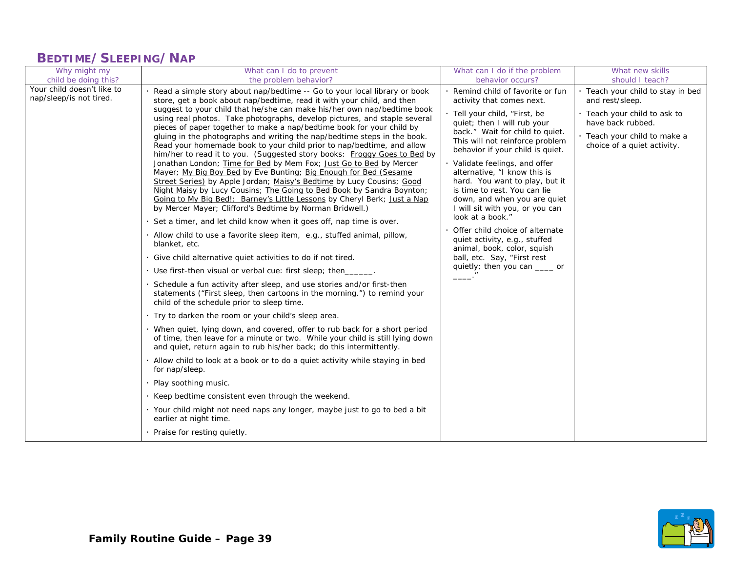## BEDTIME/SLEEPING/NAP

| Why might my child be doing this? | What can I do to prevent the problem behavior? | What can I do if the problem behavior occurs? | What new skills should I teach? |
|---|---|---|---|
| Your child doesn't like to nap/sleep/is not tired. | · Read a simple story about nap/bedtime -- Go to your local library or book store, get a book about nap/bedtime, read it with your child, and then suggest to your child that he/she can make his/her own nap/bedtime book using real photos. Take photographs, develop pictures, and staple several pieces of paper together to make a nap/bedtime book for your child by gluing in the photographs and writing the nap/bedtime steps in the book. Read your homemade book to your child prior to nap/bedtime, and allow him/her to read it to you. (Suggested story books: Froggy Goes to Bed by Jonathan London; Time for Bed by Mem Fox; Just Go to Bed by Mercer Mayer; My Big Boy Bed by Eve Bunting; Big Enough for Bed (Sesame Street Series) by Apple Jordan; Maisy's Bedtime by Lucy Cousins; Good Night Maisy by Lucy Cousins; The Going to Bed Book by Sandra Boynton; Going to My Big Bed!: Barney's Little Lessons by Cheryl Berk; Just a Nap by Mercer Mayer; Clifford's Bedtime by Norman Bridwell.)<br>· Set a timer, and let child know when it goes off, nap time is over.<br>· Allow child to use a favorite sleep item, e.g., stuffed animal, pillow, blanket, etc.<br>· Give child alternative quiet activities to do if not tired.<br>· Use first-then visual or verbal cue: first sleep; then______.<br>· Schedule a fun activity after sleep, and use stories and/or first-then statements ("First sleep, then cartoons in the morning.") to remind your child of the schedule prior to sleep time.<br>· Try to darken the room or your child's sleep area.<br>· When quiet, lying down, and covered, offer to rub back for a short period of time, then leave for a minute or two. While your child is still lying down and quiet, return again to rub his/her back; do this intermittently.<br>· Allow child to look at a book or to do a quiet activity while staying in bed for nap/sleep.<br>· Play soothing music.<br>· Keep bedtime consistent even through the weekend.<br>· Your child might not need naps any longer, maybe just to go to bed a bit earlier at night time.<br>· Praise for resting quietly. | · Remind child of favorite or fun activity that comes next.<br>· Tell your child, "First, be quiet; then I will rub your back." Wait for child to quiet. This will not reinforce problem behavior if your child is quiet.<br>· Validate feelings, and offer alternative, "I know this is hard. You want to play, but it is time to rest. You can lie down, and when you are quiet I will sit with you, or you can look at a book."<br>· Offer child choice of alternate quiet activity, e.g., stuffed animal, book, color, squish ball, etc. Say, "First rest quietly; then you can ____ or ____." | · Teach your child to stay in bed and rest/sleep.<br>· Teach your child to ask to have back rubbed.<br>· Teach your child to make a choice of a quiet activity. |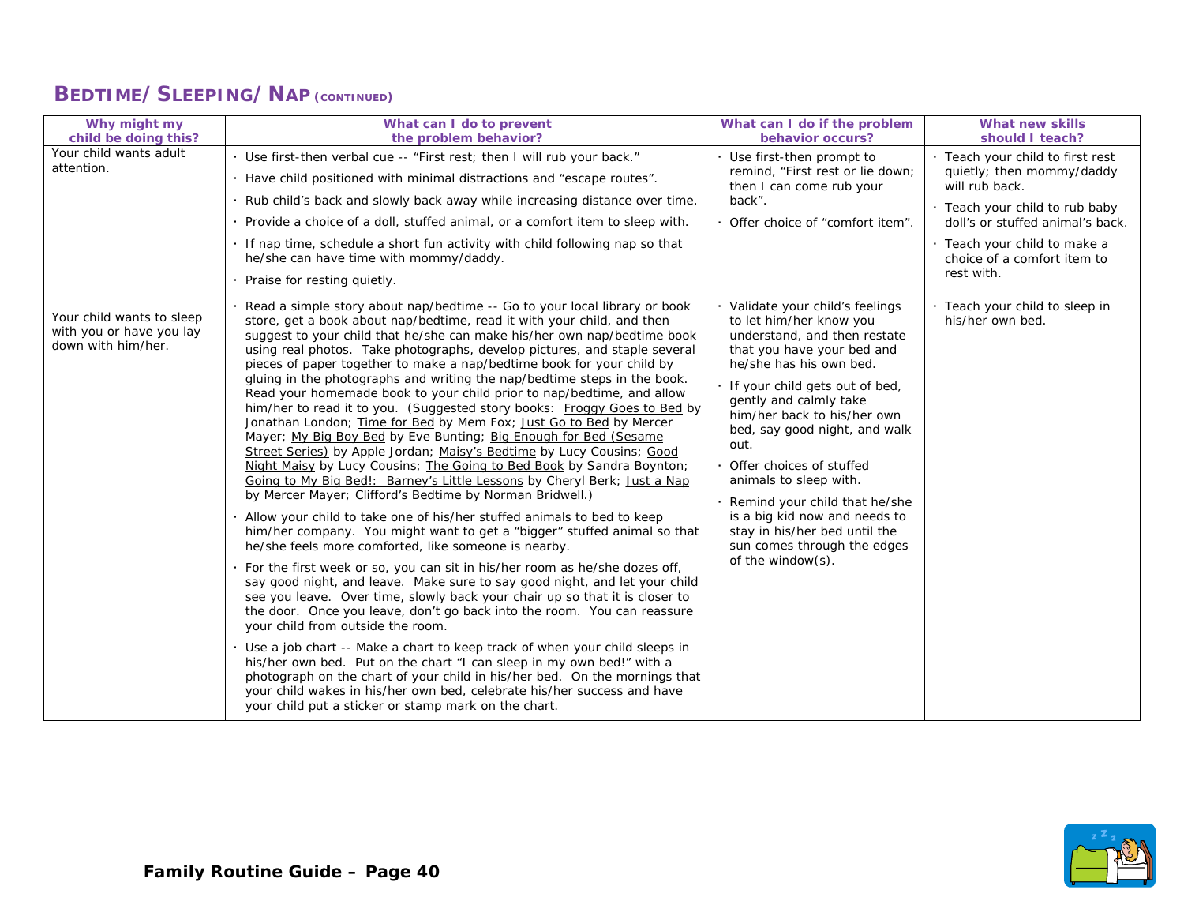## BEDTIME/ SLEEPING/ NAP (CONTINUED)

| Why might my child be doing this? | What can I do to prevent the problem behavior? | What can I do if the problem behavior occurs? | What new skills should I teach? |
|---|---|---|---|
| Your child wants adult attention. | · Use first-then verbal cue -- "First rest; then I will rub your back."<br>· Have child positioned with minimal distractions and "escape routes".<br>· Rub child's back and slowly back away while increasing distance over time.<br>· Provide a choice of a doll, stuffed animal, or a comfort item to sleep with.<br>· If nap time, schedule a short fun activity with child following nap so that he/she can have time with mommy/daddy.<br>· Praise for resting quietly. | · Use first-then prompt to remind, "First rest or lie down; then I can come rub your back".<br>· Offer choice of "comfort item". | · Teach your child to first rest quietly; then mommy/daddy will rub back.<br>· Teach your child to rub baby doll's or stuffed animal's back.<br>· Teach your child to make a choice of a comfort item to rest with. |
| Your child wants to sleep with you or have you lay down with him/her. | · Read a simple story about nap/bedtime -- Go to your local library or book store, get a book about nap/bedtime, read it with your child, and then suggest to your child that he/she can make his/her own nap/bedtime book using real photos. Take photographs, develop pictures, and staple several pieces of paper together to make a nap/bedtime book for your child by gluing in the photographs and writing the nap/bedtime steps in the book. Read your homemade book to your child prior to nap/bedtime, and allow him/her to read it to you. (Suggested story books: Froggy Goes to Bed by Jonathan London; Time for Bed by Mem Fox; Just Go to Bed by Mercer Mayer; My Big Boy Bed by Eve Bunting; Big Enough for Bed (Sesame Street Series) by Apple Jordan; Maisy's Bedtime by Lucy Cousins; Good Night Maisy by Lucy Cousins; The Going to Bed Book by Sandra Boynton; Going to My Big Bed!: Barney's Little Lessons by Cheryl Berk; Just a Nap by Mercer Mayer; Clifford's Bedtime by Norman Bridwell.)<br>· Allow your child to take one of his/her stuffed animals to bed to keep him/her company. You might want to get a "bigger" stuffed animal so that he/she feels more comforted, like someone is nearby.<br>· For the first week or so, you can sit in his/her room as he/she dozes off, say good night, and leave. Make sure to say good night, and let your child see you leave. Over time, slowly back your chair up so that it is closer to the door. Once you leave, don't go back into the room. You can reassure your child from outside the room.<br>· Use a job chart -- Make a chart to keep track of when your child sleeps in his/her own bed. Put on the chart "I can sleep in my own bed!" with a photograph on the chart of your child in his/her bed. On the mornings that your child wakes in his/her own bed, celebrate his/her success and have your child put a sticker or stamp mark on the chart. | · Validate your child's feelings to let him/her know you understand, and then restate that you have your bed and he/she has his own bed.<br>· If your child gets out of bed, gently and calmly take him/her back to his/her own bed, say good night, and walk out.<br>· Offer choices of stuffed animals to sleep with.<br>· Remind your child that he/she is a big kid now and needs to stay in his/her bed until the sun comes through the edges of the window(s). | · Teach your child to sleep in his/her own bed. |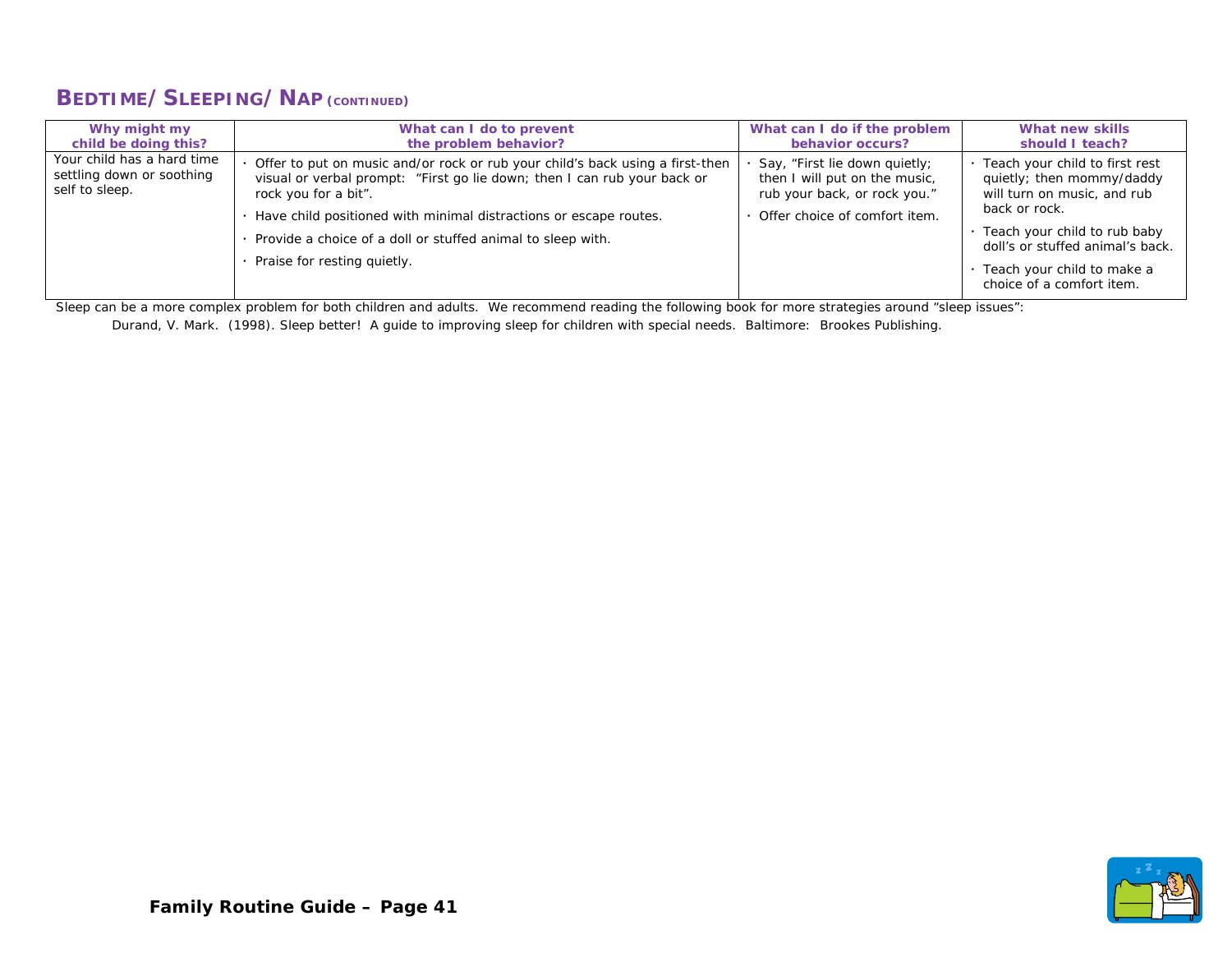## BEDTIME/SLEEPING/NAP (CONTINUED)

| Why might my child be doing this? | What can I do to prevent the problem behavior? | What can I do if the problem behavior occurs? | What new skills should I teach? |
|---|---|---|---|
| Your child has a hard time settling down or soothing self to sleep. | · Offer to put on music and/or rock or rub your child's back using a first-then visual or verbal prompt: "First go lie down; then I can rub your back or rock you for a bit".<br>· Have child positioned with minimal distractions or escape routes.<br>· Provide a choice of a doll or stuffed animal to sleep with.<br>· Praise for resting quietly. | · Say, "First lie down quietly; then I will put on the music, rub your back, or rock you."<br>· Offer choice of comfort item. | · Teach your child to first rest quietly; then mommy/daddy will turn on music, and rub back or rock.<br>· Teach your child to rub baby doll's or stuffed animal's back.<br>· Teach your child to make a choice of a comfort item. |

Sleep can be a more complex problem for both children and adults. We recommend reading the following book for more strategies around "sleep issues":

Durand, V. Mark. (1998). Sleep better! A guide to improving sleep for children with special needs. Baltimore: Brookes Publishing.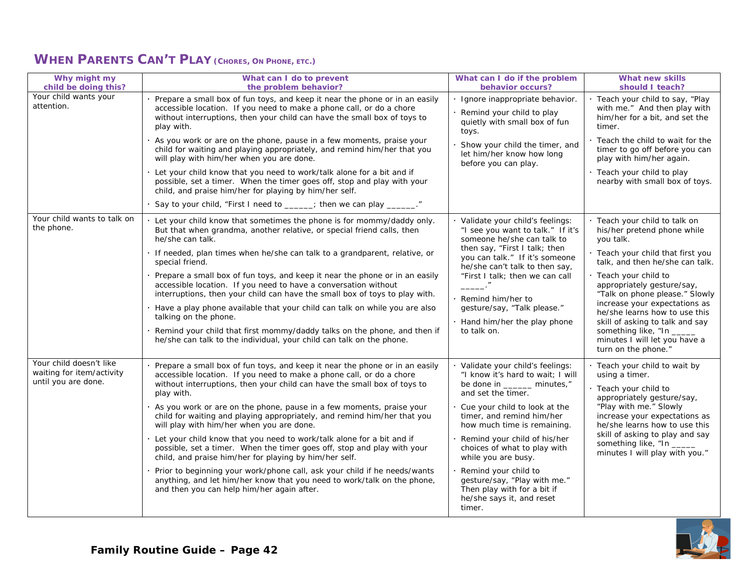## WHEN PARENTS CAN'T PLAY (CHORES, ON PHONE, ETC.)

| Why might my child be doing this? | What can I do to prevent the problem behavior? | What can I do if the problem behavior occurs? | What new skills should I teach? |
|---|---|---|---|
| Your child wants your attention. | · Prepare a small box of fun toys, and keep it near the phone or in an easily accessible location. If you need to make a phone call, or do a chore without interruptions, then your child can have the small box of toys to play with.<br>· As you work or are on the phone, pause in a few moments, praise your child for waiting and playing appropriately, and remind him/her that you will play with him/her when you are done.<br>· Let your child know that you need to work/talk alone for a bit and if possible, set a timer. When the timer goes off, stop and play with your child, and praise him/her for playing by him/her self.<br>· Say to your child, "First I need to ______; then we can play ______." | · Ignore inappropriate behavior.<br>· Remind your child to play quietly with small box of fun toys.<br>· Show your child the timer, and let him/her know how long before you can play. | · Teach your child to say, "Play with me." And then play with him/her for a bit, and set the timer.<br>· Teach the child to wait for the timer to go off before you can play with him/her again.<br>· Teach your child to play nearby with small box of toys. |
| Your child wants to talk on the phone. | · Let your child know that sometimes the phone is for mommy/daddy only. But that when grandma, another relative, or special friend calls, then he/she can talk.<br>· If needed, plan times when he/she can talk to a grandparent, relative, or special friend.<br>· Prepare a small box of fun toys, and keep it near the phone or in an easily accessible location. If you need to have a conversation without interruptions, then your child can have the small box of toys to play with.<br>· Have a play phone available that your child can talk on while you are also talking on the phone.<br>· Remind your child that first mommy/daddy talks on the phone, and then if he/she can talk to the individual, your child can talk on the phone. | · Validate your child's feelings: "I see you want to talk." If it's someone he/she can talk to then say, "First I talk; then you can talk." If it's someone he/she can't talk to then say, "First I talk; then we can call _____."<br>· Remind him/her to gesture/say, "Talk please."<br>· Hand him/her the play phone to talk on. | · Teach your child to talk on his/her pretend phone while you talk.<br>· Teach your child that first you talk, and then he/she can talk.<br>· Teach your child to appropriately gesture/say, "Talk on phone please." Slowly increase your expectations as he/she learns how to use this skill of asking to talk and say something like, "In _____ minutes I will let you have a turn on the phone." |
| Your child doesn't like waiting for item/activity until you are done. | · Prepare a small box of fun toys, and keep it near the phone or in an easily accessible location. If you need to make a phone call, or do a chore without interruptions, then your child can have the small box of toys to play with.<br>· As you work or are on the phone, pause in a few moments, praise your child for waiting and playing appropriately, and remind him/her that you will play with him/her when you are done.<br>· Let your child know that you need to work/talk alone for a bit and if possible, set a timer. When the timer goes off, stop and play with your child, and praise him/her for playing by him/her self.<br>· Prior to beginning your work/phone call, ask your child if he needs/wants anything, and let him/her know that you need to work/talk on the phone, and then you can help him/her again after. | · Validate your child's feelings: "I know it's hard to wait; I will be done in ______ minutes," and set the timer.<br>· Cue your child to look at the timer, and remind him/her how much time is remaining.<br>· Remind your child of his/her choices of what to play with while you are busy.<br>· Remind your child to gesture/say, "Play with me." Then play with for a bit if he/she says it, and reset timer. | · Teach your child to wait by using a timer.<br>· Teach your child to appropriately gesture/say, "Play with me." Slowly increase your expectations as he/she learns how to use this skill of asking to play and say something like, "In _____ minutes I will play with you." |

**Family Routine Guide – Page 42**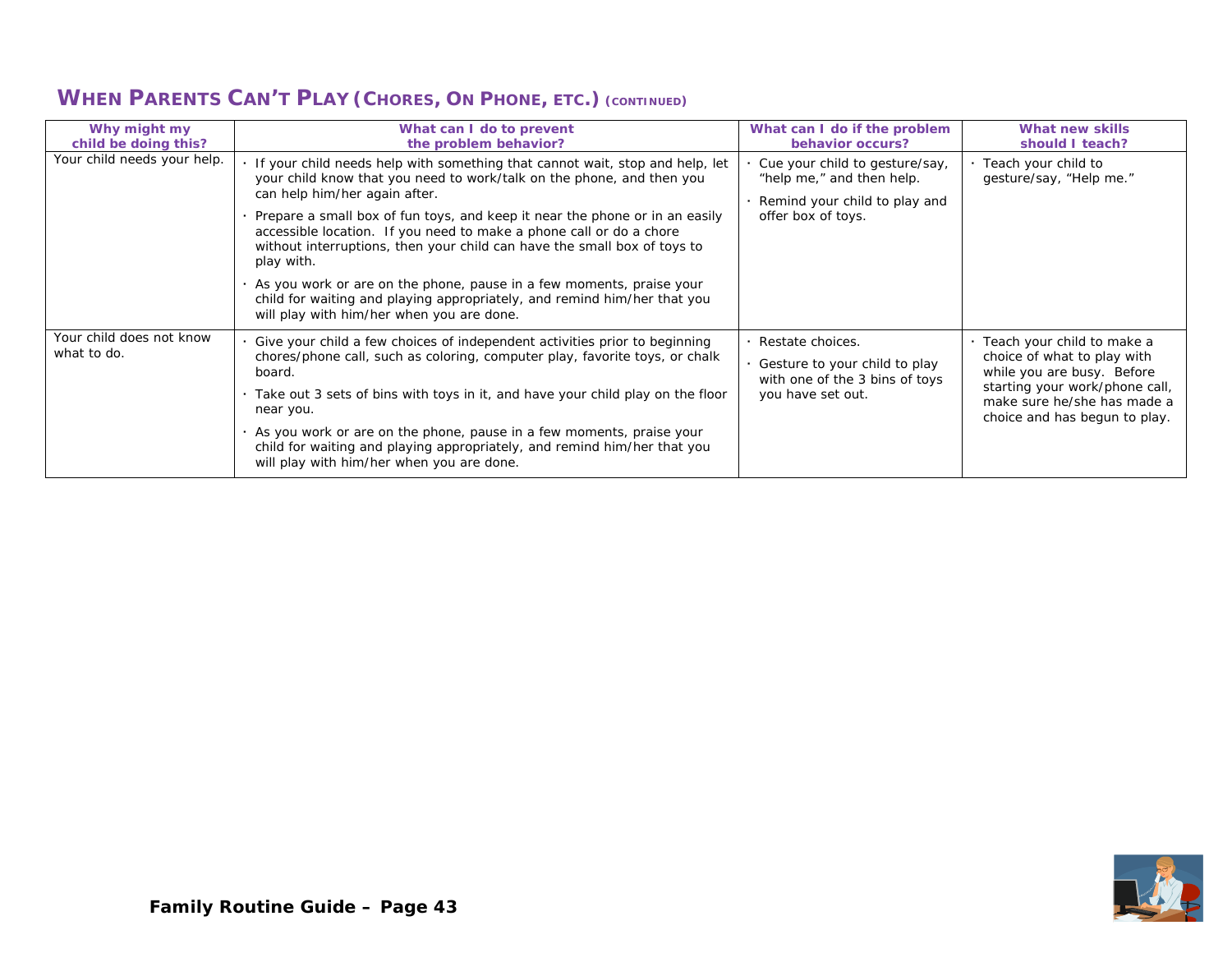## When Parents Can't Play (Chores, On Phone, etc.) (continued)

| Why might my child be doing this? | What can I do to prevent the problem behavior? | What can I do if the problem behavior occurs? | What new skills should I teach? |
|---|---|---|---|
| Your child needs your help. | · If your child needs help with something that cannot wait, stop and help, let your child know that you need to work/talk on the phone, and then you can help him/her again after.<br>· Prepare a small box of fun toys, and keep it near the phone or in an easily accessible location. If you need to make a phone call or do a chore without interruptions, then your child can have the small box of toys to play with.<br>· As you work or are on the phone, pause in a few moments, praise your child for waiting and playing appropriately, and remind him/her that you will play with him/her when you are done. | · Cue your child to gesture/say, "help me," and then help.<br>· Remind your child to play and offer box of toys. | · Teach your child to gesture/say, "Help me." |
| Your child does not know what to do. | · Give your child a few choices of independent activities prior to beginning chores/phone call, such as coloring, computer play, favorite toys, or chalk board.<br>· Take out 3 sets of bins with toys in it, and have your child play on the floor near you.<br>· As you work or are on the phone, pause in a few moments, praise your child for waiting and playing appropriately, and remind him/her that you will play with him/her when you are done. | · Restate choices.<br>· Gesture to your child to play with one of the 3 bins of toys you have set out. | · Teach your child to make a choice of what to play with while you are busy. Before starting your work/phone call, make sure he/she has made a choice and has begun to play. |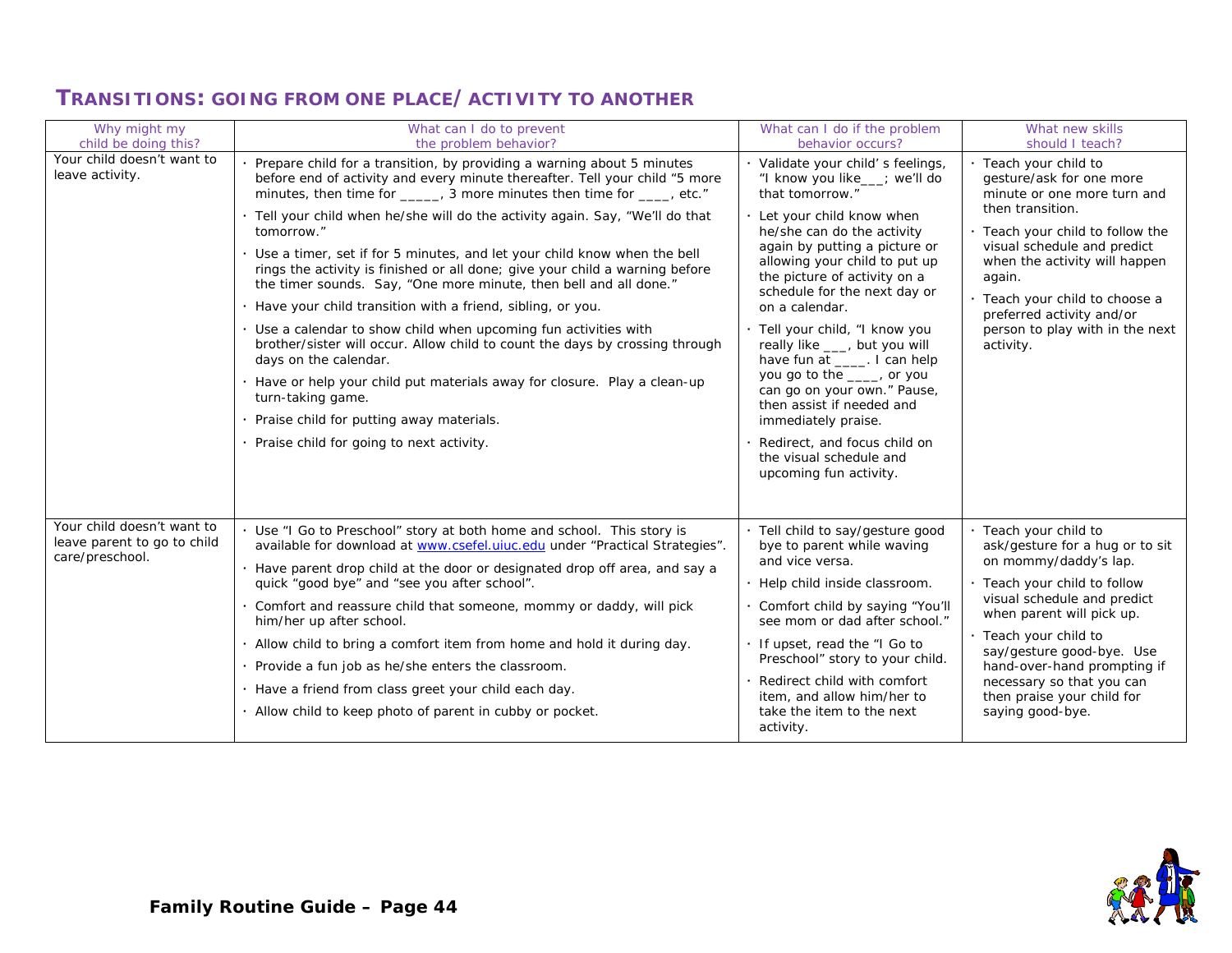## TRANSITIONS: GOING FROM ONE PLACE/ ACTIVITY TO ANOTHER

| Why might my child be doing this? | What can I do to prevent the problem behavior? | What can I do if the problem behavior occurs? | What new skills should I teach? |
|---|---|---|---|
| Your child doesn't want to leave activity. | · Prepare child for a transition, by providing a warning about 5 minutes before end of activity and every minute thereafter. Tell your child "5 more minutes, then time for _____, 3 more minutes then time for ____, etc."<br>· Tell your child when he/she will do the activity again. Say, "We'll do that tomorrow."<br>· Use a timer, set if for 5 minutes, and let your child know when the bell rings the activity is finished or all done; give your child a warning before the timer sounds. Say, "One more minute, then bell and all done."<br>· Have your child transition with a friend, sibling, or you.<br>· Use a calendar to show child when upcoming fun activities with brother/sister will occur. Allow child to count the days by crossing through days on the calendar.<br>· Have or help your child put materials away for closure. Play a clean-up turn-taking game.<br>· Praise child for putting away materials.<br>· Praise child for going to next activity. | · Validate your child' s feelings, "I know you like___; we'll do that tomorrow."<br>· Let your child know when he/she can do the activity again by putting a picture or allowing your child to put up the picture of activity on a schedule for the next day or on a calendar.<br>· Tell your child, "I know you really like ___, but you will have fun at ____. I can help you go to the ____, or you can go on your own." Pause, then assist if needed and immediately praise.<br>· Redirect, and focus child on the visual schedule and upcoming fun activity. | · Teach your child to gesture/ask for one more minute or one more turn and then transition.<br>· Teach your child to follow the visual schedule and predict when the activity will happen again.<br>· Teach your child to choose a preferred activity and/or person to play with in the next activity. |
| Your child doesn't want to leave parent to go to child care/preschool. | · Use "I Go to Preschool" story at both home and school. This story is available for download at www.csefel.uiuc.edu under "Practical Strategies".<br>· Have parent drop child at the door or designated drop off area, and say a quick "good bye" and "see you after school".<br>· Comfort and reassure child that someone, mommy or daddy, will pick him/her up after school.<br>· Allow child to bring a comfort item from home and hold it during day.<br>· Provide a fun job as he/she enters the classroom.<br>· Have a friend from class greet your child each day.<br>· Allow child to keep photo of parent in cubby or pocket. | · Tell child to say/gesture good bye to parent while waving and vice versa.<br>· Help child inside classroom.<br>· Comfort child by saying "You'll see mom or dad after school."<br>· If upset, read the "I Go to Preschool" story to your child.<br>· Redirect child with comfort item, and allow him/her to take the item to the next activity. | · Teach your child to ask/gesture for a hug or to sit on mommy/daddy's lap.<br>· Teach your child to follow visual schedule and predict when parent will pick up.<br>· Teach your child to say/gesture good-bye. Use hand-over-hand prompting if necessary so that you can then praise your child for saying good-bye. |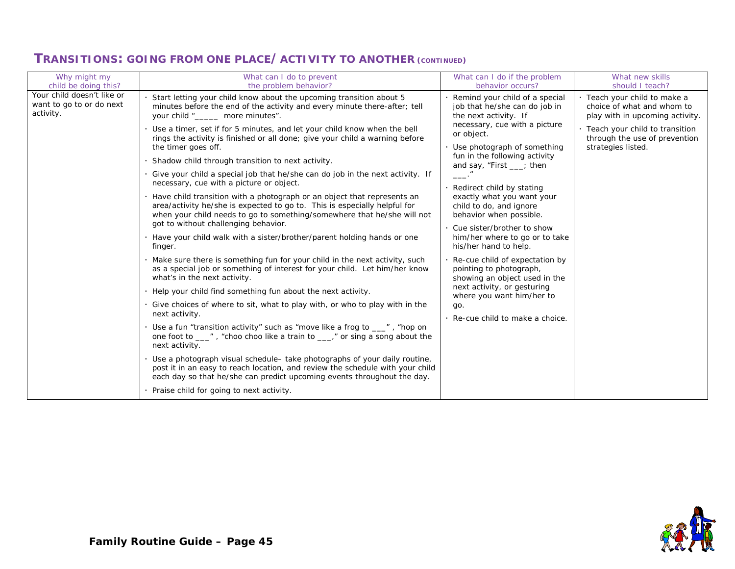## TRANSITIONS: GOING FROM ONE PLACE/ ACTIVITY TO ANOTHER (CONTINUED)

| Why might my child be doing this? | What can I do to prevent the problem behavior? | What can I do if the problem behavior occurs? | What new skills should I teach? |
|---|---|---|---|
| Your child doesn't like or want to go to or do next activity. | · Start letting your child know about the upcoming transition about 5 minutes before the end of the activity and every minute there-after; tell your child "_____ more minutes".<br>· Use a timer, set if for 5 minutes, and let your child know when the bell rings the activity is finished or all done; give your child a warning before the timer goes off.<br>· Shadow child through transition to next activity.<br>· Give your child a special job that he/she can do job in the next activity. If necessary, cue with a picture or object.<br>· Have child transition with a photograph or an object that represents an area/activity he/she is expected to go to. This is especially helpful for when your child needs to go to something/somewhere that he/she will not got to without challenging behavior.<br>· Have your child walk with a sister/brother/parent holding hands or one finger.<br>· Make sure there is something fun for your child in the next activity, such as a special job or something of interest for your child. Let him/her know what's in the next activity.<br>· Help your child find something fun about the next activity.<br>· Give choices of where to sit, what to play with, or who to play with in the next activity.<br>· Use a fun "transition activity" such as "move like a frog to ___" , "hop on one foot to ___" , "choo choo like a train to ___," or sing a song about the next activity.<br>· Use a photograph visual schedule– take photographs of your daily routine, post it in an easy to reach location, and review the schedule with your child each day so that he/she can predict upcoming events throughout the day.<br>· Praise child for going to next activity. | · Remind your child of a special job that he/she can do job in the next activity. If necessary, cue with a picture or object.<br>· Use photograph of something fun in the following activity and say, "First ___; then ___."<br>· Redirect child by stating exactly what you want your child to do, and ignore behavior when possible.<br>· Cue sister/brother to show him/her where to go or to take his/her hand to help.<br>· Re-cue child of expectation by pointing to photograph, showing an object used in the next activity, or gesturing where you want him/her to go.<br>· Re-cue child to make a choice. | · Teach your child to make a choice of what and whom to play with in upcoming activity.<br>· Teach your child to transition through the use of prevention strategies listed. |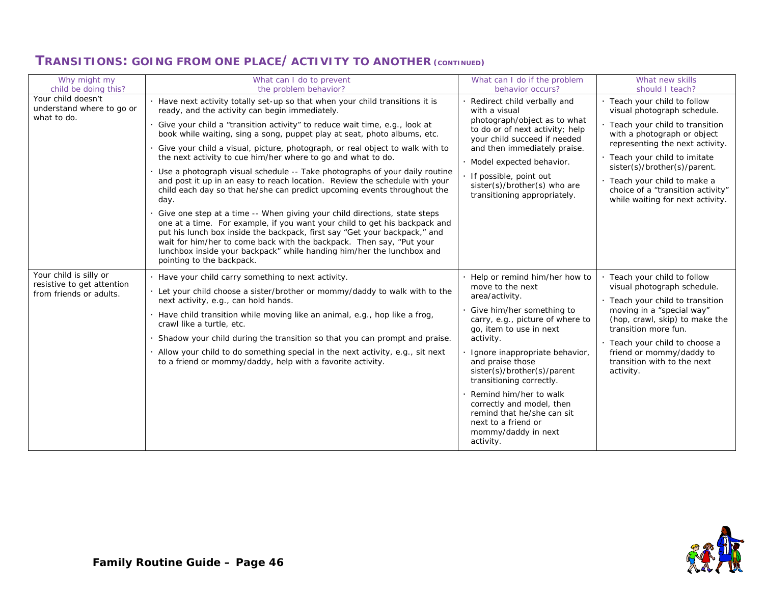## TRANSITIONS: GOING FROM ONE PLACE/ ACTIVITY TO ANOTHER (CONTINUED)

| Why might my child be doing this? | What can I do to prevent the problem behavior? | What can I do if the problem behavior occurs? | What new skills should I teach? |
|---|---|---|---|
| Your child doesn't understand where to go or what to do. | · Have next activity totally set-up so that when your child transitions it is ready, and the activity can begin immediately.<br>· Give your child a "transition activity" to reduce wait time, e.g., look at book while waiting, sing a song, puppet play at seat, photo albums, etc.<br>· Give your child a visual, picture, photograph, or real object to walk with to the next activity to cue him/her where to go and what to do.<br>· Use a photograph visual schedule -- Take photographs of your daily routine and post it up in an easy to reach location. Review the schedule with your child each day so that he/she can predict upcoming events throughout the day.<br>· Give one step at a time -- When giving your child directions, state steps one at a time. For example, if you want your child to get his backpack and put his lunch box inside the backpack, first say "Get your backpack," and wait for him/her to come back with the backpack. Then say, "Put your lunchbox inside your backpack" while handing him/her the lunchbox and pointing to the backpack. | · Redirect child verbally and with a visual photograph/object as to what to do or of next activity; help your child succeed if needed and then immediately praise.<br>· Model expected behavior.<br>· If possible, point out sister(s)/brother(s) who are transitioning appropriately. | · Teach your child to follow visual photograph schedule.<br>· Teach your child to transition with a photograph or object representing the next activity.<br>· Teach your child to imitate sister(s)/brother(s)/parent.<br>· Teach your child to make a choice of a "transition activity" while waiting for next activity. |
| Your child is silly or resistive to get attention from friends or adults. | · Have your child carry something to next activity.<br>· Let your child choose a sister/brother or mommy/daddy to walk with to the next activity, e.g., can hold hands.<br>· Have child transition while moving like an animal, e.g., hop like a frog, crawl like a turtle, etc.<br>· Shadow your child during the transition so that you can prompt and praise.<br>· Allow your child to do something special in the next activity, e.g., sit next to a friend or mommy/daddy, help with a favorite activity. | · Help or remind him/her how to move to the next area/activity.<br>· Give him/her something to carry, e.g., picture of where to go, item to use in next activity.<br>· Ignore inappropriate behavior, and praise those sister(s)/brother(s)/parent transitioning correctly.<br>· Remind him/her to walk correctly and model, then remind that he/she can sit next to a friend or mommy/daddy in next activity. | · Teach your child to follow visual photograph schedule.<br>· Teach your child to transition moving in a "special way" (hop, crawl, skip) to make the transition more fun.<br>· Teach your child to choose a friend or mommy/daddy to transition with to the next activity. |